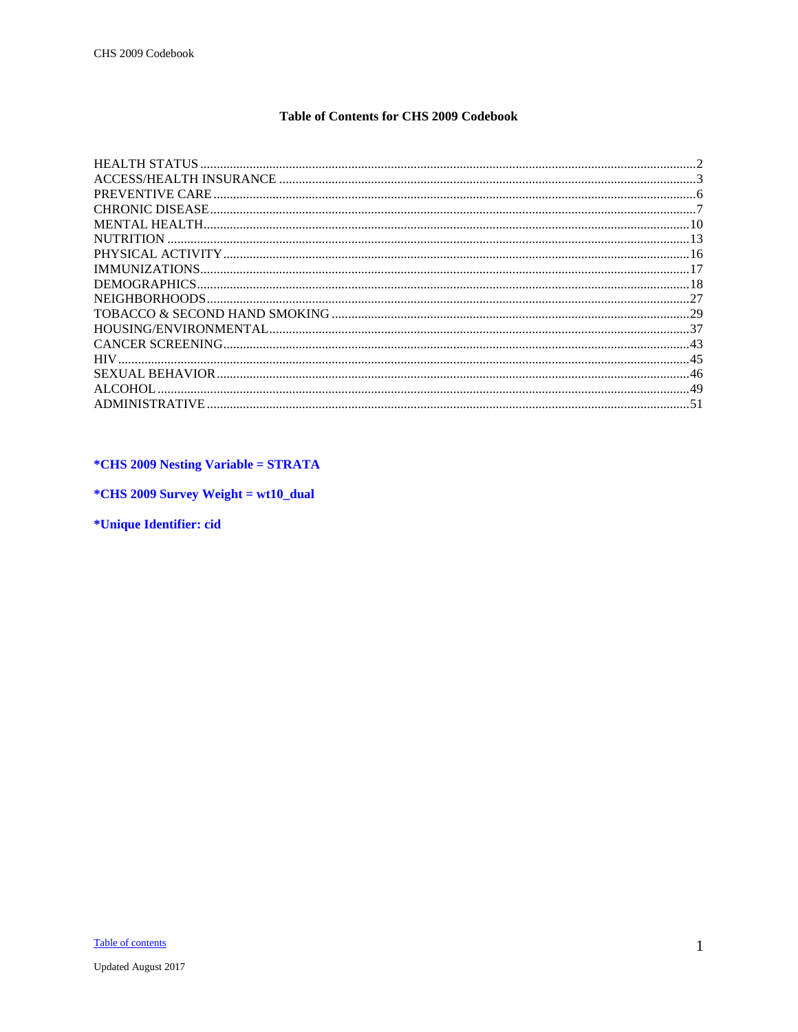# Table of Contents for CHS 2009 Codebook

HEALTH STATUS ..... 2
ACCESS/HEALTH INSURANCE ..... 3
PREVENTIVE CARE ..... 6
CHRONIC DISEASE ..... 7
MENTAL HEALTH ..... 10
NUTRITION ..... 13
PHYSICAL ACTIVITY ..... 16
IMMUNIZATIONS ..... 17
DEMOGRAPHICS ..... 18
NEIGHBORHOODS ..... 27
TOBACCO & SECOND HAND SMOKING ..... 29
HOUSING/ENVIRONMENTAL ..... 37
CANCER SCREENING ..... 43
HIV ..... 45
SEXUAL BEHAVIOR ..... 46
ALCOHOL ..... 49
ADMINISTRATIVE ..... 51

**\*CHS 2009 Nesting Variable = STRATA**

**\*CHS 2009 Survey Weight = wt10_dual**

**\*Unique Identifier: cid**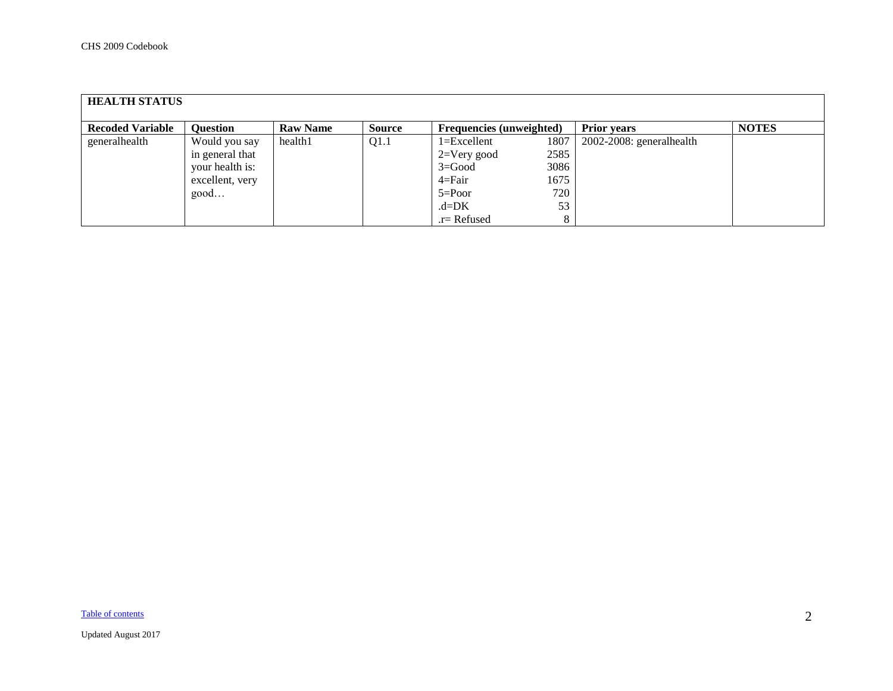**HEALTH STATUS**

| Recoded Variable | Question | Raw Name | Source | Frequencies (unweighted) | | Prior years | NOTES |
|---|---|---|---|---|---|---|---|
| generalhealth | Would you say in general that your health is: excellent, very good… | health1 | Q1.1 | 1=Excellent<br>2=Very good<br>3=Good<br>4=Fair<br>5=Poor<br>.d=DK<br>.r= Refused | 1807<br>2585<br>3086<br>1675<br>720<br>53<br>8 | 2002-2008: generalhealth | |

Table of contents

Updated August 2017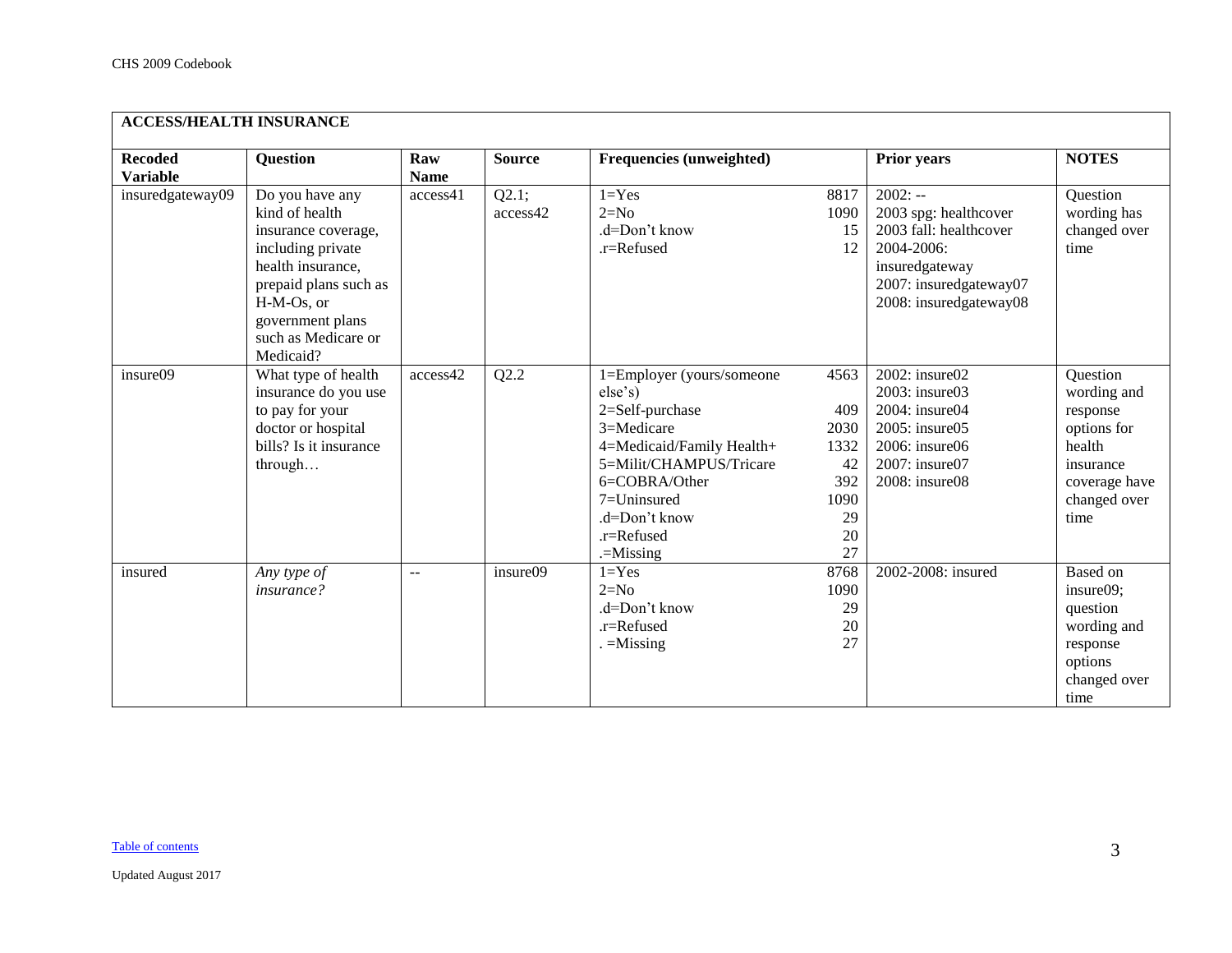| **ACCESS/HEALTH INSURANCE** | | | | | | | |
|---|---|---|---|---|---|---|---|
| **Recoded Variable** | **Question** | **Raw Name** | **Source** | **Frequencies (unweighted)** | | **Prior years** | **NOTES** |
| insuredgateway09 | Do you have any kind of health insurance coverage, including private health insurance, prepaid plans such as H-M-Os, or government plans such as Medicare or Medicaid? | access41 | Q2.1; access42 | 1=Yes<br>2=No<br>.d=Don't know<br>.r=Refused | 8817<br>1090<br>15<br>12 | 2002: --<br>2003 spg: healthcover<br>2003 fall: healthcover<br>2004-2006: insuredgateway<br>2007: insuredgateway07<br>2008: insuredgateway08 | Question wording has changed over time |
| insure09 | What type of health insurance do you use to pay for your doctor or hospital bills? Is it insurance through… | access42 | Q2.2 | 1=Employer (yours/someone else's)<br>2=Self-purchase<br>3=Medicare<br>4=Medicaid/Family Health+<br>5=Milit/CHAMPUS/Tricare<br>6=COBRA/Other<br>7=Uninsured<br>.d=Don't know<br>.r=Refused<br>.=Missing | 4563<br>409<br>2030<br>1332<br>42<br>392<br>1090<br>29<br>20<br>27 | 2002: insure02<br>2003: insure03<br>2004: insure04<br>2005: insure05<br>2006: insure06<br>2007: insure07<br>2008: insure08 | Question wording and response options for health insurance coverage have changed over time |
| insured | *Any type of insurance?* | -- | insure09 | 1=Yes<br>2=No<br>.d=Don't know<br>.r=Refused<br>. =Missing | 8768<br>1090<br>29<br>20<br>27 | 2002-2008: insured | Based on insure09; question wording and response options changed over time |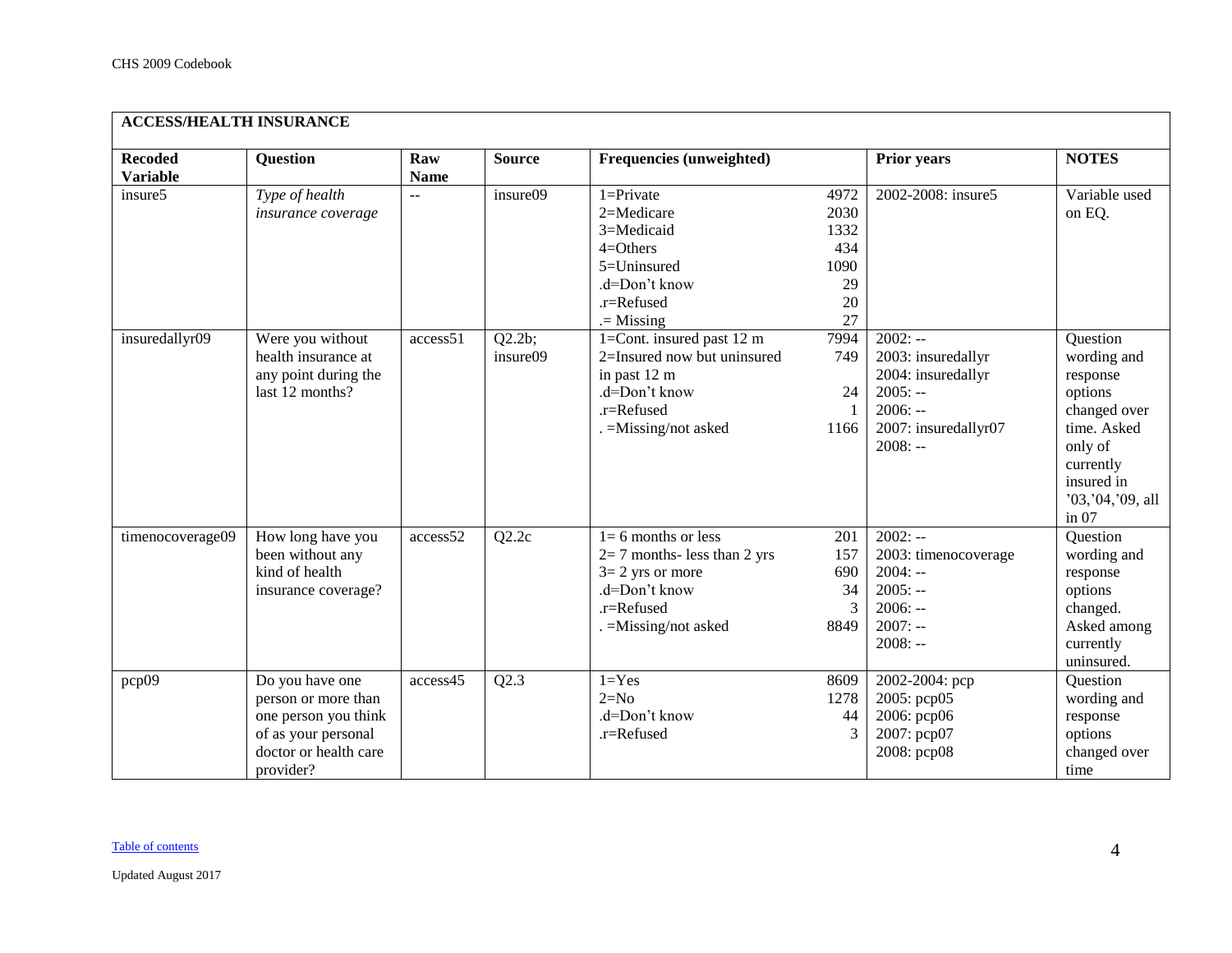## ACCESS/HEALTH INSURANCE

| Recoded Variable | Question | Raw Name | Source | Frequencies (unweighted) | | Prior years | NOTES |
|---|---|---|---|---|---|---|---|
| insure5 | *Type of health insurance coverage* | -- | insure09 | 1=Private<br>2=Medicare<br>3=Medicaid<br>4=Others<br>5=Uninsured<br>.d=Don't know<br>.r=Refused<br>.= Missing | 4972<br>2030<br>1332<br>434<br>1090<br>29<br>20<br>27 | 2002-2008: insure5 | Variable used on EQ. |
| insuredallyr09 | Were you without health insurance at any point during the last 12 months? | access51 | Q2.2b; insure09 | 1=Cont. insured past 12 m<br>2=Insured now but uninsured in past 12 m<br>.d=Don't know<br>.r=Refused<br>. =Missing/not asked | 7994<br>749<br><br>24<br>1<br>1166 | 2002: --<br>2003: insuredallyr<br>2004: insuredallyr<br>2005: --<br>2006: --<br>2007: insuredallyr07<br>2008: -- | Question wording and response options changed over time. Asked only of currently insured in '03,'04,'09, all in 07 |
| timenocoverage09 | How long have you been without any kind of health insurance coverage? | access52 | Q2.2c | 1= 6 months or less<br>2= 7 months- less than 2 yrs<br>3= 2 yrs or more<br>.d=Don't know<br>.r=Refused<br>. =Missing/not asked | 201<br>157<br>690<br>34<br>3<br>8849 | 2002: --<br>2003: timenocoverage<br>2004: --<br>2005: --<br>2006: --<br>2007: --<br>2008: -- | Question wording and response options changed. Asked among currently uninsured. |
| pcp09 | Do you have one person or more than one person you think of as your personal doctor or health care provider? | access45 | Q2.3 | 1=Yes<br>2=No<br>.d=Don't know<br>.r=Refused | 8609<br>1278<br>44<br>3 | 2002-2004: pcp<br>2005: pcp05<br>2006: pcp06<br>2007: pcp07<br>2008: pcp08 | Question wording and response options changed over time |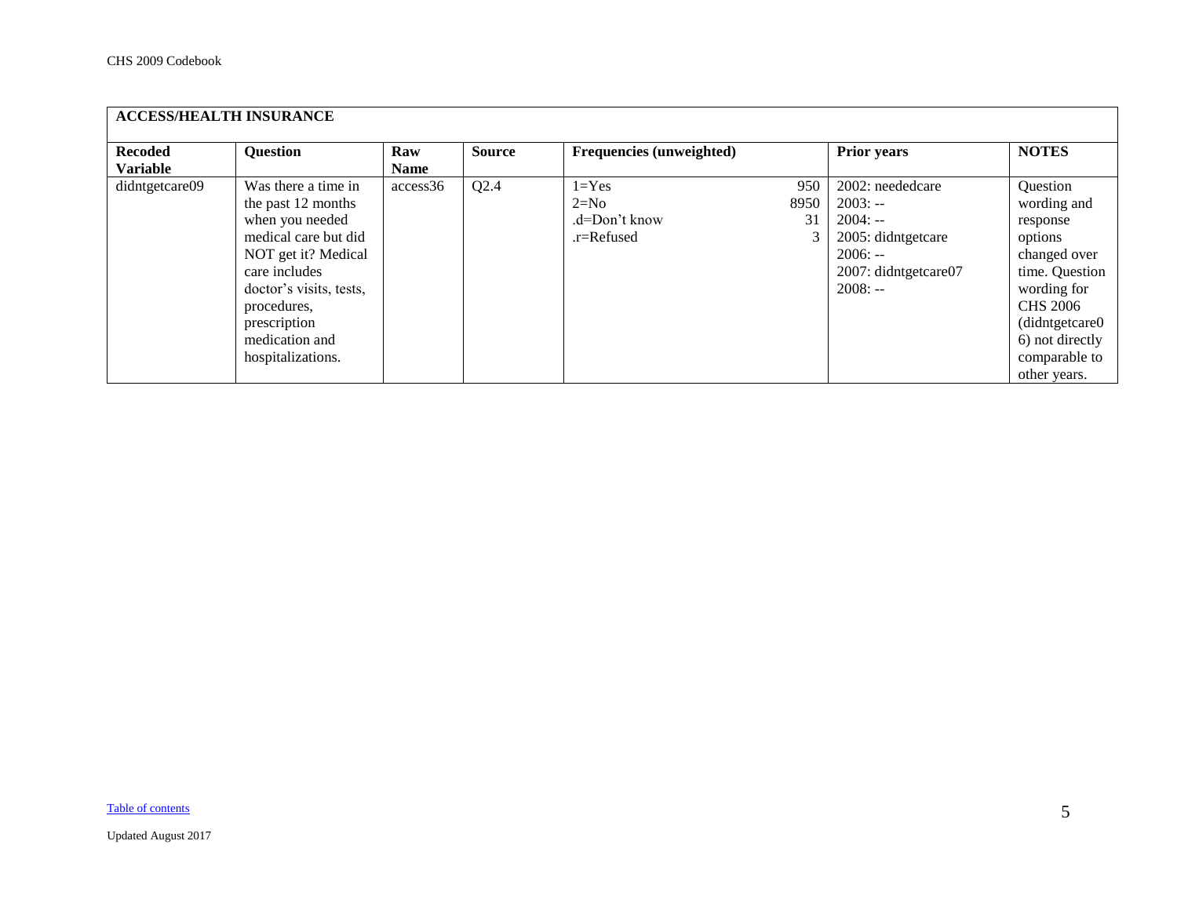| ACCESS/HEALTH INSURANCE | | | | | | |
|---|---|---|---|---|---|---|
| **Recoded Variable** | **Question** | **Raw Name** | **Source** | **Frequencies (unweighted)** | **Prior years** | **NOTES** |
| didntgetcare09 | Was there a time in the past 12 months when you needed medical care but did NOT get it? Medical care includes doctor's visits, tests, procedures, prescription medication and hospitalizations. | access36 | Q2.4 | 1=Yes 950<br>2=No 8950<br>.d=Don't know 31<br>.r=Refused 3 | 2002: neededcare<br>2003: --<br>2004: --<br>2005: didntgetcare<br>2006: --<br>2007: didntgetcare07<br>2008: -- | Question wording and response options changed over time. Question wording for CHS 2006 (didntgetcare06) not directly comparable to other years. |

Table of contents

Updated August 2017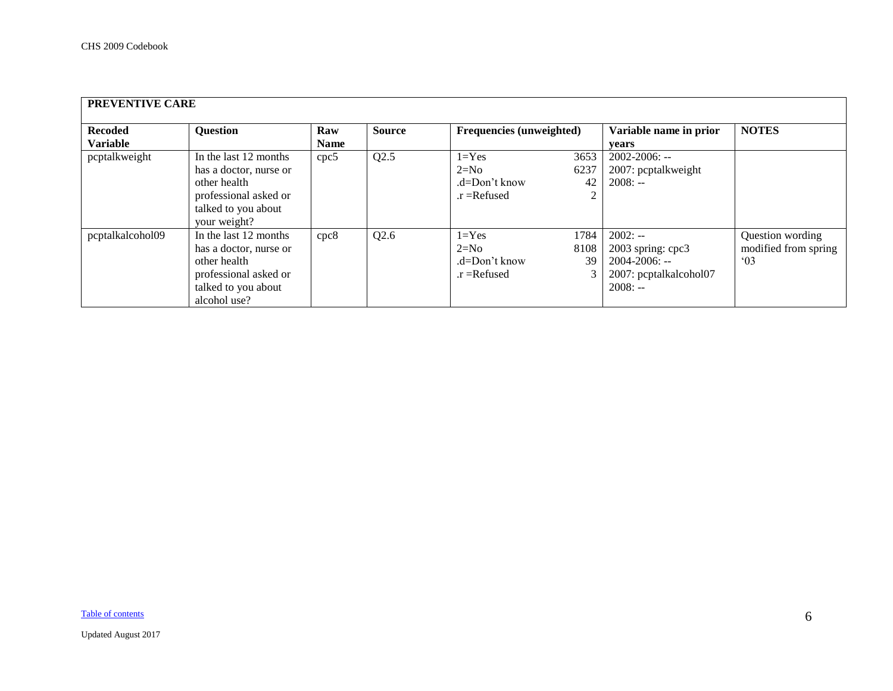| PREVENTIVE CARE | | | | | | |
|---|---|---|---|---|---|---|
| **Recoded Variable** | **Question** | **Raw Name** | **Source** | **Frequencies (unweighted)** | **Variable name in prior years** | **NOTES** |
| pcptalkweight | In the last 12 months has a doctor, nurse or other health professional asked or talked to you about your weight? | cpc5 | Q2.5 | 1=Yes 3653<br>2=No 6237<br>.d=Don't know 42<br>.r =Refused 2 | 2002-2006: --<br>2007: pcptalkweight<br>2008: -- | |
| pcptalkalcohol09 | In the last 12 months has a doctor, nurse or other health professional asked or talked to you about alcohol use? | cpc8 | Q2.6 | 1=Yes 1784<br>2=No 8108<br>.d=Don't know 39<br>.r =Refused 3 | 2002: --<br>2003 spring: cpc3<br>2004-2006: --<br>2007: pcptalkalcohol07<br>2008: -- | Question wording modified from spring '03 |

Table of contents

Updated August 2017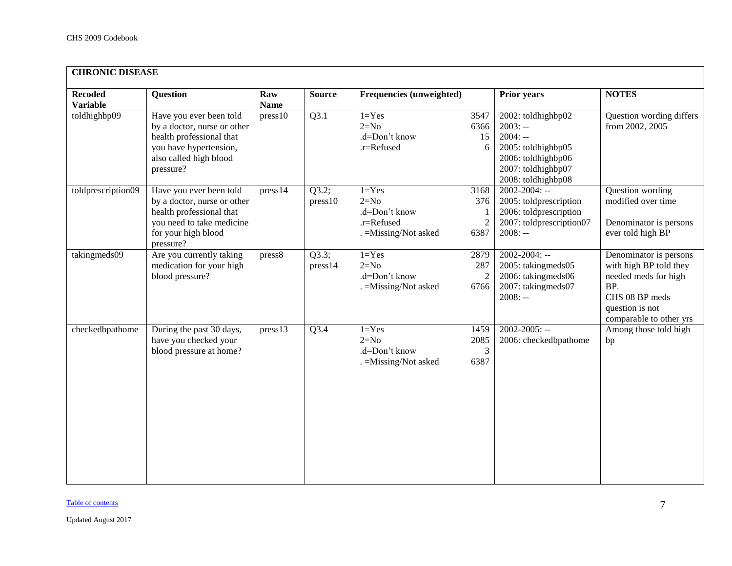**CHRONIC DISEASE**

| Recoded Variable | Question | Raw Name | Source | Frequencies (unweighted) | | Prior years | NOTES |
|---|---|---|---|---|---|---|---|
| toldhighbp09 | Have you ever been told by a doctor, nurse or other health professional that you have hypertension, also called high blood pressure? | press10 | Q3.1 | 1=Yes<br>2=No<br>.d=Don't know<br>.r=Refused | 3547<br>6366<br>15<br>6 | 2002: toldhighbp02<br>2003: --<br>2004: --<br>2005: toldhighbp05<br>2006: toldhighbp06<br>2007: toldhighbp07<br>2008: toldhighbp08 | Question wording differs from 2002, 2005 |
| toldprescription09 | Have you ever been told by a doctor, nurse or other health professional that you need to take medicine for your high blood pressure? | press14 | Q3.2; press10 | 1=Yes<br>2=No<br>.d=Don't know<br>.r=Refused<br>. =Missing/Not asked | 3168<br>376<br>1<br>2<br>6387 | 2002-2004: --<br>2005: toldprescription<br>2006: toldprescription<br>2007: toldprescription07<br>2008: -- | Question wording modified over time<br><br>Denominator is persons ever told high BP |
| takingmeds09 | Are you currently taking medication for your high blood pressure? | press8 | Q3.3; press14 | 1=Yes<br>2=No<br>.d=Don't know<br>. =Missing/Not asked | 2879<br>287<br>2<br>6766 | 2002-2004: --<br>2005: takingmeds05<br>2006: takingmeds06<br>2007: takingmeds07<br>2008: -- | Denominator is persons with high BP told they needed meds for high BP.<br>CHS 08 BP meds question is not comparable to other yrs |
| checkedbpathome | During the past 30 days, have you checked your blood pressure at home? | press13 | Q3.4 | 1=Yes<br>2=No<br>.d=Don't know<br>. =Missing/Not asked | 1459<br>2085<br>3<br>6387 | 2002-2005: --<br>2006: checkedbpathome | Among those told high bp |

Updated August 2017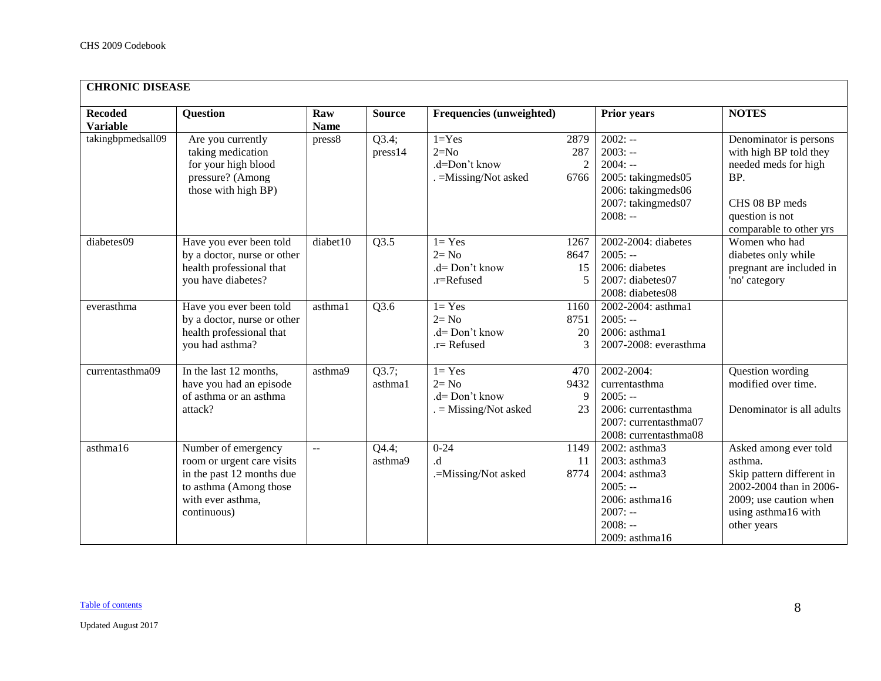## CHRONIC DISEASE

| Recoded Variable | Question | Raw Name | Source | Frequencies (unweighted) | | Prior years | NOTES |
|---|---|---|---|---|---|---|---|
| takingbpmedsall09 | Are you currently taking medication for your high blood pressure? (Among those with high BP) | press8 | Q3.4; press14 | 1=Yes<br>2=No<br>.d=Don't know<br>. =Missing/Not asked | 2879<br>287<br>2<br>6766 | 2002: --<br>2003: --<br>2004: --<br>2005: takingmeds05<br>2006: takingmeds06<br>2007: takingmeds07<br>2008: -- | Denominator is persons with high BP told they needed meds for high BP.<br><br>CHS 08 BP meds question is not comparable to other yrs |
| diabetes09 | Have you ever been told by a doctor, nurse or other health professional that you have diabetes? | diabet10 | Q3.5 | 1= Yes<br>2= No<br>.d= Don't know<br>.r=Refused | 1267<br>8647<br>15<br>5 | 2002-2004: diabetes<br>2005: --<br>2006: diabetes<br>2007: diabetes07<br>2008: diabetes08 | Women who had diabetes only while pregnant are included in 'no' category |
| everasthma | Have you ever been told by a doctor, nurse or other health professional that you had asthma? | asthma1 | Q3.6 | 1= Yes<br>2= No<br>.d= Don't know<br>.r= Refused | 1160<br>8751<br>20<br>3 | 2002-2004: asthma1<br>2005: --<br>2006: asthma1<br>2007-2008: everasthma | |
| currentasthma09 | In the last 12 months, have you had an episode of asthma or an asthma attack? | asthma9 | Q3.7; asthma1 | 1= Yes<br>2= No<br>.d= Don't know<br>. = Missing/Not asked | 470<br>9432<br>9<br>23 | 2002-2004: currentasthma<br>2005: --<br>2006: currentasthma<br>2007: currentasthma07<br>2008: currentasthma08 | Question wording modified over time.<br><br>Denominator is all adults |
| asthma16 | Number of emergency room or urgent care visits in the past 12 months due to asthma (Among those with ever asthma, continuous) | -- | Q4.4; asthma9 | 0-24<br>.d<br>.=Missing/Not asked | 1149<br>11<br>8774 | 2002: asthma3<br>2003: asthma3<br>2004: asthma3<br>2005: --<br>2006: asthma16<br>2007: --<br>2008: --<br>2009: asthma16 | Asked among ever told asthma.<br>Skip pattern different in 2002-2004 than in 2006-2009; use caution when using asthma16 with other years |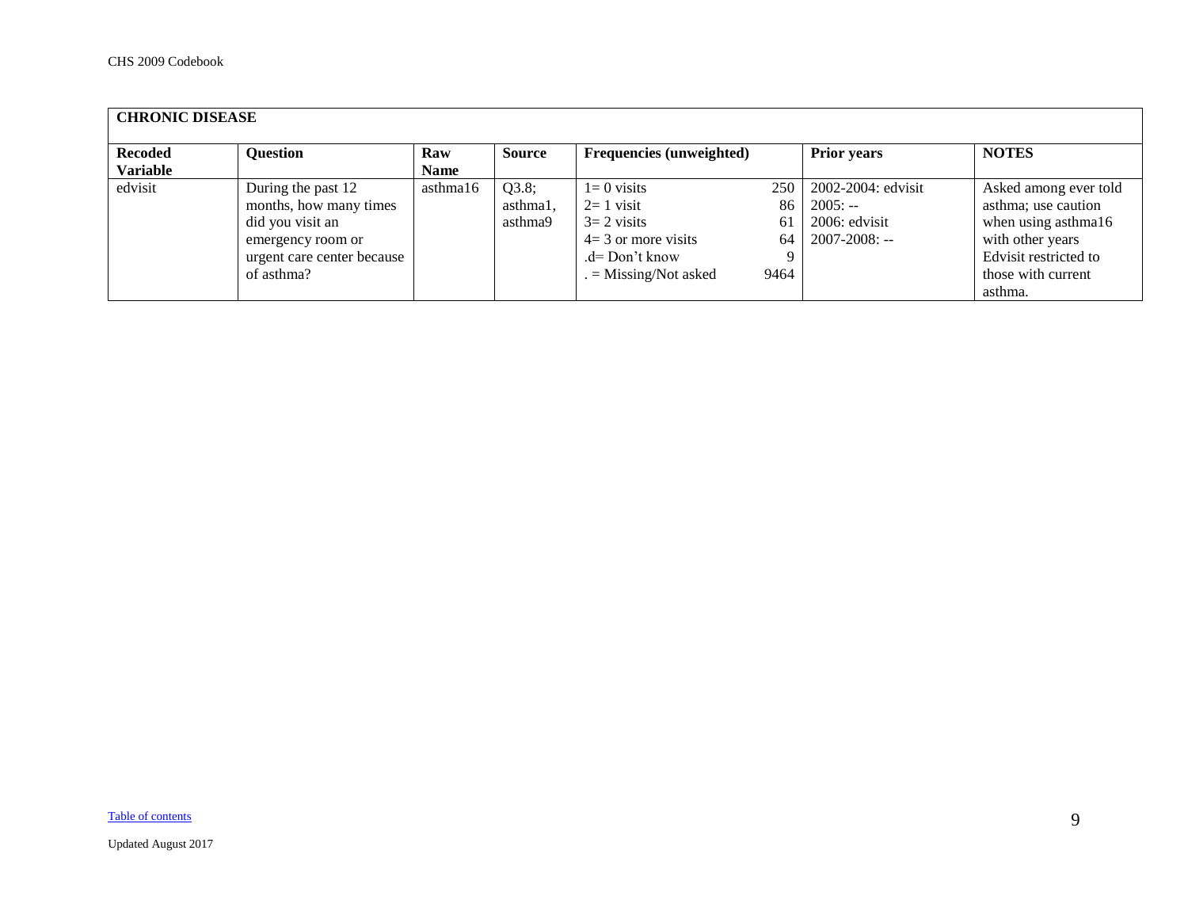| CHRONIC DISEASE | | | | | | | |
|---|---|---|---|---|---|---|---|
| **Recoded Variable** | **Question** | **Raw Name** | **Source** | **Frequencies (unweighted)** | | **Prior years** | **NOTES** |
| edvisit | During the past 12 months, how many times did you visit an emergency room or urgent care center because of asthma? | asthma16 | Q3.8; asthma1, asthma9 | 1= 0 visits<br>2= 1 visit<br>3= 2 visits<br>4= 3 or more visits<br>.d= Don't know<br>. = Missing/Not asked | 250<br>86<br>61<br>64<br>9<br>9464 | 2002-2004: edvisit<br>2005: --<br>2006: edvisit<br>2007-2008: -- | Asked among ever told asthma; use caution when using asthma16 with other years Edvisit restricted to those with current asthma. |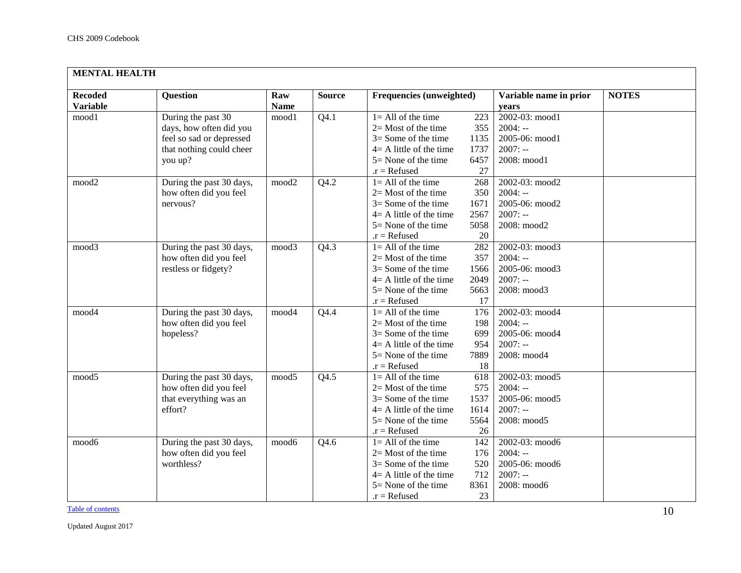| MENTAL HEALTH | | | | | | |
|---|---|---|---|---|---|---|
| **Recoded Variable** | **Question** | **Raw Name** | **Source** | **Frequencies (unweighted)** | **Variable name in prior years** | **NOTES** |
| mood1 | During the past 30 days, how often did you feel so sad or depressed that nothing could cheer you up? | mood1 | Q4.1 | 1= All of the time 223<br>2= Most of the time 355<br>3= Some of the time 1135<br>4= A little of the time 1737<br>5= None of the time 6457<br>.r = Refused 27 | 2002-03: mood1<br>2004: --<br>2005-06: mood1<br>2007: --<br>2008: mood1 | |
| mood2 | During the past 30 days, how often did you feel nervous? | mood2 | Q4.2 | 1= All of the time 268<br>2= Most of the time 350<br>3= Some of the time 1671<br>4= A little of the time 2567<br>5= None of the time 5058<br>.r = Refused 20 | 2002-03: mood2<br>2004: --<br>2005-06: mood2<br>2007: --<br>2008: mood2 | |
| mood3 | During the past 30 days, how often did you feel restless or fidgety? | mood3 | Q4.3 | 1= All of the time 282<br>2= Most of the time 357<br>3= Some of the time 1566<br>4= A little of the time 2049<br>5= None of the time 5663<br>.r = Refused 17 | 2002-03: mood3<br>2004: --<br>2005-06: mood3<br>2007: --<br>2008: mood3 | |
| mood4 | During the past 30 days, how often did you feel hopeless? | mood4 | Q4.4 | 1= All of the time 176<br>2= Most of the time 198<br>3= Some of the time 699<br>4= A little of the time 954<br>5= None of the time 7889<br>.r = Refused 18 | 2002-03: mood4<br>2004: --<br>2005-06: mood4<br>2007: --<br>2008: mood4 | |
| mood5 | During the past 30 days, how often did you feel that everything was an effort? | mood5 | Q4.5 | 1= All of the time 618<br>2= Most of the time 575<br>3= Some of the time 1537<br>4= A little of the time 1614<br>5= None of the time 5564<br>.r = Refused 26 | 2002-03: mood5<br>2004: --<br>2005-06: mood5<br>2007: --<br>2008: mood5 | |
| mood6 | During the past 30 days, how often did you feel worthless? | mood6 | Q4.6 | 1= All of the time 142<br>2= Most of the time 176<br>3= Some of the time 520<br>4= A little of the time 712<br>5= None of the time 8361<br>.r = Refused 23 | 2002-03: mood6<br>2004: --<br>2005-06: mood6<br>2007: --<br>2008: mood6 | |

Table of contents

Updated August 2017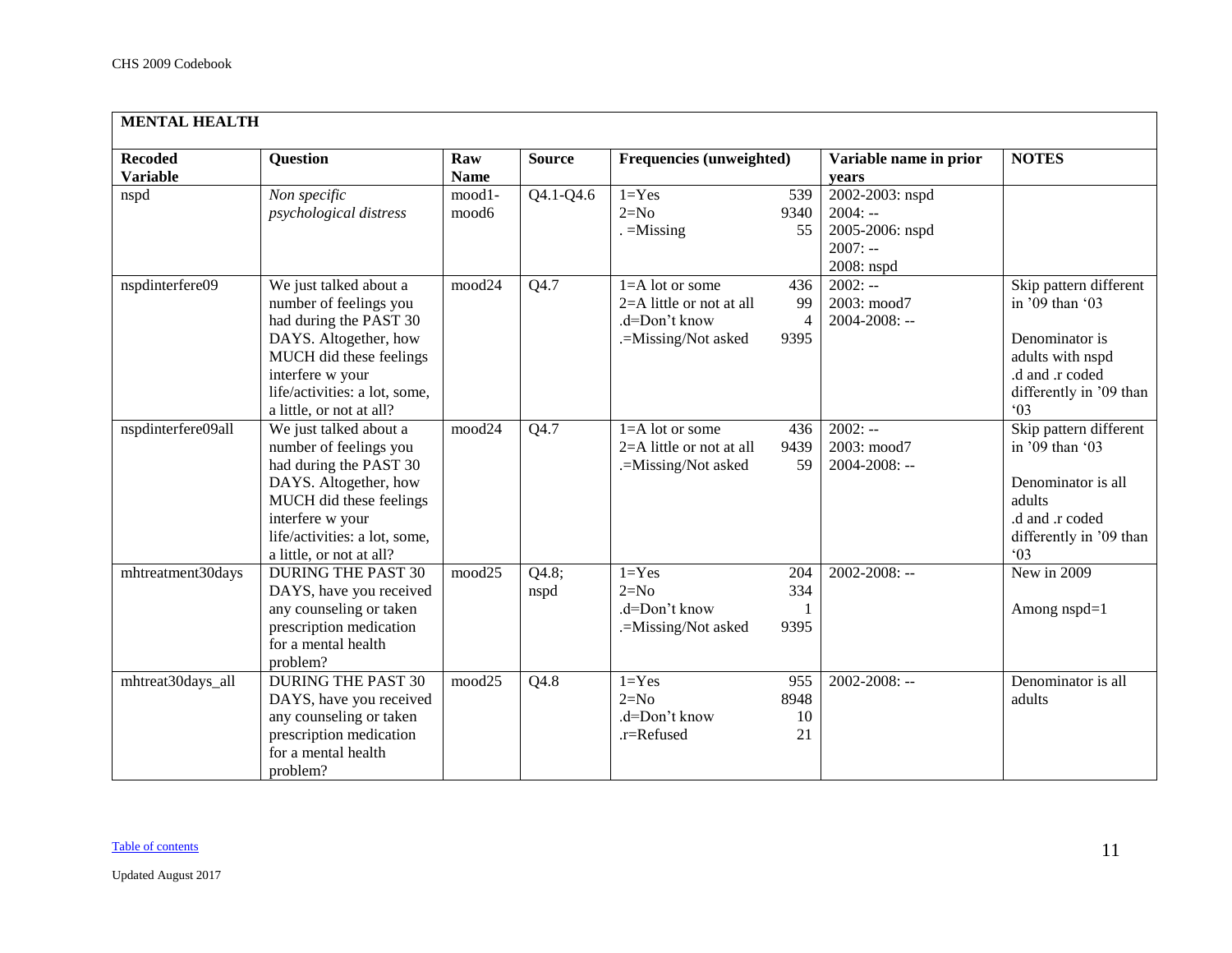| MENTAL HEALTH | | | | | | |
|---|---|---|---|---|---|---|
| **Recoded Variable** | **Question** | **Raw Name** | **Source** | **Frequencies (unweighted)** | **Variable name in prior years** | **NOTES** |
| nspd | *Non specific psychological distress* | mood1-mood6 | Q4.1-Q4.6 | 1=Yes 539<br>2=No 9340<br>. =Missing 55 | 2002-2003: nspd<br>2004: --<br>2005-2006: nspd<br>2007: --<br>2008: nspd | |
| nspdinterfere09 | We just talked about a number of feelings you had during the PAST 30 DAYS. Altogether, how MUCH did these feelings interfere w your life/activities: a lot, some, a little, or not at all? | mood24 | Q4.7 | 1=A lot or some 436<br>2=A little or not at all 99<br>.d=Don't know 4<br>.=Missing/Not asked 9395 | 2002: --<br>2003: mood7<br>2004-2008: -- | Skip pattern different in '09 than '03<br><br>Denominator is adults with nspd<br>.d and .r coded differently in '09 than '03 |
| nspdinterfere09all | We just talked about a number of feelings you had during the PAST 30 DAYS. Altogether, how MUCH did these feelings interfere w your life/activities: a lot, some, a little, or not at all? | mood24 | Q4.7 | 1=A lot or some 436<br>2=A little or not at all 9439<br>.=Missing/Not asked 59 | 2002: --<br>2003: mood7<br>2004-2008: -- | Skip pattern different in '09 than '03<br><br>Denominator is all adults<br>.d and .r coded differently in '09 than '03 |
| mhtreatment30days | DURING THE PAST 30 DAYS, have you received any counseling or taken prescription medication for a mental health problem? | mood25 | Q4.8; nspd | 1=Yes 204<br>2=No 334<br>.d=Don't know 1<br>.=Missing/Not asked 9395 | 2002-2008: -- | New in 2009<br><br>Among nspd=1 |
| mhtreat30days_all | DURING THE PAST 30 DAYS, have you received any counseling or taken prescription medication for a mental health problem? | mood25 | Q4.8 | 1=Yes 955<br>2=No 8948<br>.d=Don't know 10<br>.r=Refused 21 | 2002-2008: -- | Denominator is all adults |

Table of contents

Updated August 2017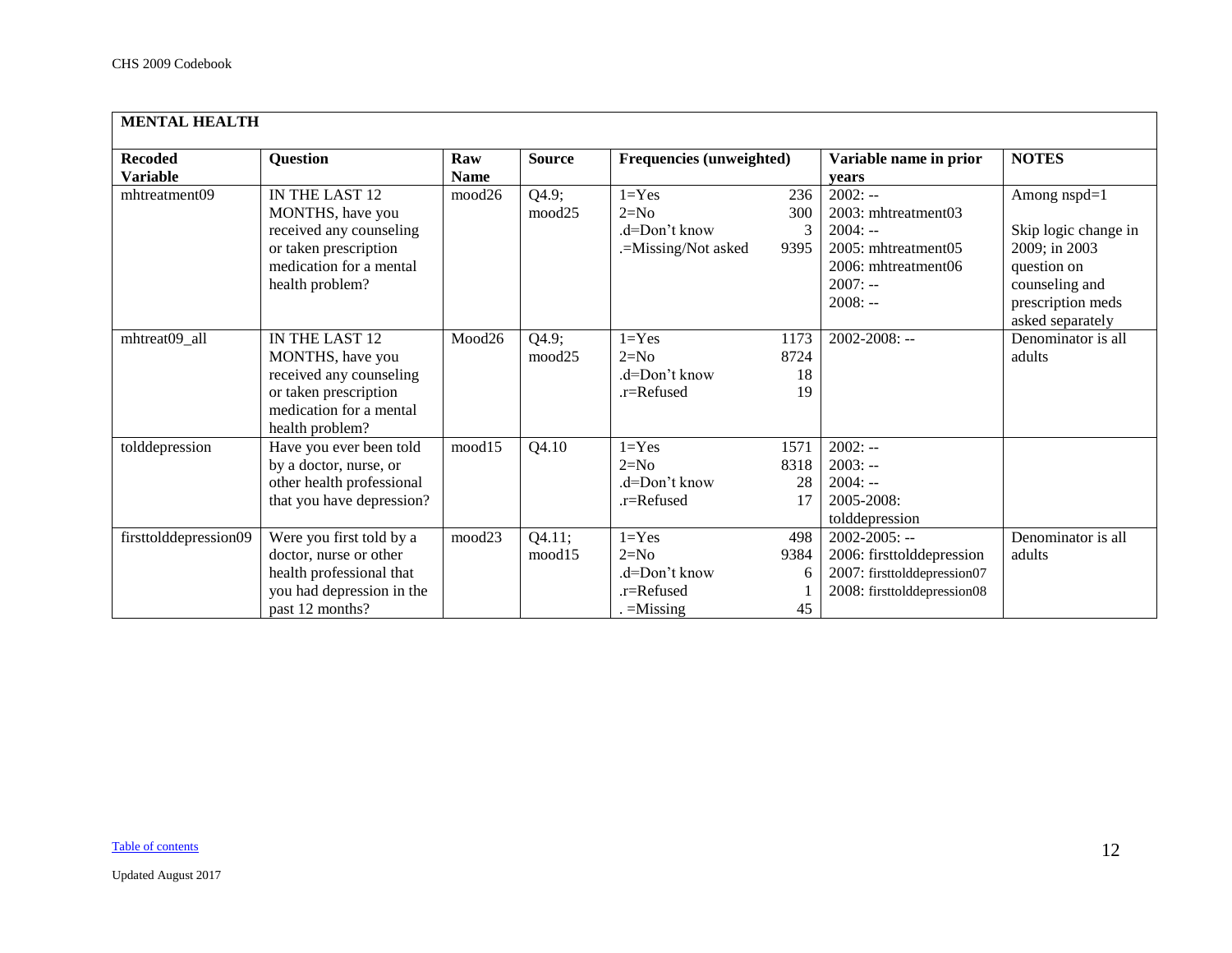| MENTAL HEALTH | | | | | | |
|---|---|---|---|---|---|---|
| **Recoded Variable** | **Question** | **Raw Name** | **Source** | **Frequencies (unweighted)** | **Variable name in prior years** | **NOTES** |
| mhtreatment09 | IN THE LAST 12 MONTHS, have you received any counseling or taken prescription medication for a mental health problem? | mood26 | Q4.9; mood25 | 1=Yes 236<br>2=No 300<br>.d=Don't know 3<br>.=Missing/Not asked 9395 | 2002: --<br>2003: mhtreatment03<br>2004: --<br>2005: mhtreatment05<br>2006: mhtreatment06<br>2007: --<br>2008: -- | Among nspd=1<br><br>Skip logic change in 2009; in 2003 question on counseling and prescription meds asked separately |
| mhtreat09_all | IN THE LAST 12 MONTHS, have you received any counseling or taken prescription medication for a mental health problem? | Mood26 | Q4.9; mood25 | 1=Yes 1173<br>2=No 8724<br>.d=Don't know 18<br>.r=Refused 19 | 2002-2008: -- | Denominator is all adults |
| tolddepression | Have you ever been told by a doctor, nurse, or other health professional that you have depression? | mood15 | Q4.10 | 1=Yes 1571<br>2=No 8318<br>.d=Don't know 28<br>.r=Refused 17 | 2002: --<br>2003: --<br>2004: --<br>2005-2008: tolddepression | |
| firsttolddepression09 | Were you first told by a doctor, nurse or other health professional that you had depression in the past 12 months? | mood23 | Q4.11; mood15 | 1=Yes 498<br>2=No 9384<br>.d=Don't know 6<br>.r=Refused 1<br>. =Missing 45 | 2002-2005: --<br>2006: firsttolddepression<br>2007: firsttolddepression07<br>2008: firsttolddepression08 | Denominator is all adults |

Table of contents

Updated August 2017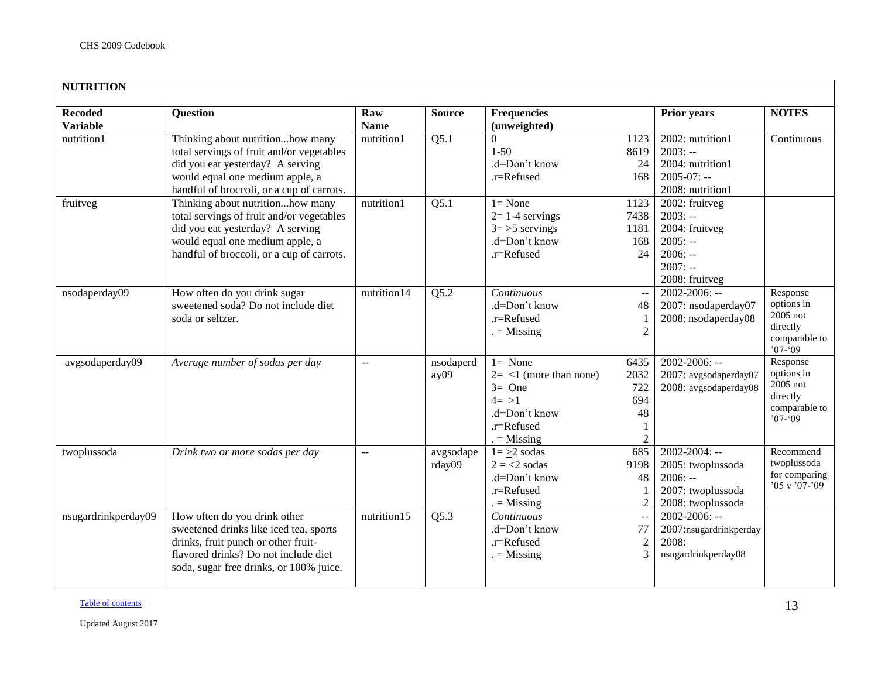## NUTRITION

| Recoded Variable | Question | Raw Name | Source | Frequencies (unweighted) | | Prior years | NOTES |
|---|---|---|---|---|---|---|---|
| nutrition1 | Thinking about nutrition...how many total servings of fruit and/or vegetables did you eat yesterday? A serving would equal one medium apple, a handful of broccoli, or a cup of carrots. | nutrition1 | Q5.1 | 0<br>1-50<br>.d=Don't know<br>.r=Refused | 1123<br>8619<br>24<br>168 | 2002: nutrition1<br>2003: --<br>2004: nutrition1<br>2005-07: --<br>2008: nutrition1 | Continuous |
| fruitveg | Thinking about nutrition...how many total servings of fruit and/or vegetables did you eat yesterday? A serving would equal one medium apple, a handful of broccoli, or a cup of carrots. | nutrition1 | Q5.1 | 1= None<br>2= 1-4 servings<br>3= ≥5 servings<br>.d=Don't know<br>.r=Refused | 1123<br>7438<br>1181<br>168<br>24 | 2002: fruitveg<br>2003: --<br>2004: fruitveg<br>2005: --<br>2006: --<br>2007: --<br>2008: fruitveg | |
| nsodaperday09 | How often do you drink sugar sweetened soda? Do not include diet soda or seltzer. | nutrition14 | Q5.2 | *Continuous*<br>.d=Don't know<br>.r=Refused<br>. = Missing | --<br>48<br>1<br>2 | 2002-2006: --<br>2007: nsodaperday07<br>2008: nsodaperday08 | Response options in 2005 not directly comparable to '07-'09 |
| avgsodaperday09 | *Average number of sodas per day* | -- | nsodaperday09 | 1= None<br>2= <1 (more than none)<br>3= One<br>4= >1<br>.d=Don't know<br>.r=Refused<br>. = Missing | 6435<br>2032<br>722<br>694<br>48<br>1<br>2 | 2002-2006: --<br>2007: avgsodaperday07<br>2008: avgsodaperday08 | Response options in 2005 not directly comparable to '07-'09 |
| twoplussoda | *Drink two or more sodas per day* | -- | avgsodaperday09 | 1= ≥2 sodas<br>2 = <2 sodas<br>.d=Don't know<br>.r=Refused<br>. = Missing | 685<br>9198<br>48<br>1<br>2 | 2002-2004: --<br>2005: twoplussoda<br>2006: --<br>2007: twoplussoda<br>2008: twoplussoda | Recommend twoplussoda for comparing '05 v '07-'09 |
| nsugardrinkperday09 | How often do you drink other sweetened drinks like iced tea, sports drinks, fruit punch or other fruit-flavored drinks? Do not include diet soda, sugar free drinks, or 100% juice. | nutrition15 | Q5.3 | *Continuous*<br>.d=Don't know<br>.r=Refused<br>. = Missing | --<br>77<br>2<br>3 | 2002-2006: --<br>2007:nsugardrinkperday<br>2008: nsugardrinkperday08 | |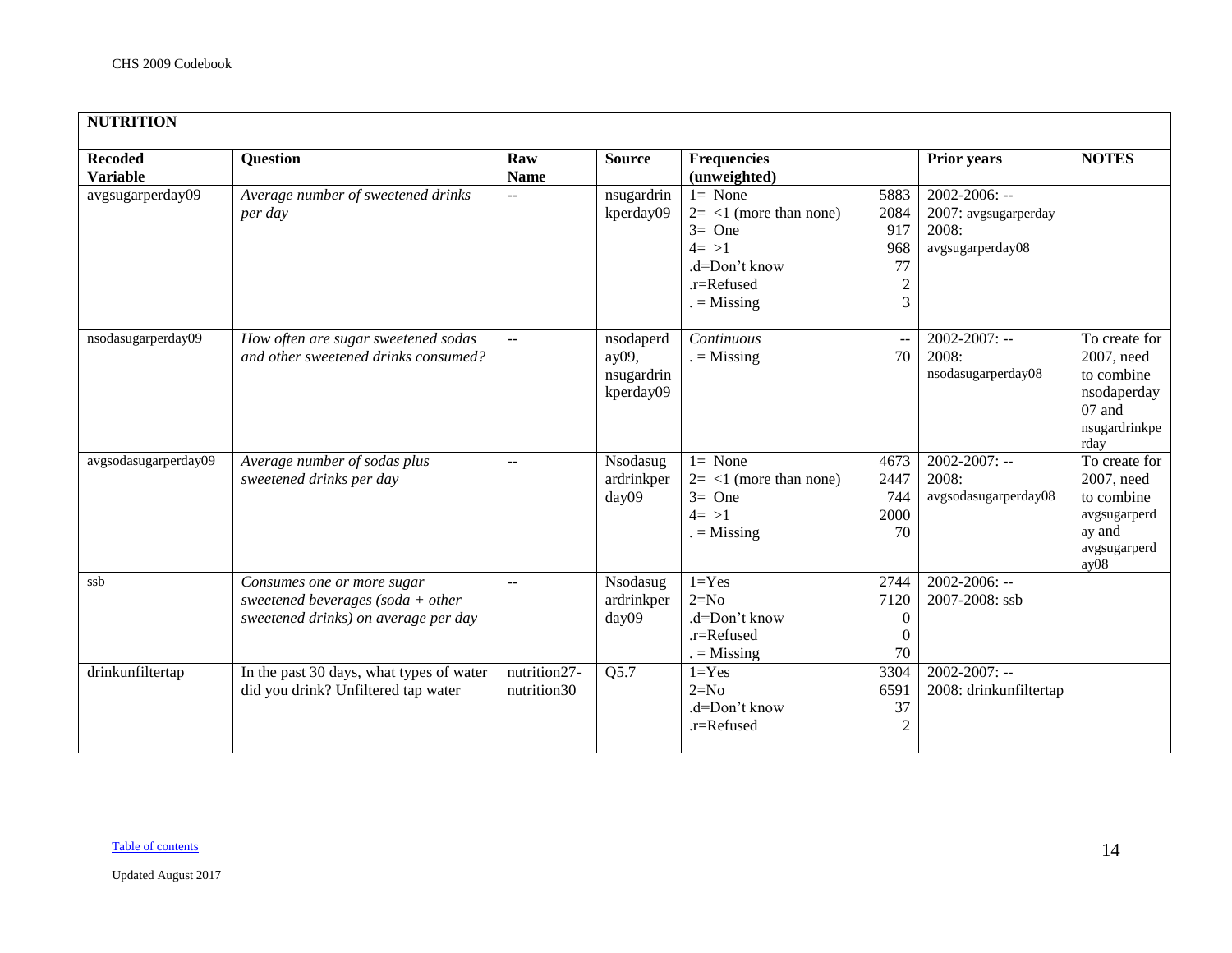## NUTRITION

| Recoded Variable | Question | Raw Name | Source | Frequencies (unweighted) | Prior years | NOTES |
|---|---|---|---|---|---|---|
| avgsugarperday09 | *Average number of sweetened drinks per day* | -- | nsugardrinkperday09 | 1= None 5883<br>2= <1 (more than none) 2084<br>3= One 917<br>4= >1 968<br>.d=Don't know 77<br>.r=Refused 2<br>. = Missing 3 | 2002-2006: --<br>2007: avgsugarperday<br>2008: avgsugarperday08 | |
| nsodasugarperday09 | *How often are sugar sweetened sodas and other sweetened drinks consumed?* | -- | nsodaperday09, nsugardrinkperday09 | *Continuous* --<br>. = Missing 70 | 2002-2007: --<br>2008: nsodasugarperday08 | To create for 2007, need to combine nsodaperday07 and nsugardrinkperday |
| avgsodasugarperday09 | *Average number of sodas plus sweetened drinks per day* | -- | Nsodasugardrinkperday09 | 1= None 4673<br>2= <1 (more than none) 2447<br>3= One 744<br>4= >1 2000<br>. = Missing 70 | 2002-2007: --<br>2008: avgsodasugarperday08 | To create for 2007, need to combine avgsugarperday and avgsugarperday08 |
| ssb | *Consumes one or more sugar sweetened beverages (soda + other sweetened drinks) on average per day* | -- | Nsodasugardrinkperday09 | 1=Yes 2744<br>2=No 7120<br>.d=Don't know 0<br>.r=Refused 0<br>. = Missing 70 | 2002-2006: --<br>2007-2008: ssb | |
| drinkunfiltertap | In the past 30 days, what types of water did you drink? Unfiltered tap water | nutrition27-nutrition30 | Q5.7 | 1=Yes 3304<br>2=No 6591<br>.d=Don't know 37<br>.r=Refused 2 | 2002-2007: --<br>2008: drinkunfiltertap | |

Table of contents

Updated August 2017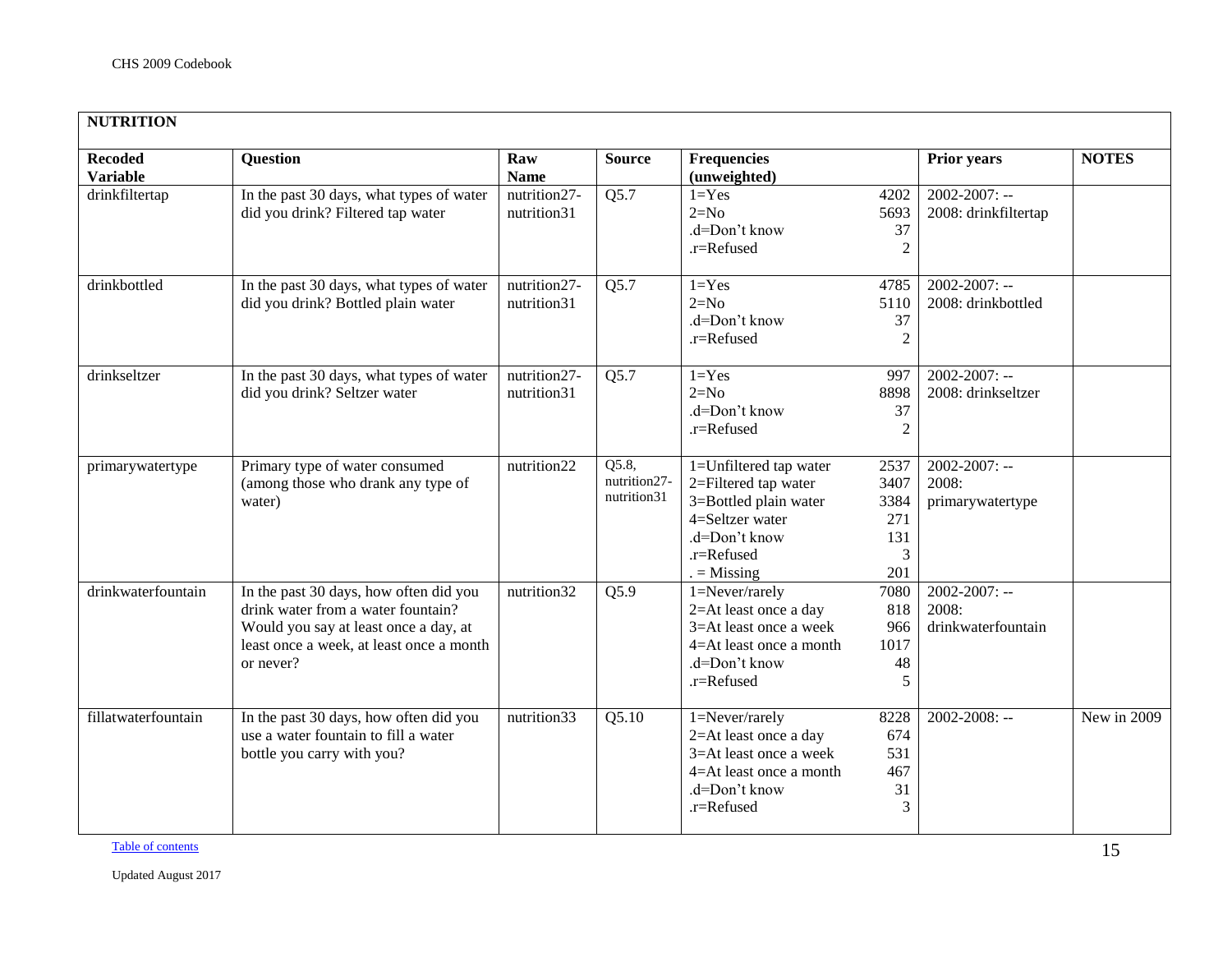| NUTRITION | | | | | | |
|---|---|---|---|---|---|---|
| **Recoded Variable** | **Question** | **Raw Name** | **Source** | **Frequencies (unweighted)** | **Prior years** | **NOTES** |
| drinkfiltertap | In the past 30 days, what types of water did you drink? Filtered tap water | nutrition27-nutrition31 | Q5.7 | 1=Yes 4202<br>2=No 5693<br>.d=Don't know 37<br>.r=Refused 2 | 2002-2007: --<br>2008: drinkfiltertap | |
| drinkbottled | In the past 30 days, what types of water did you drink? Bottled plain water | nutrition27-nutrition31 | Q5.7 | 1=Yes 4785<br>2=No 5110<br>.d=Don't know 37<br>.r=Refused 2 | 2002-2007: --<br>2008: drinkbottled | |
| drinkseltzer | In the past 30 days, what types of water did you drink? Seltzer water | nutrition27-nutrition31 | Q5.7 | 1=Yes 997<br>2=No 8898<br>.d=Don't know 37<br>.r=Refused 2 | 2002-2007: --<br>2008: drinkseltzer | |
| primarywatertype | Primary type of water consumed (among those who drank any type of water) | nutrition22 | Q5.8, nutrition27-nutrition31 | 1=Unfiltered tap water 2537<br>2=Filtered tap water 3407<br>3=Bottled plain water 3384<br>4=Seltzer water 271<br>.d=Don't know 131<br>.r=Refused 3<br>. = Missing 201 | 2002-2007: --<br>2008: primarywatertype | |
| drinkwaterfountain | In the past 30 days, how often did you drink water from a water fountain? Would you say at least once a day, at least once a week, at least once a month or never? | nutrition32 | Q5.9 | 1=Never/rarely 7080<br>2=At least once a day 818<br>3=At least once a week 966<br>4=At least once a month 1017<br>.d=Don't know 48<br>.r=Refused 5 | 2002-2007: --<br>2008: drinkwaterfountain | |
| fillatwaterfountain | In the past 30 days, how often did you use a water fountain to fill a water bottle you carry with you? | nutrition33 | Q5.10 | 1=Never/rarely 8228<br>2=At least once a day 674<br>3=At least once a week 531<br>4=At least once a month 467<br>.d=Don't know 31<br>.r=Refused 3 | 2002-2008: -- | New in 2009 |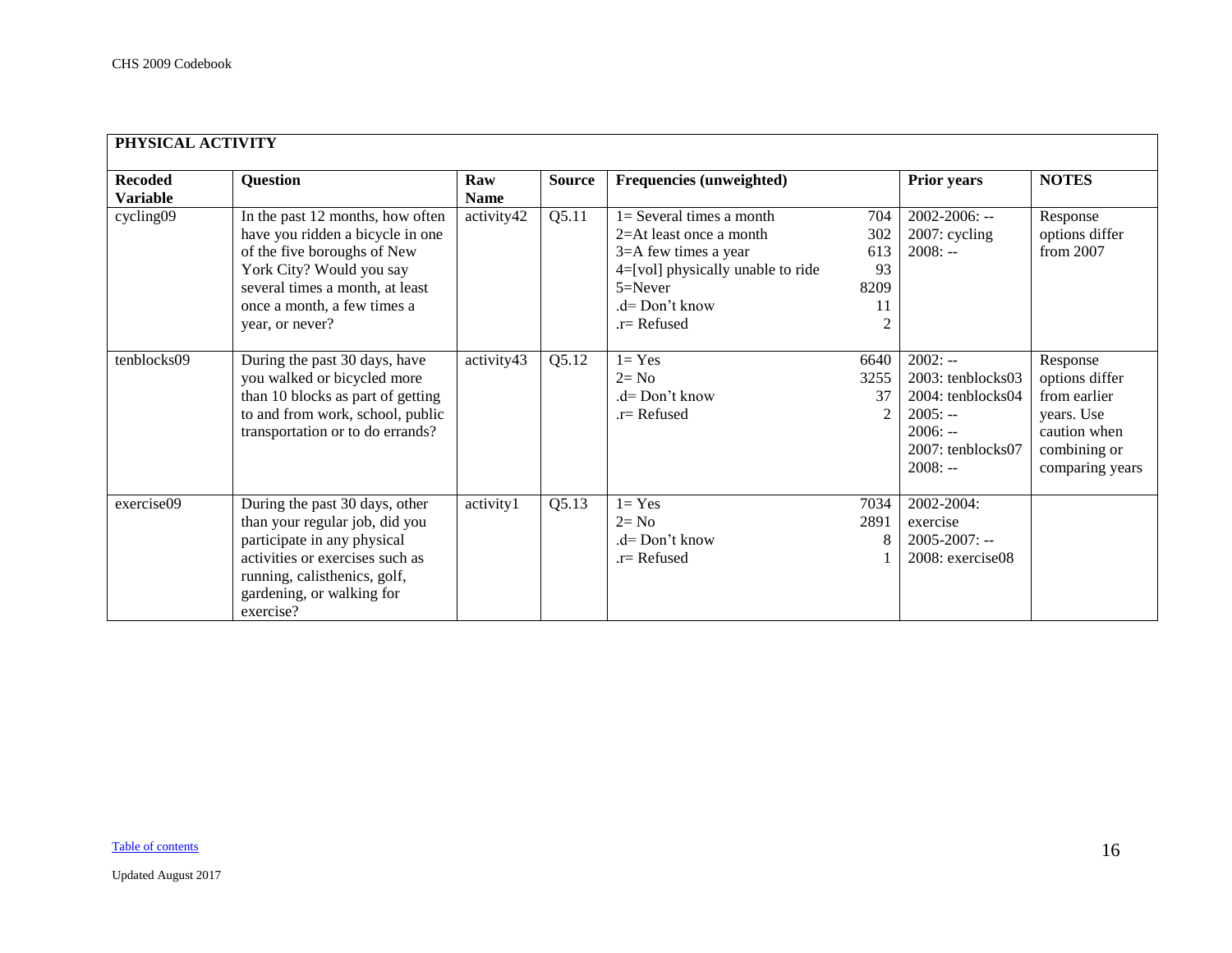| PHYSICAL ACTIVITY | | | | | | |
|---|---|---|---|---|---|---|
| **Recoded Variable** | **Question** | **Raw Name** | **Source** | **Frequencies (unweighted)** | **Prior years** | **NOTES** |
| cycling09 | In the past 12 months, how often have you ridden a bicycle in one of the five boroughs of New York City? Would you say several times a month, at least once a month, a few times a year, or never? | activity42 | Q5.11 | 1= Several times a month 704<br>2=At least once a month 302<br>3=A few times a year 613<br>4=[vol] physically unable to ride 93<br>5=Never 8209<br>.d= Don't know 11<br>.r= Refused 2 | 2002-2006: --<br>2007: cycling<br>2008: -- | Response options differ from 2007 |
| tenblocks09 | During the past 30 days, have you walked or bicycled more than 10 blocks as part of getting to and from work, school, public transportation or to do errands? | activity43 | Q5.12 | 1= Yes 6640<br>2= No 3255<br>.d= Don't know 37<br>.r= Refused 2 | 2002: --<br>2003: tenblocks03<br>2004: tenblocks04<br>2005: --<br>2006: --<br>2007: tenblocks07<br>2008: -- | Response options differ from earlier years. Use caution when combining or comparing years |
| exercise09 | During the past 30 days, other than your regular job, did you participate in any physical activities or exercises such as running, calisthenics, golf, gardening, or walking for exercise? | activity1 | Q5.13 | 1= Yes 7034<br>2= No 2891<br>.d= Don't know 8<br>.r= Refused 1 | 2002-2004: exercise<br>2005-2007: --<br>2008: exercise08 | |

Table of contents

Updated August 2017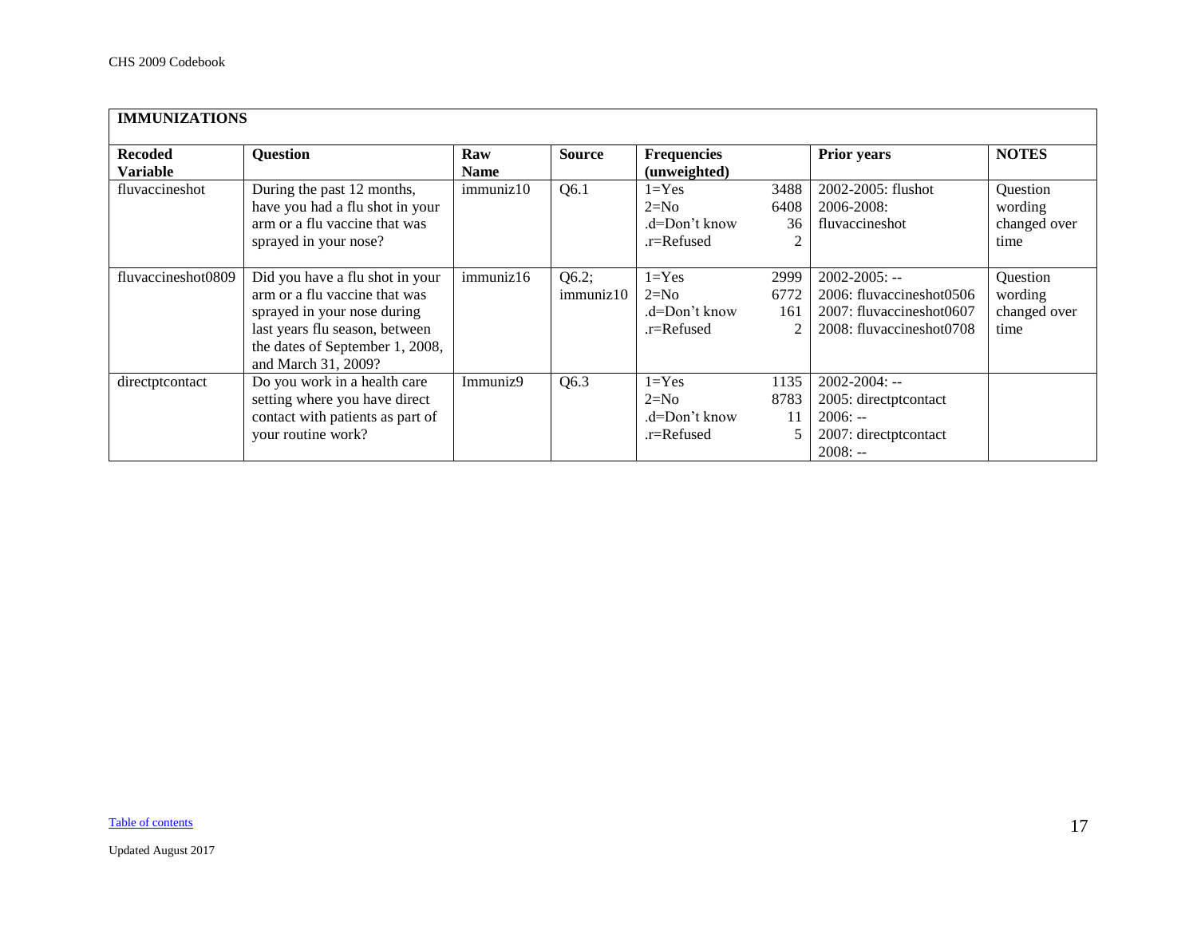| IMMUNIZATIONS | | | | | | |
|---|---|---|---|---|---|---|
| **Recoded Variable** | **Question** | **Raw Name** | **Source** | **Frequencies (unweighted)** | **Prior years** | **NOTES** |
| fluvaccineshot | During the past 12 months, have you had a flu shot in your arm or a flu vaccine that was sprayed in your nose? | immuniz10 | Q6.1 | 1=Yes 3488<br>2=No 6408<br>.d=Don't know 36<br>.r=Refused 2 | 2002-2005: flushot<br>2006-2008: fluvaccineshot | Question wording changed over time |
| fluvaccineshot0809 | Did you have a flu shot in your arm or a flu vaccine that was sprayed in your nose during last years flu season, between the dates of September 1, 2008, and March 31, 2009? | immuniz16 | Q6.2; immuniz10 | 1=Yes 2999<br>2=No 6772<br>.d=Don't know 161<br>.r=Refused 2 | 2002-2005: --<br>2006: fluvaccineshot0506<br>2007: fluvaccineshot0607<br>2008: fluvaccineshot0708 | Question wording changed over time |
| directptcontact | Do you work in a health care setting where you have direct contact with patients as part of your routine work? | Immuniz9 | Q6.3 | 1=Yes 1135<br>2=No 8783<br>.d=Don't know 11<br>.r=Refused 5 | 2002-2004: --<br>2005: directptcontact<br>2006: --<br>2007: directptcontact<br>2008: -- | |

Table of contents

Updated August 2017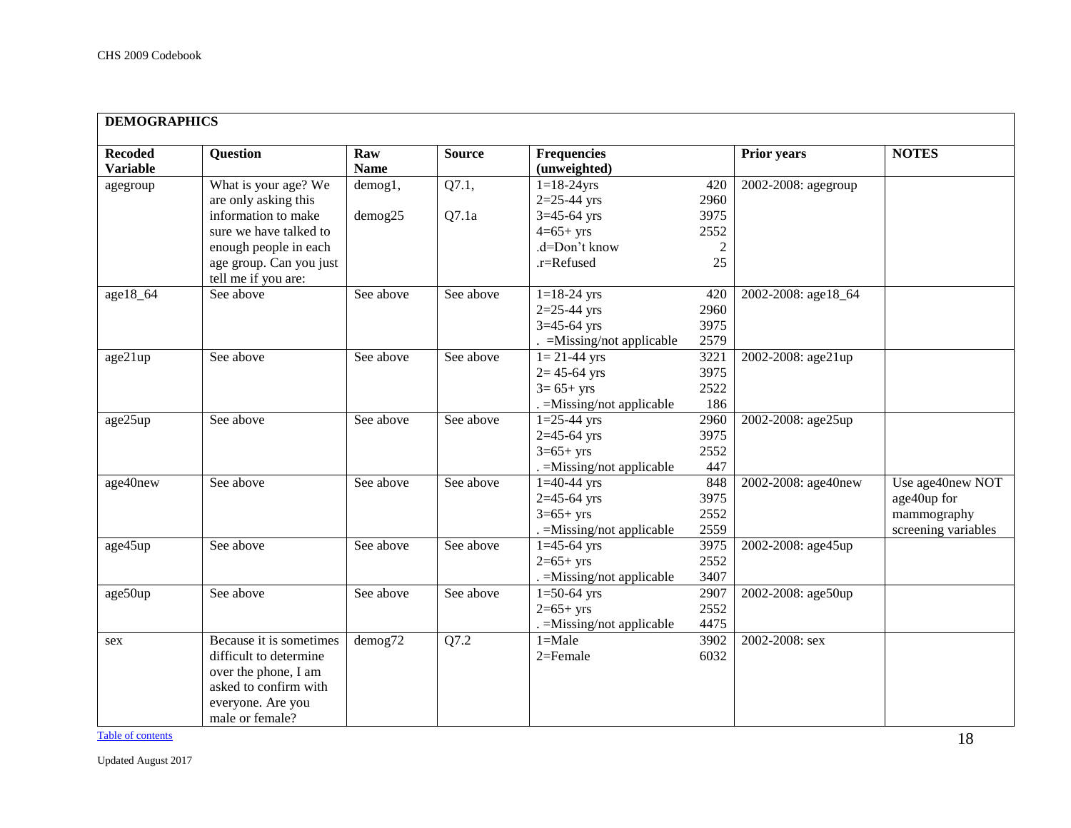**DEMOGRAPHICS**

| Recoded Variable | Question | Raw Name | Source | Frequencies (unweighted) | | Prior years | NOTES |
|---|---|---|---|---|---|---|---|
| agegroup | What is your age? We are only asking this information to make sure we have talked to enough people in each age group. Can you just tell me if you are: | demog1, demog25 | Q7.1, Q7.1a | 1=18-24yrs<br>2=25-44 yrs<br>3=45-64 yrs<br>4=65+ yrs<br>.d=Don't know<br>.r=Refused | 420<br>2960<br>3975<br>2552<br>2<br>25 | 2002-2008: agegroup | |
| age18_64 | See above | See above | See above | 1=18-24 yrs<br>2=25-44 yrs<br>3=45-64 yrs<br>. =Missing/not applicable | 420<br>2960<br>3975<br>2579 | 2002-2008: age18_64 | |
| age21up | See above | See above | See above | 1= 21-44 yrs<br>2= 45-64 yrs<br>3= 65+ yrs<br>. =Missing/not applicable | 3221<br>3975<br>2522<br>186 | 2002-2008: age21up | |
| age25up | See above | See above | See above | 1=25-44 yrs<br>2=45-64 yrs<br>3=65+ yrs<br>. =Missing/not applicable | 2960<br>3975<br>2552<br>447 | 2002-2008: age25up | |
| age40new | See above | See above | See above | 1=40-44 yrs<br>2=45-64 yrs<br>3=65+ yrs<br>. =Missing/not applicable | 848<br>3975<br>2552<br>2559 | 2002-2008: age40new | Use age40new NOT age40up for mammography screening variables |
| age45up | See above | See above | See above | 1=45-64 yrs<br>2=65+ yrs<br>. =Missing/not applicable | 3975<br>2552<br>3407 | 2002-2008: age45up | |
| age50up | See above | See above | See above | 1=50-64 yrs<br>2=65+ yrs<br>. =Missing/not applicable | 2907<br>2552<br>4475 | 2002-2008: age50up | |
| sex | Because it is sometimes difficult to determine over the phone, I am asked to confirm with everyone. Are you male or female? | demog72 | Q7.2 | 1=Male<br>2=Female | 3902<br>6032 | 2002-2008: sex | |

Table of contents

Updated August 2017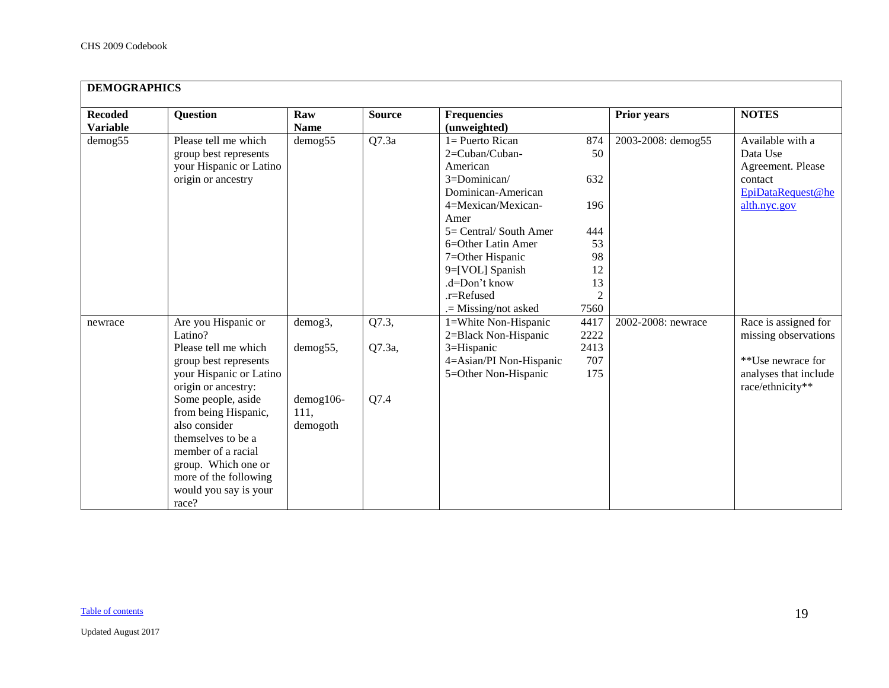| DEMOGRAPHICS | | | | | | |
|---|---|---|---|---|---|---|
| **Recoded Variable** | **Question** | **Raw Name** | **Source** | **Frequencies (unweighted)** | **Prior years** | **NOTES** |
| demog55 | Please tell me which group best represents your Hispanic or Latino origin or ancestry | demog55 | Q7.3a | 1= Puerto Rican 874<br>2=Cuban/Cuban-American 50<br>3=Dominican/ Dominican-American 632<br>4=Mexican/Mexican-Amer 196<br>5= Central/ South Amer 444<br>6=Other Latin Amer 53<br>7=Other Hispanic 98<br>9=[VOL] Spanish 12<br>.d=Don't know 13<br>.r=Refused 2<br>.= Missing/not asked 7560 | 2003-2008: demog55 | Available with a Data Use Agreement. Please contact EpiDataRequest@health.nyc.gov |
| newrace | Are you Hispanic or Latino?<br>Please tell me which group best represents your Hispanic or Latino origin or ancestry:<br>Some people, aside from being Hispanic, also consider themselves to be a member of a racial group. Which one or more of the following would you say is your race? | demog3,<br>demog55,<br>demog106-111, demogoth | Q7.3,<br>Q7.3a,<br>Q7.4 | 1=White Non-Hispanic 4417<br>2=Black Non-Hispanic 2222<br>3=Hispanic 2413<br>4=Asian/PI Non-Hispanic 707<br>5=Other Non-Hispanic 175 | 2002-2008: newrace | Race is assigned for missing observations<br>**Use newrace for analyses that include race/ethnicity** |

Table of contents

Updated August 2017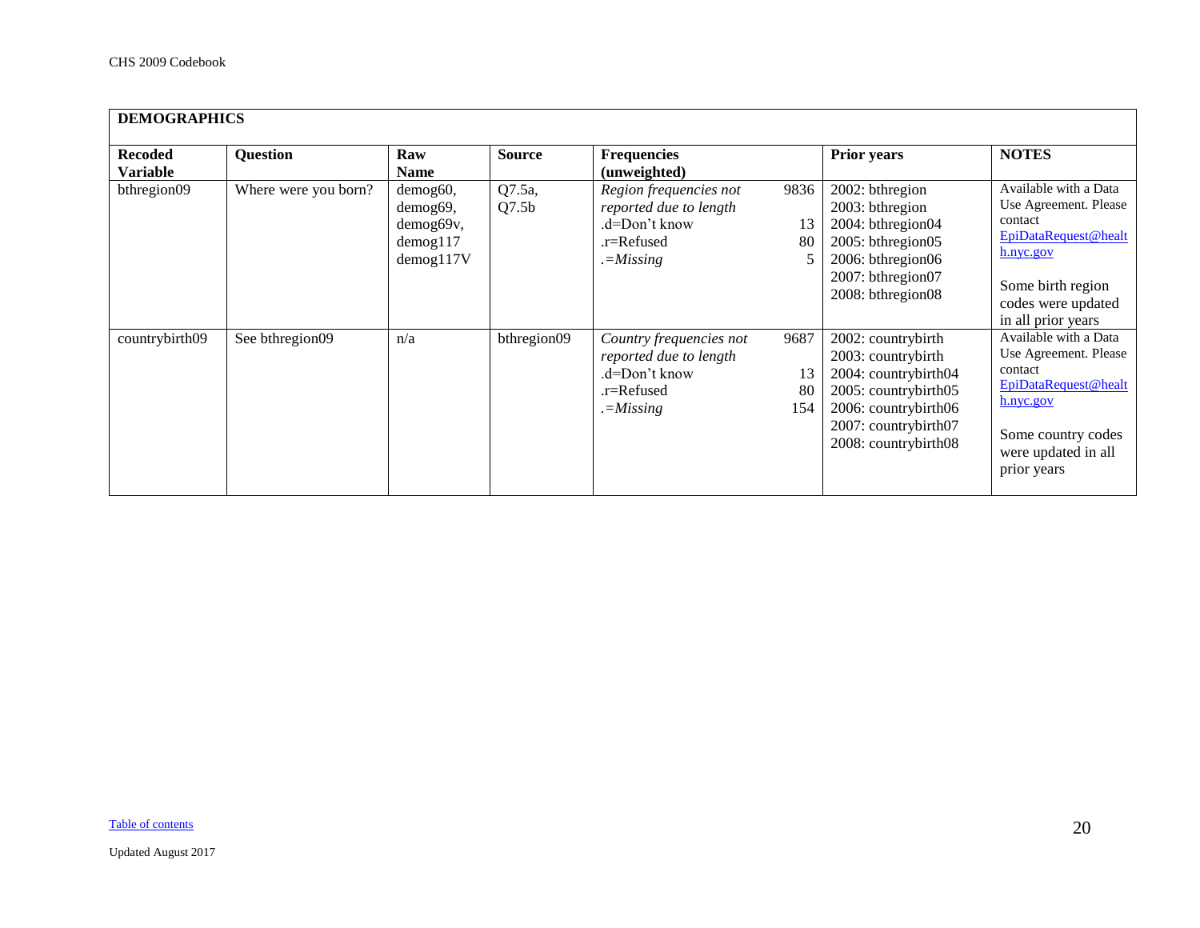| DEMOGRAPHICS | | | | | | | |
|---|---|---|---|---|---|---|---|
| **Recoded Variable** | **Question** | **Raw Name** | **Source** | **Frequencies (unweighted)** | | **Prior years** | **NOTES** |
| bthregion09 | Where were you born? | demog60, demog69, demog69v, demog117 demog117V | Q7.5a, Q7.5b | *Region frequencies not reported due to length*<br>.d=Don't know<br>.r=Refused<br>.=*Missing* | 9836<br><br>13<br>80<br>5 | 2002: bthregion<br>2003: bthregion<br>2004: bthregion04<br>2005: bthregion05<br>2006: bthregion06<br>2007: bthregion07<br>2008: bthregion08 | Available with a Data Use Agreement. Please contact EpiDataRequest@health.nyc.gov<br><br>Some birth region codes were updated in all prior years |
| countrybirth09 | See bthregion09 | n/a | bthregion09 | *Country frequencies not reported due to length*<br>.d=Don't know<br>.r=Refused<br>.=*Missing* | 9687<br><br>13<br>80<br>154 | 2002: countrybirth<br>2003: countrybirth<br>2004: countrybirth04<br>2005: countrybirth05<br>2006: countrybirth06<br>2007: countrybirth07<br>2008: countrybirth08 | Available with a Data Use Agreement. Please contact EpiDataRequest@health.nyc.gov<br><br>Some country codes were updated in all prior years |

Table of contents

Updated August 2017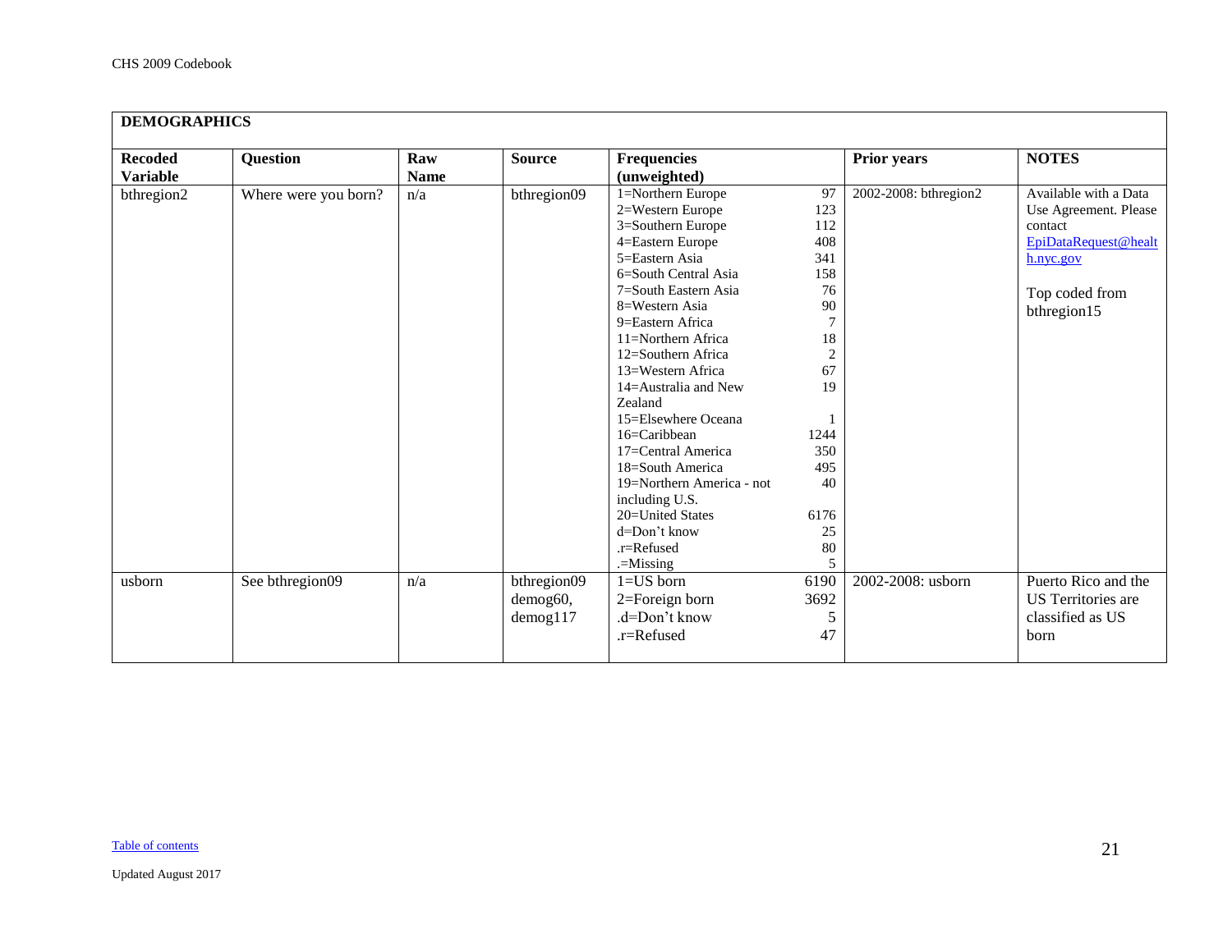## DEMOGRAPHICS

| Recoded Variable | Question | Raw Name | Source | Frequencies (unweighted) | | Prior years | NOTES |
|---|---|---|---|---|---|---|---|
| bthregion2 | Where were you born? | n/a | bthregion09 | 1=Northern Europe<br>2=Western Europe<br>3=Southern Europe<br>4=Eastern Europe<br>5=Eastern Asia<br>6=South Central Asia<br>7=South Eastern Asia<br>8=Western Asia<br>9=Eastern Africa<br>11=Northern Africa<br>12=Southern Africa<br>13=Western Africa<br>14=Australia and New Zealand<br>15=Elsewhere Oceana<br>16=Caribbean<br>17=Central America<br>18=South America<br>19=Northern America - not including U.S.<br>20=United States<br>d=Don't know<br>.r=Refused<br>.=Missing | 97<br>123<br>112<br>408<br>341<br>158<br>76<br>90<br>7<br>18<br>2<br>67<br>19<br>1<br>1244<br>350<br>495<br>40<br>6176<br>25<br>80<br>5 | 2002-2008: bthregion2 | Available with a Data Use Agreement. Please contact EpiDataRequest@health.nyc.gov<br><br>Top coded from bthregion15 |
| usborn | See bthregion09 | n/a | bthregion09 demog60, demog117 | 1=US born<br>2=Foreign born<br>.d=Don't know<br>.r=Refused | 6190<br>3692<br>5<br>47 | 2002-2008: usborn | Puerto Rico and the US Territories are classified as US born |

Table of contents

Updated August 2017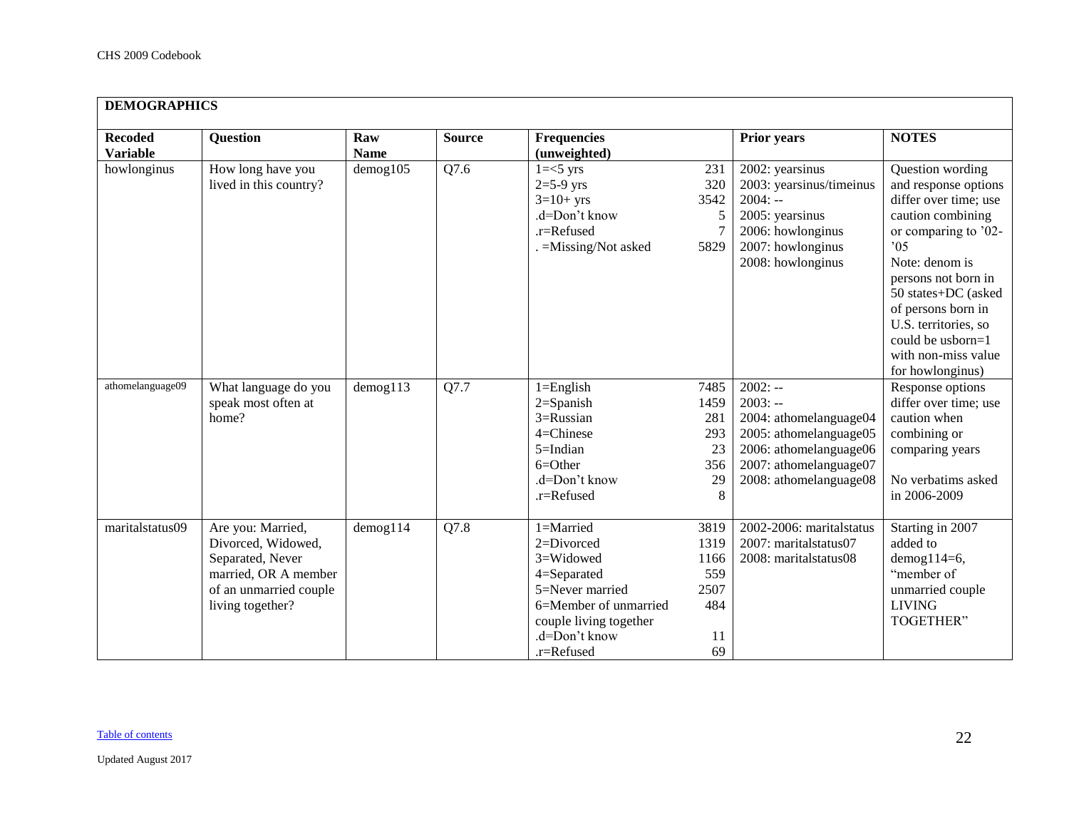| DEMOGRAPHICS | | | | | | |
|---|---|---|---|---|---|---|
| **Recoded Variable** | **Question** | **Raw Name** | **Source** | **Frequencies (unweighted)** | **Prior years** | **NOTES** |
| howlonginus | How long have you lived in this country? | demog105 | Q7.6 | 1=<5 yrs 231<br>2=5-9 yrs 320<br>3=10+ yrs 3542<br>.d=Don't know 5<br>.r=Refused 7<br>. =Missing/Not asked 5829 | 2002: yearsinus<br>2003: yearsinus/timeinus<br>2004: --<br>2005: yearsinus<br>2006: howlonginus<br>2007: howlonginus<br>2008: howlonginus | Question wording and response options differ over time; use caution combining or comparing to '02-'05<br>Note: denom is persons not born in 50 states+DC (asked of persons born in U.S. territories, so could be usborn=1 with non-miss value for howlonginus) |
| athomelanguage09 | What language do you speak most often at home? | demog113 | Q7.7 | 1=English 7485<br>2=Spanish 1459<br>3=Russian 281<br>4=Chinese 293<br>5=Indian 23<br>6=Other 356<br>.d=Don't know 29<br>.r=Refused 8 | 2002: --<br>2003: --<br>2004: athomelanguage04<br>2005: athomelanguage05<br>2006: athomelanguage06<br>2007: athomelanguage07<br>2008: athomelanguage08 | Response options differ over time; use caution when combining or comparing years<br><br>No verbatims asked in 2006-2009 |
| maritalstatus09 | Are you: Married, Divorced, Widowed, Separated, Never married, OR A member of an unmarried couple living together? | demog114 | Q7.8 | 1=Married 3819<br>2=Divorced 1319<br>3=Widowed 1166<br>4=Separated 559<br>5=Never married 2507<br>6=Member of unmarried couple living together 484<br>.d=Don't know 11<br>.r=Refused 69 | 2002-2006: maritalstatus<br>2007: maritalstatus07<br>2008: maritalstatus08 | Starting in 2007 added to demog114=6, "member of unmarried couple LIVING TOGETHER" |

Table of contents

Updated August 2017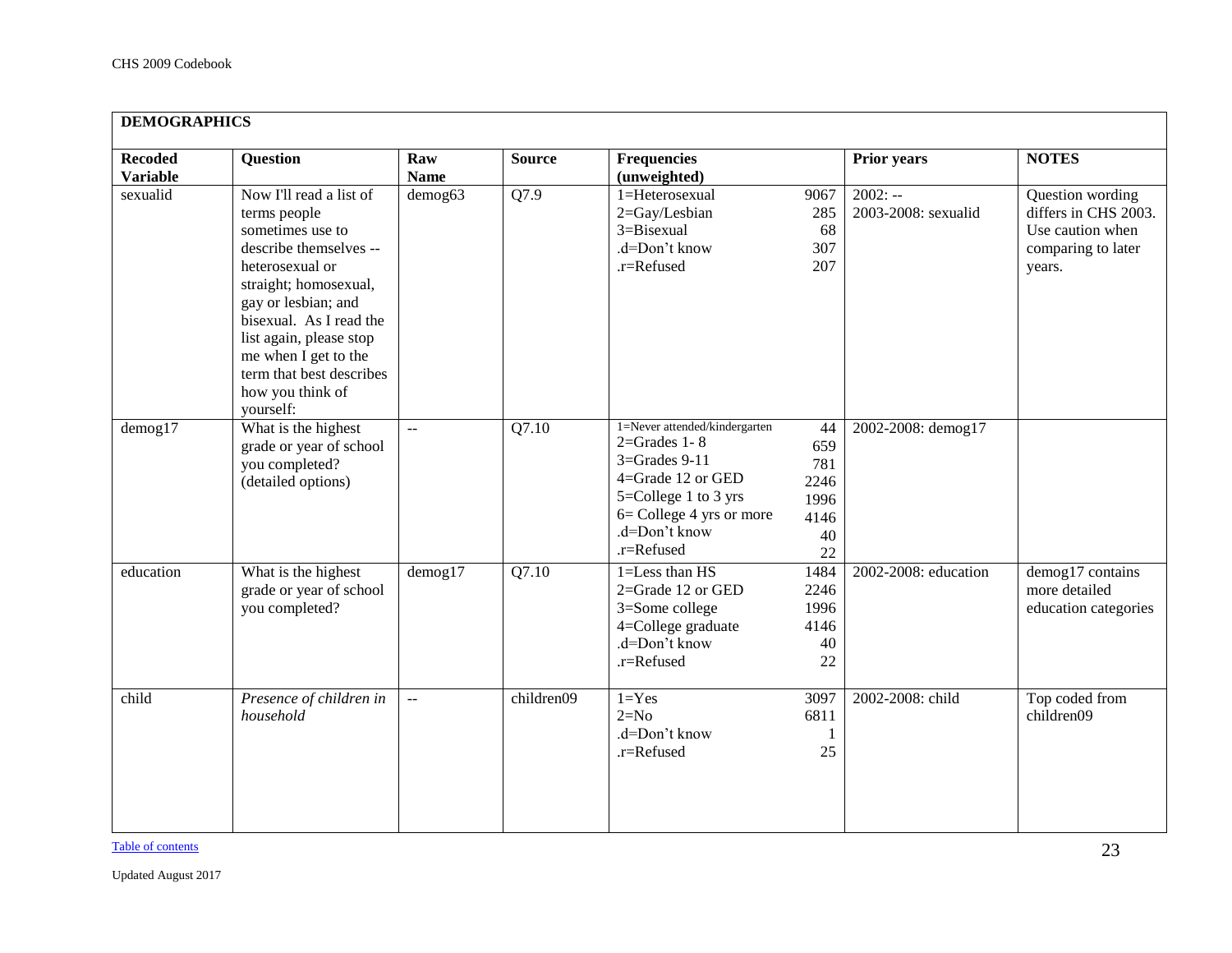| **DEMOGRAPHICS** | | | | | | | |
|---|---|---|---|---|---|---|---|
| **Recoded Variable** | **Question** | **Raw Name** | **Source** | **Frequencies (unweighted)** | | **Prior years** | **NOTES** |
| sexualid | Now I'll read a list of terms people sometimes use to describe themselves -- heterosexual or straight; homosexual, gay or lesbian; and bisexual. As I read the list again, please stop me when I get to the term that best describes how you think of yourself: | demog63 | Q7.9 | 1=Heterosexual<br>2=Gay/Lesbian<br>3=Bisexual<br>.d=Don't know<br>.r=Refused | 9067<br>285<br>68<br>307<br>207 | 2002: --<br>2003-2008: sexualid | Question wording differs in CHS 2003. Use caution when comparing to later years. |
| demog17 | What is the highest grade or year of school you completed? (detailed options) | -- | Q7.10 | 1=Never attended/kindergarten<br>2=Grades 1- 8<br>3=Grades 9-11<br>4=Grade 12 or GED<br>5=College 1 to 3 yrs<br>6= College 4 yrs or more<br>.d=Don't know<br>.r=Refused | 44<br>659<br>781<br>2246<br>1996<br>4146<br>40<br>22 | 2002-2008: demog17 | |
| education | What is the highest grade or year of school you completed? | demog17 | Q7.10 | 1=Less than HS<br>2=Grade 12 or GED<br>3=Some college<br>4=College graduate<br>.d=Don't know<br>.r=Refused | 1484<br>2246<br>1996<br>4146<br>40<br>22 | 2002-2008: education | demog17 contains more detailed education categories |
| child | *Presence of children in household* | -- | children09 | 1=Yes<br>2=No<br>.d=Don't know<br>.r=Refused | 3097<br>6811<br>1<br>25 | 2002-2008: child | Top coded from children09 |

Table of contents

Updated August 2017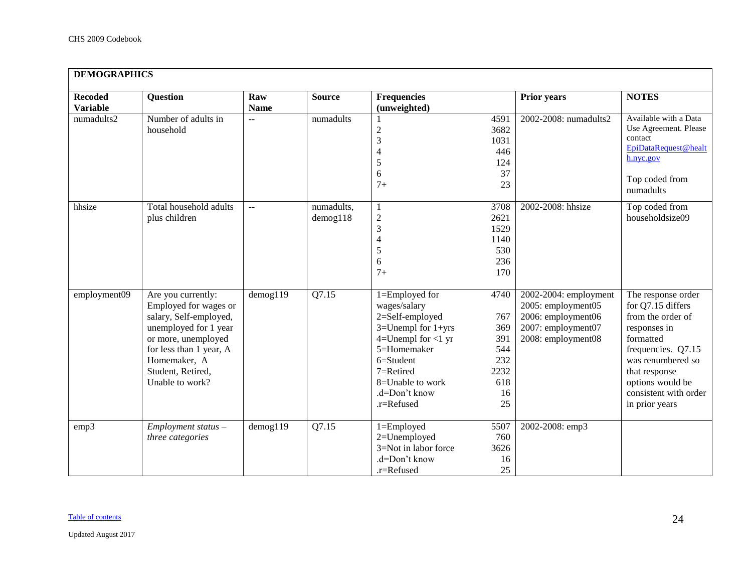## DEMOGRAPHICS

| Recoded Variable | Question | Raw Name | Source | Frequencies (unweighted) | | Prior years | NOTES |
|---|---|---|---|---|---|---|---|
| numadults2 | Number of adults in household | -- | numadults | 1<br>2<br>3<br>4<br>5<br>6<br>7+ | 4591<br>3682<br>1031<br>446<br>124<br>37<br>23 | 2002-2008: numadults2 | Available with a Data Use Agreement. Please contact EpiDataRequest@health.nyc.gov<br><br>Top coded from numadults |
| hhsize | Total household adults plus children | -- | numadults, demog118 | 1<br>2<br>3<br>4<br>5<br>6<br>7+ | 3708<br>2621<br>1529<br>1140<br>530<br>236<br>170 | 2002-2008: hhsize | Top coded from householdsize09 |
| employment09 | Are you currently: Employed for wages or salary, Self-employed, unemployed for 1 year or more, unemployed for less than 1 year, A Homemaker, A Student, Retired, Unable to work? | demog119 | Q7.15 | 1=Employed for wages/salary<br>2=Self-employed<br>3=Unempl for 1+yrs<br>4=Unempl for <1 yr<br>5=Homemaker<br>6=Student<br>7=Retired<br>8=Unable to work<br>.d=Don't know<br>.r=Refused | 4740<br><br>767<br>369<br>391<br>544<br>232<br>2232<br>618<br>16<br>25 | 2002-2004: employment<br>2005: employment05<br>2006: employment06<br>2007: employment07<br>2008: employment08 | The response order for Q7.15 differs from the order of responses in formatted frequencies. Q7.15 was renumbered so that response options would be consistent with order in prior years |
| emp3 | *Employment status – three categories* | demog119 | Q7.15 | 1=Employed<br>2=Unemployed<br>3=Not in labor force<br>.d=Don't know<br>.r=Refused | 5507<br>760<br>3626<br>16<br>25 | 2002-2008: emp3 | |

Table of contents

Updated August 2017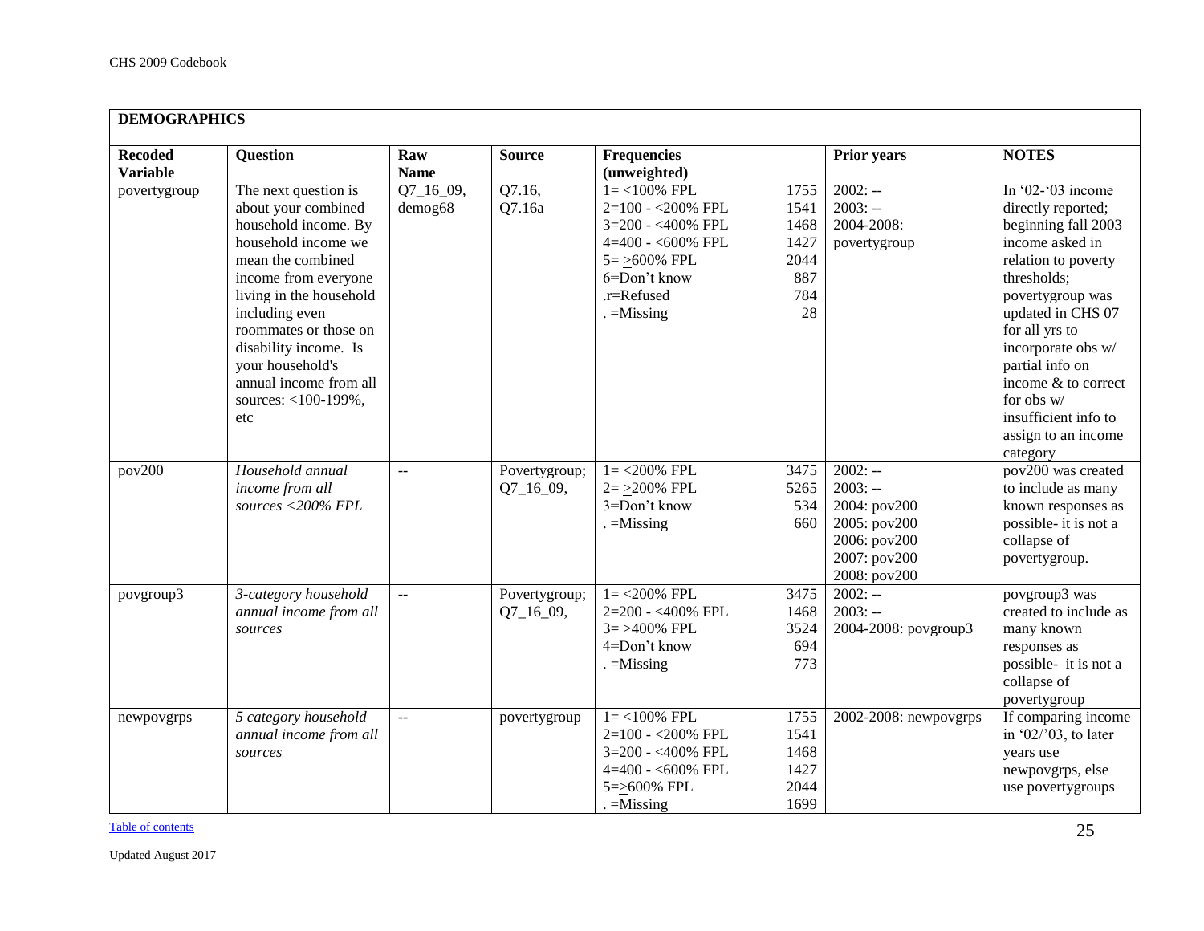## DEMOGRAPHICS

| Recoded Variable | Question | Raw Name | Source | Frequencies (unweighted) | | Prior years | NOTES |
|---|---|---|---|---|---|---|---|
| povertygroup | The next question is about your combined household income. By household income we mean the combined income from everyone living in the household including even roommates or those on disability income. Is your household's annual income from all sources: <100-199%, etc | Q7_16_09, demog68 | Q7.16, Q7.16a | 1= <100% FPL<br>2=100 - <200% FPL<br>3=200 - <400% FPL<br>4=400 - <600% FPL<br>5= >600% FPL<br>6=Don't know<br>.r=Refused<br>. =Missing | 1755<br>1541<br>1468<br>1427<br>2044<br>887<br>784<br>28 | 2002: --<br>2003: --<br>2004-2008: povertygroup | In '02-'03 income directly reported; beginning fall 2003 income asked in relation to poverty thresholds; povertygroup was updated in CHS 07 for all yrs to incorporate obs w/ partial info on income & to correct for obs w/ insufficient info to assign to an income category |
| pov200 | *Household annual income from all sources <200% FPL* | -- | Povertygroup; Q7_16_09, | 1= <200% FPL<br>2= >200% FPL<br>3=Don't know<br>. =Missing | 3475<br>5265<br>534<br>660 | 2002: --<br>2003: --<br>2004: pov200<br>2005: pov200<br>2006: pov200<br>2007: pov200<br>2008: pov200 | pov200 was created to include as many known responses as possible- it is not a collapse of povertygroup. |
| povgroup3 | *3-category household annual income from all sources* | -- | Povertygroup; Q7_16_09, | 1= <200% FPL<br>2=200 - <400% FPL<br>3= >400% FPL<br>4=Don't know<br>. =Missing | 3475<br>1468<br>3524<br>694<br>773 | 2002: --<br>2003: --<br>2004-2008: povgroup3 | povgroup3 was created to include as many known responses as possible- it is not a collapse of povertygroup |
| newpovgrps | *5 category household annual income from all sources* | -- | povertygroup | 1= <100% FPL<br>2=100 - <200% FPL<br>3=200 - <400% FPL<br>4=400 - <600% FPL<br>5=>600% FPL<br>. =Missing | 1755<br>1541<br>1468<br>1427<br>2044<br>1699 | 2002-2008: newpovgrps | If comparing income in '02/'03, to later years use newpovgrps, else use povertygroups |

Table of contents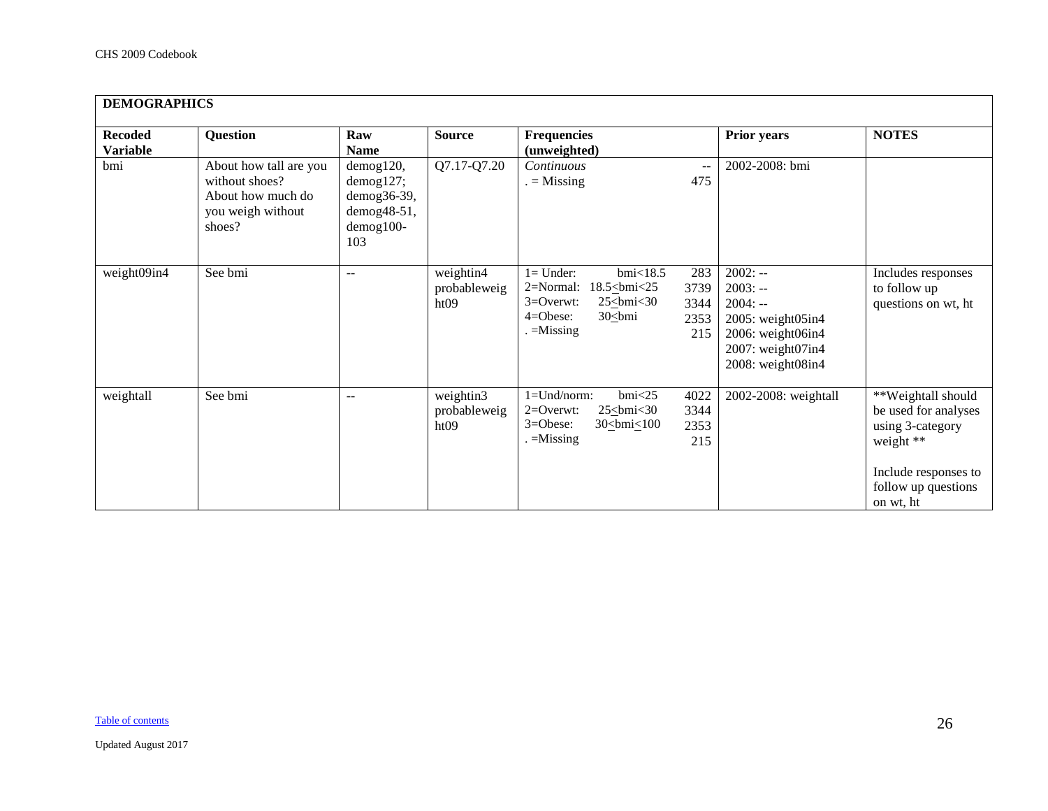| DEMOGRAPHICS | | | | | | |
|---|---|---|---|---|---|---|
| **Recoded Variable** | **Question** | **Raw Name** | **Source** | **Frequencies (unweighted)** | **Prior years** | **NOTES** |
| bmi | About how tall are you without shoes? About how much do you weigh without shoes? | demog120, demog127; demog36-39, demog48-51, demog100-103 | Q7.17-Q7.20 | *Continuous* -- <br> . = Missing 475 | 2002-2008: bmi | |
| weight09in4 | See bmi | -- | weightin4 probableweight09 | 1= Under: bmi<18.5 283 <br> 2=Normal: 18.5≤bmi<25 3739 <br> 3=Overwt: 25≤bmi<30 3344 <br> 4=Obese: 30≤bmi 2353 <br> . =Missing 215 | 2002: -- <br> 2003: -- <br> 2004: -- <br> 2005: weight05in4 <br> 2006: weight06in4 <br> 2007: weight07in4 <br> 2008: weight08in4 | Includes responses to follow up questions on wt, ht |
| weightall | See bmi | -- | weightin3 probableweight09 | 1=Und/norm: bmi<25 4022 <br> 2=Overwt: 25≤bmi<30 3344 <br> 3=Obese: 30≤bmi≤100 2353 <br> . =Missing 215 | 2002-2008: weightall | **Weightall should be used for analyses using 3-category weight ** <br><br> Include responses to follow up questions on wt, ht |

Table of contents

Updated August 2017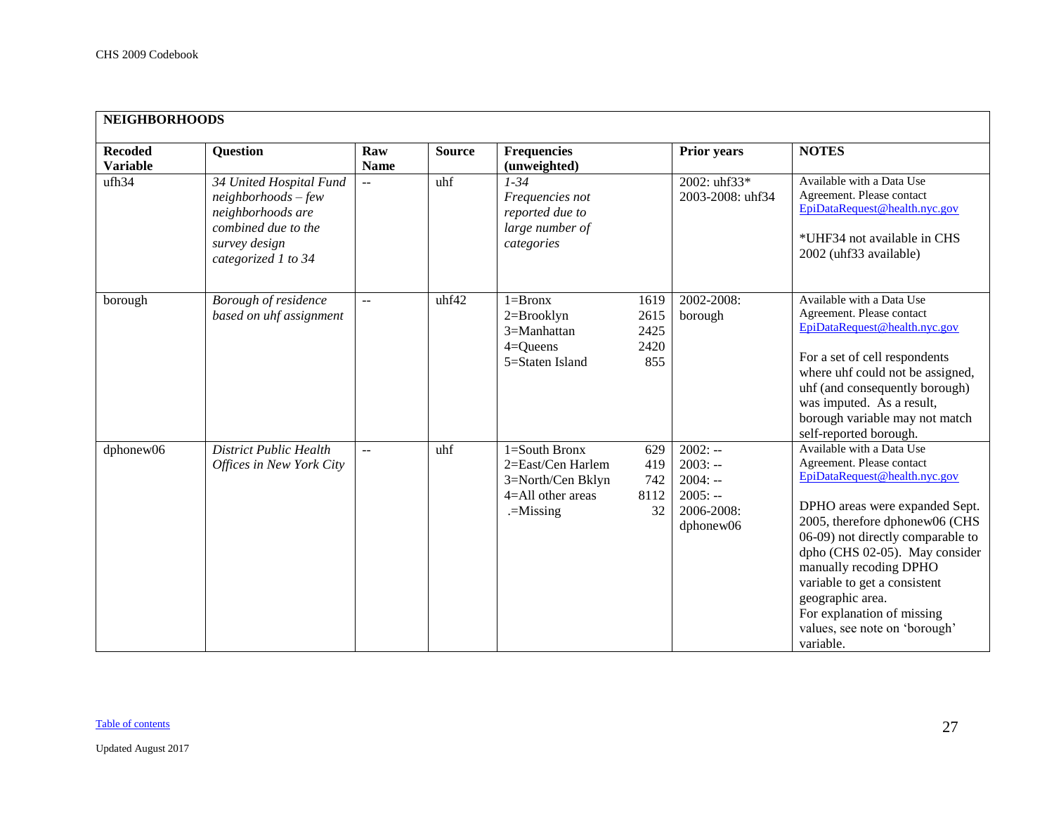| NEIGHBORHOODS | | | | | | |
|---|---|---|---|---|---|---|
| **Recoded Variable** | **Question** | **Raw Name** | **Source** | **Frequencies (unweighted)** | **Prior years** | **NOTES** |
| ufh34 | *34 United Hospital Fund neighborhoods – few neighborhoods are combined due to the survey design categorized 1 to 34* | -- | uhf | *1-34* *Frequencies not reported due to large number of categories* | 2002: uhf33* 2003-2008: uhf34 | Available with a Data Use Agreement. Please contact EpiDataRequest@health.nyc.gov *UHF34 not available in CHS 2002 (uhf33 available) |
| borough | *Borough of residence based on uhf assignment* | -- | uhf42 | 1=Bronx 1619<br>2=Brooklyn 2615<br>3=Manhattan 2425<br>4=Queens 2420<br>5=Staten Island 855 | 2002-2008: borough | Available with a Data Use Agreement. Please contact EpiDataRequest@health.nyc.gov For a set of cell respondents where uhf could not be assigned, uhf (and consequently borough) was imputed. As a result, borough variable may not match self-reported borough. |
| dphonew06 | *District Public Health Offices in New York City* | -- | uhf | 1=South Bronx 629<br>2=East/Cen Harlem 419<br>3=North/Cen Bklyn 742<br>4=All other areas 8112<br>.=Missing 32 | 2002: --<br>2003: --<br>2004: --<br>2005: --<br>2006-2008: dphonew06 | Available with a Data Use Agreement. Please contact EpiDataRequest@health.nyc.gov DPHO areas were expanded Sept. 2005, therefore dphonew06 (CHS 06-09) not directly comparable to dpho (CHS 02-05). May consider manually recoding DPHO variable to get a consistent geographic area. For explanation of missing values, see note on 'borough' variable. |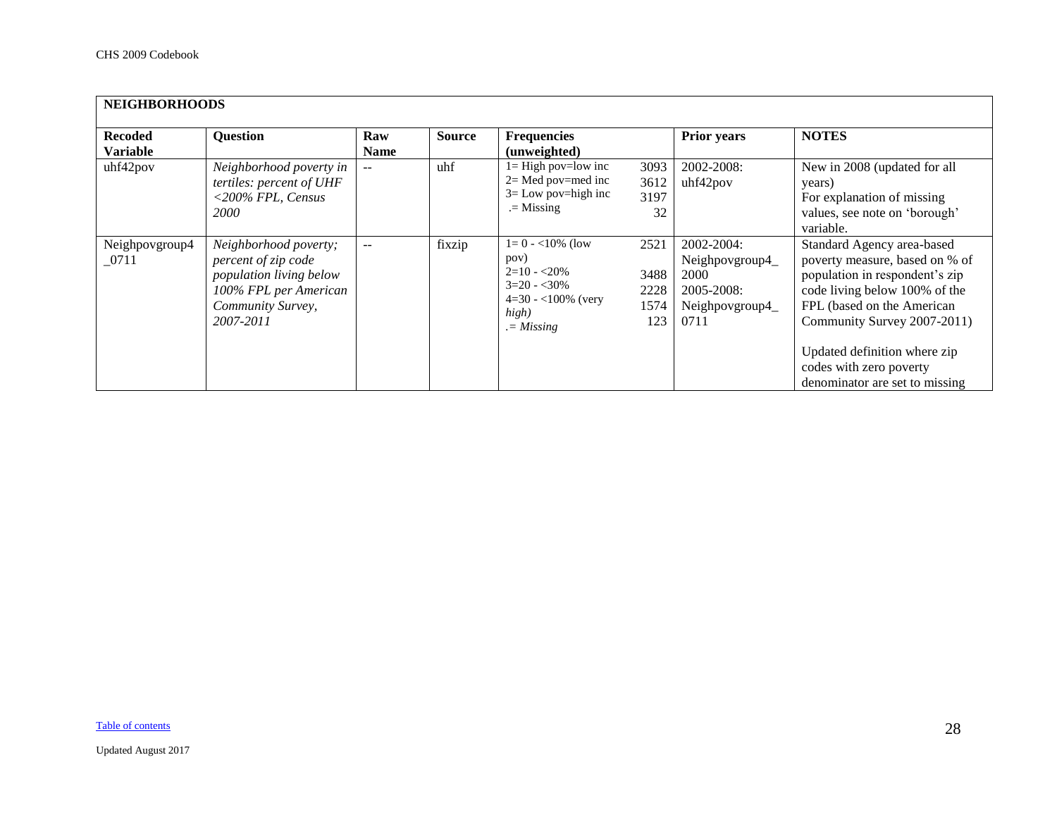| NEIGHBORHOODS | | | | | | |
|---|---|---|---|---|---|---|
| **Recoded Variable** | **Question** | **Raw Name** | **Source** | **Frequencies (unweighted)** | **Prior years** | **NOTES** |
| uhf42pov | *Neighborhood poverty in tertiles: percent of UHF <200% FPL, Census 2000* | -- | uhf | 1= High pov=low inc 3093<br>2= Med pov=med inc 3612<br>3= Low pov=high inc 3197<br>.= Missing 32 | 2002-2008: uhf42pov | New in 2008 (updated for all years)<br>For explanation of missing values, see note on 'borough' variable. |
| Neighpovgroup4_0711 | *Neighborhood poverty; percent of zip code population living below 100% FPL per American Community Survey, 2007-2011* | -- | fixzip | 1= 0 - <10% (low pov) 2521<br>2=10 - <20% 3488<br>3=20 - <30% 2228<br>4=30 - <100% (very *high)* 1574<br>*.= Missing* 123 | 2002-2004: Neighpovgroup4_2000<br>2005-2008: Neighpovgroup4_0711 | Standard Agency area-based poverty measure, based on % of population in respondent's zip code living below 100% of the FPL (based on the American Community Survey 2007-2011)<br><br>Updated definition where zip codes with zero poverty denominator are set to missing |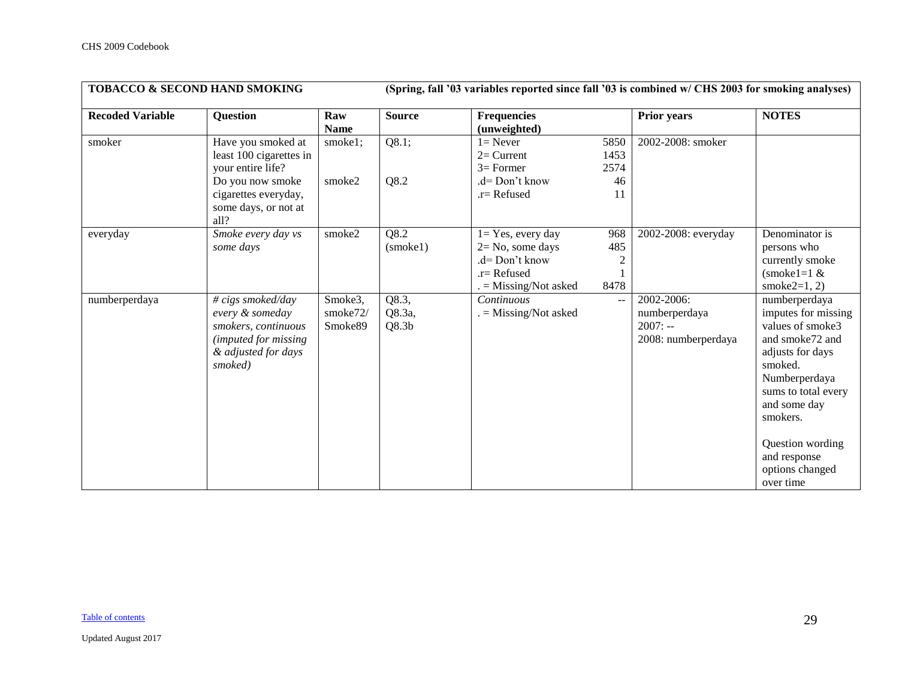| **TOBACCO & SECOND HAND SMOKING** | | | **(Spring, fall '03 variables reported since fall '03 is combined w/ CHS 2003 for smoking analyses)** | | | |
|---|---|---|---|---|---|---|
| **Recoded Variable** | **Question** | **Raw Name** | **Source** | **Frequencies (unweighted)** | **Prior years** | **NOTES** |
| smoker | Have you smoked at least 100 cigarettes in your entire life?<br>Do you now smoke cigarettes everyday, some days, or not at all? | smoke1;<br>smoke2 | Q8.1;<br>Q8.2 | 1= Never 5850<br>2= Current 1453<br>3= Former 2574<br>.d= Don't know 46<br>.r= Refused 11 | 2002-2008: smoker | |
| everyday | *Smoke every day vs some days* | smoke2 | Q8.2 (smoke1) | 1= Yes, every day 968<br>2= No, some days 485<br>.d= Don't know 2<br>.r= Refused 1<br>. = Missing/Not asked 8478 | 2002-2008: everyday | Denominator is persons who currently smoke (smoke1=1 & smoke2=1, 2) |
| numberperdaya | *# cigs smoked/day every & someday smokers, continuous (imputed for missing & adjusted for days smoked)* | Smoke3, smoke72/ Smoke89 | Q8.3, Q8.3a, Q8.3b | *Continuous* --<br>. = Missing/Not asked | 2002-2006: numberperdaya<br>2007: --<br>2008: numberperdaya | numberperdaya imputes for missing values of smoke3 and smoke72 and adjusts for days smoked. Numberperdaya sums to total every and some day smokers.<br><br>Question wording and response options changed over time |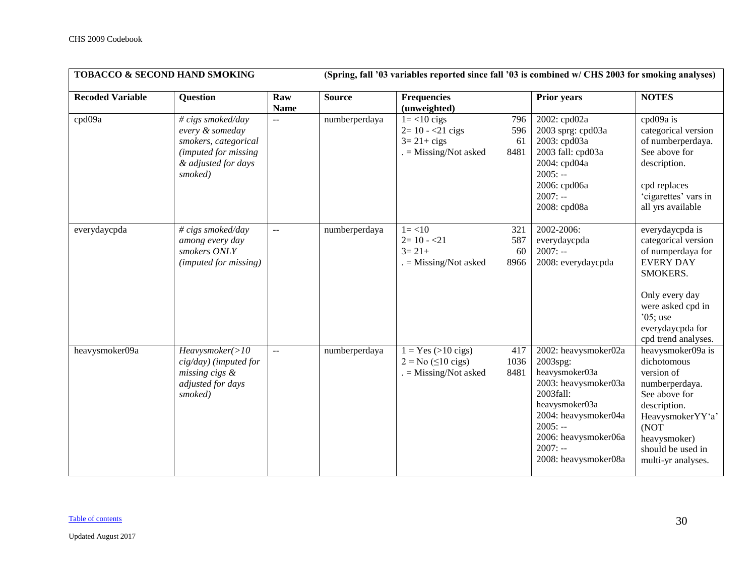| TOBACCO & SECOND HAND SMOKING | | (Spring, fall '03 variables reported since fall '03 is combined w/ CHS 2003 for smoking analyses) | | | | |
|---|---|---|---|---|---|---|
| **Recoded Variable** | **Question** | **Raw Name** | **Source** | **Frequencies (unweighted)** | **Prior years** | **NOTES** |
| cpd09a | *# cigs smoked/day every & someday smokers, categorical (imputed for missing & adjusted for days smoked)* | -- | numberperdaya | 1= <10 cigs 796<br>2= 10 - <21 cigs 596<br>3= 21+ cigs 61<br>. = Missing/Not asked 8481 | 2002: cpd02a<br>2003 sprg: cpd03a<br>2003: cpd03a<br>2003 fall: cpd03a<br>2004: cpd04a<br>2005: --<br>2006: cpd06a<br>2007: --<br>2008: cpd08a | cpd09a is categorical version of numberperdaya. See above for description.<br><br>cpd replaces 'cigarettes' vars in all yrs available |
| everydaycpda | *# cigs smoked/day among every day smokers ONLY (imputed for missing)* | -- | numberperdaya | 1= <10 321<br>2= 10 - <21 587<br>3= 21+ 60<br>. = Missing/Not asked 8966 | 2002-2006: everydaycpda<br>2007: --<br>2008: everydaycpda | everydaycpda is categorical version of numperdaya for EVERY DAY SMOKERS.<br><br>Only every day were asked cpd in '05; use everydaycpda for cpd trend analyses. |
| heavysmoker09a | *Heavysmoker(>10 cig/day) (imputed for missing cigs & adjusted for days smoked)* | -- | numberperdaya | 1 = Yes (>10 cigs) 417<br>2 = No (≤10 cigs) 1036<br>. = Missing/Not asked 8481 | 2002: heavysmoker02a<br>2003spg: heavysmoker03a<br>2003: heavysmoker03a<br>2003fall: heavysmoker03a<br>2004: heavysmoker04a<br>2005: --<br>2006: heavysmoker06a<br>2007: --<br>2008: heavysmoker08a | heavysmoker09a is dichotomous version of numberperdaya. See above for description. HeavysmokerYY'a' (NOT heavysmoker) should be used in multi-yr analyses. |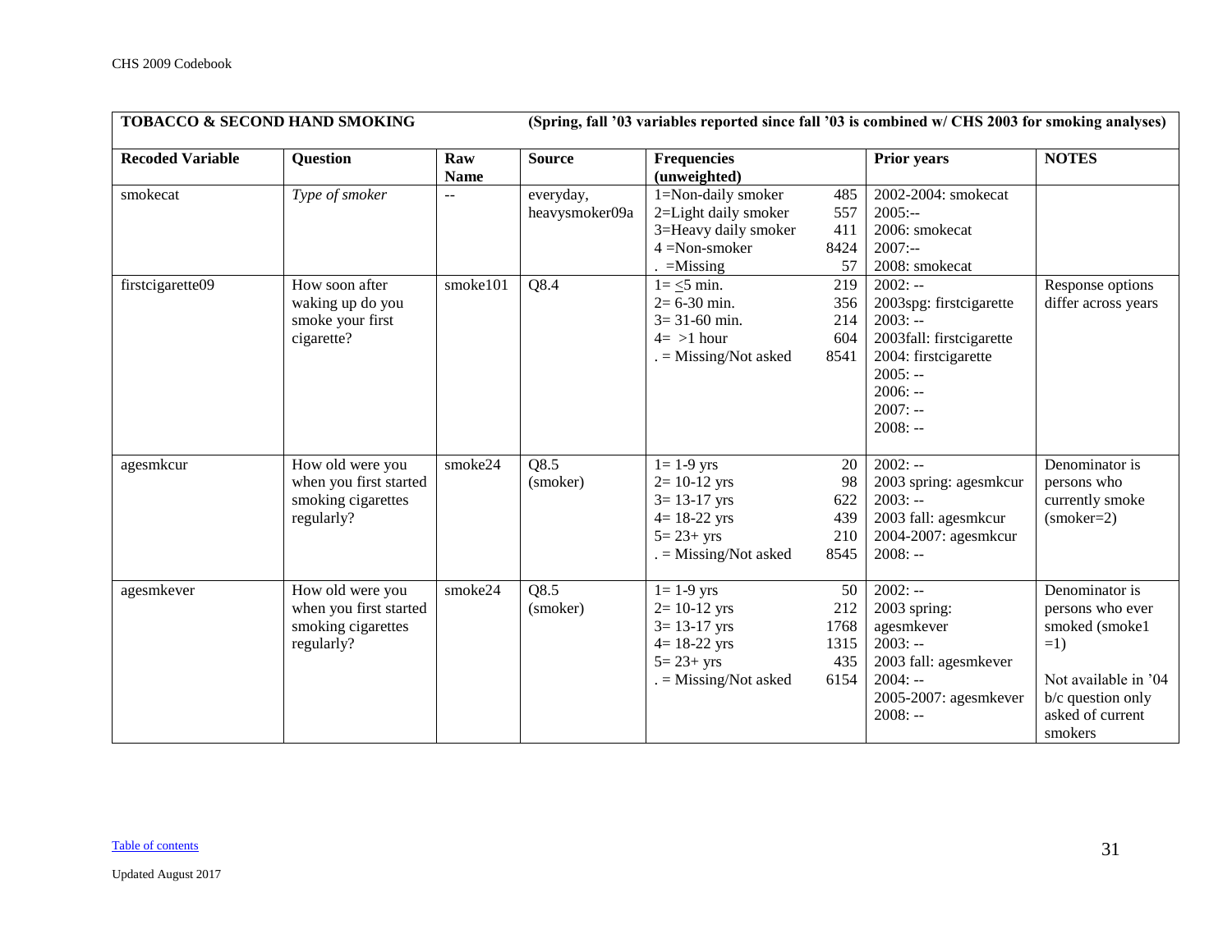| **TOBACCO & SECOND HAND SMOKING** | | | **(Spring, fall '03 variables reported since fall '03 is combined w/ CHS 2003 for smoking analyses)** | | | |
|---|---|---|---|---|---|---|
| **Recoded Variable** | **Question** | **Raw Name** | **Source** | **Frequencies (unweighted)** | **Prior years** | **NOTES** |
| smokecat | *Type of smoker* | -- | everyday, heavysmoker09a | 1=Non-daily smoker 485<br>2=Light daily smoker 557<br>3=Heavy daily smoker 411<br>4 =Non-smoker 8424<br>. =Missing 57 | 2002-2004: smokecat<br>2005:--<br>2006: smokecat<br>2007:--<br>2008: smokecat | |
| firstcigarette09 | How soon after waking up do you smoke your first cigarette? | smoke101 | Q8.4 | 1= ≤5 min. 219<br>2= 6-30 min. 356<br>3= 31-60 min. 214<br>4= >1 hour 604<br>. = Missing/Not asked 8541 | 2002: --<br>2003spg: firstcigarette<br>2003: --<br>2003fall: firstcigarette<br>2004: firstcigarette<br>2005: --<br>2006: --<br>2007: --<br>2008: -- | Response options differ across years |
| agesmkcur | How old were you when you first started smoking cigarettes regularly? | smoke24 | Q8.5 (smoker) | 1= 1-9 yrs 20<br>2= 10-12 yrs 98<br>3= 13-17 yrs 622<br>4= 18-22 yrs 439<br>5= 23+ yrs 210<br>. = Missing/Not asked 8545 | 2002: --<br>2003 spring: agesmkcur<br>2003: --<br>2003 fall: agesmkcur<br>2004-2007: agesmkcur<br>2008: -- | Denominator is persons who currently smoke (smoker=2) |
| agesmkever | How old were you when you first started smoking cigarettes regularly? | smoke24 | Q8.5 (smoker) | 1= 1-9 yrs 50<br>2= 10-12 yrs 212<br>3= 13-17 yrs 1768<br>4= 18-22 yrs 1315<br>5= 23+ yrs 435<br>. = Missing/Not asked 6154 | 2002: --<br>2003 spring: agesmkever<br>2003: --<br>2003 fall: agesmkever<br>2004: --<br>2005-2007: agesmkever<br>2008: -- | Denominator is persons who ever smoked (smoke1 =1)<br><br>Not available in '04 b/c question only asked of current smokers |

Table of contents

Updated August 2017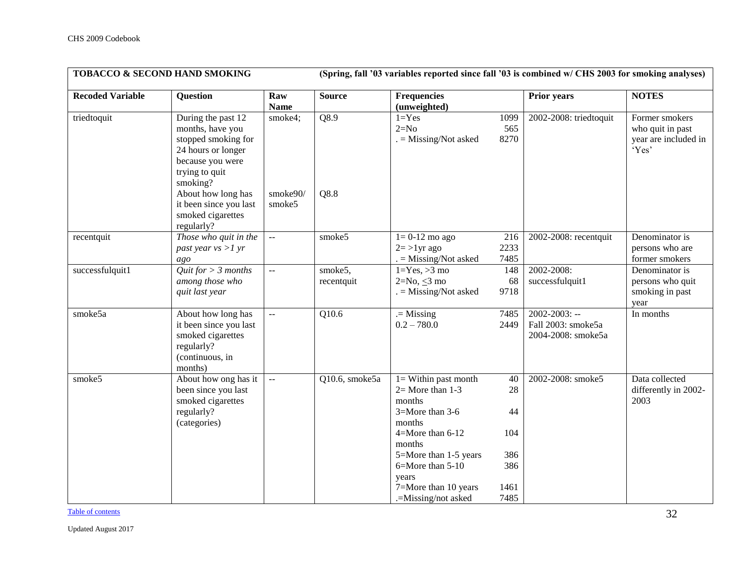| TOBACCO & SECOND HAND SMOKING | | | (Spring, fall '03 variables reported since fall '03 is combined w/ CHS 2003 for smoking analyses) | | | |
|---|---|---|---|---|---|---|
| **Recoded Variable** | **Question** | **Raw Name** | **Source** | **Frequencies (unweighted)** | **Prior years** | **NOTES** |
| triedtoquit | During the past 12 months, have you stopped smoking for 24 hours or longer because you were trying to quit smoking?<br>About how long has it been since you last smoked cigarettes regularly? | smoke4;<br><br>smoke90/ smoke5 | Q8.9<br><br>Q8.8 | 1=Yes 1099<br>2=No 565<br>. = Missing/Not asked 8270 | 2002-2008: triedtoquit | Former smokers who quit in past year are included in 'Yes' |
| recentquit | *Those who quit in the past year vs >1 yr ago* | -- | smoke5 | 1= 0-12 mo ago 216<br>2= >1yr ago 2233<br>. = Missing/Not asked 7485 | 2002-2008: recentquit | Denominator is persons who are former smokers |
| successfulquit1 | *Quit for > 3 months among those who quit last year* | -- | smoke5, recentquit | 1=Yes, >3 mo 148<br>2=No, ≤3 mo 68<br>. = Missing/Not asked 9718 | 2002-2008: successfulquit1 | Denominator is persons who quit smoking in past year |
| smoke5a | About how long has it been since you last smoked cigarettes regularly? (continuous, in months) | -- | Q10.6 | .= Missing 7485<br>0.2 – 780.0 2449 | 2002-2003: --<br>Fall 2003: smoke5a<br>2004-2008: smoke5a | In months |
| smoke5 | About how ong has it been since you last smoked cigarettes regularly? (categories) | -- | Q10.6, smoke5a | 1= Within past month 40<br>2= More than 1-3 months 28<br>3=More than 3-6 months 44<br>4=More than 6-12 months 104<br>5=More than 1-5 years 386<br>6=More than 5-10 years 386<br>7=More than 10 years 1461<br>.=Missing/not asked 7485 | 2002-2008: smoke5 | Data collected differently in 2002-2003 |

Table of contents

Updated August 2017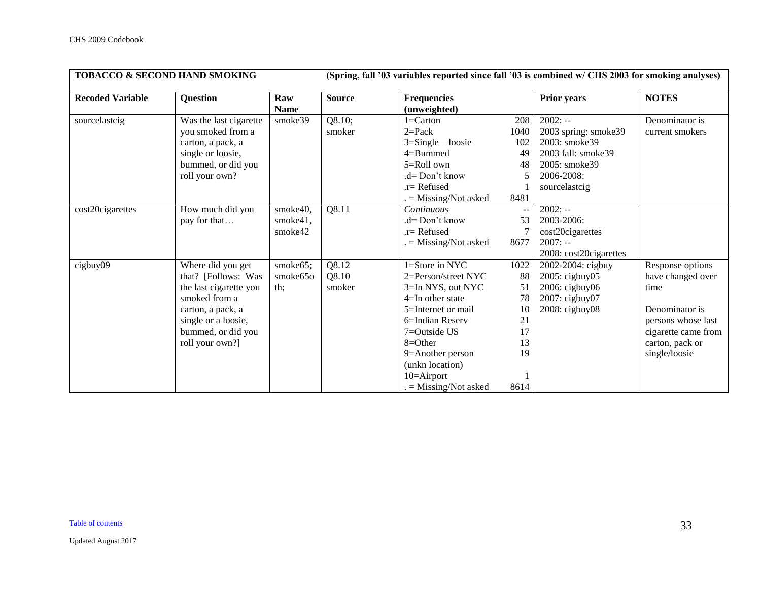| **TOBACCO & SECOND HAND SMOKING** | | | | **(Spring, fall '03 variables reported since fall '03 is combined w/ CHS 2003 for smoking analyses)** | | | |
|---|---|---|---|---|---|---|---|
| **Recoded Variable** | **Question** | **Raw Name** | **Source** | **Frequencies (unweighted)** | | **Prior years** | **NOTES** |
| sourcelastcig | Was the last cigarette you smoked from a carton, a pack, a single or loosie, bummed, or did you roll your own? | smoke39 | Q8.10; smoker | 1=Carton<br>2=Pack<br>3=Single – loosie<br>4=Bummed<br>5=Roll own<br>.d= Don't know<br>.r= Refused<br>. = Missing/Not asked | 208<br>1040<br>102<br>49<br>48<br>5<br>1<br>8481 | 2002: --<br>2003 spring: smoke39<br>2003: smoke39<br>2003 fall: smoke39<br>2005: smoke39<br>2006-2008: sourcelastcig | Denominator is current smokers |
| cost20cigarettes | How much did you pay for that… | smoke40, smoke41, smoke42 | Q8.11 | *Continuous*<br>.d= Don't know<br>.r= Refused<br>. = Missing/Not asked | --<br>53<br>7<br>8677 | 2002: --<br>2003-2006: cost20cigarettes<br>2007: --<br>2008: cost20cigarettes | |
| cigbuy09 | Where did you get that? [Follows: Was the last cigarette you smoked from a carton, a pack, a single or a loosie, bummed, or did you roll your own?] | smoke65; smoke65oth; | Q8.12<br>Q8.10<br>smoker | 1=Store in NYC<br>2=Person/street NYC<br>3=In NYS, out NYC<br>4=In other state<br>5=Internet or mail<br>6=Indian Reserv<br>7=Outside US<br>8=Other<br>9=Another person (unkn location)<br>10=Airport<br>. = Missing/Not asked | 1022<br>88<br>51<br>78<br>10<br>21<br>17<br>13<br>19<br><br>1<br>8614 | 2002-2004: cigbuy<br>2005: cigbuy05<br>2006: cigbuy06<br>2007: cigbuy07<br>2008: cigbuy08 | Response options have changed over time<br><br>Denominator is persons whose last cigarette came from carton, pack or single/loosie |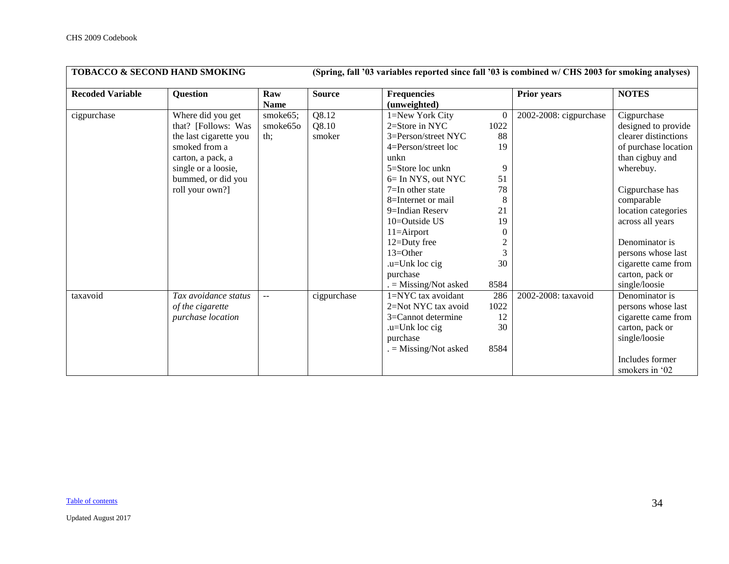| TOBACCO & SECOND HAND SMOKING | | | (Spring, fall '03 variables reported since fall '03 is combined w/ CHS 2003 for smoking analyses) | | | |
|---|---|---|---|---|---|---|
| **Recoded Variable** | **Question** | **Raw Name** | **Source** | **Frequencies (unweighted)** | **Prior years** | **NOTES** |
| cigpurchase | Where did you get that? [Follows: Was the last cigarette you smoked from a carton, a pack, a single or a loosie, bummed, or did you roll your own?] | smoke65; smoke65oth; | Q8.12 Q8.10 smoker | 1=New York City 0<br>2=Store in NYC 1022<br>3=Person/street NYC 88<br>4=Person/street loc unkn 19<br>5=Store loc unkn 9<br>6= In NYS, out NYC 51<br>7=In other state 78<br>8=Internet or mail 8<br>9=Indian Reserv 21<br>10=Outside US 19<br>11=Airport 0<br>12=Duty free 2<br>13=Other 3<br>.u=Unk loc cig purchase 30<br>. = Missing/Not asked 8584 | 2002-2008: cigpurchase | Cigpurchase designed to provide clearer distinctions of purchase location than cigbuy and wherebuy.<br><br>Cigpurchase has comparable location categories across all years<br><br>Denominator is persons whose last cigarette came from carton, pack or single/loosie |
| taxavoid | *Tax avoidance status of the cigarette purchase location* | -- | cigpurchase | 1=NYC tax avoidant 286<br>2=Not NYC tax avoid 1022<br>3=Cannot determine 12<br>.u=Unk loc cig purchase 30<br>. = Missing/Not asked 8584 | 2002-2008: taxavoid | Denominator is persons whose last cigarette came from carton, pack or single/loosie<br><br>Includes former smokers in '02 |

Table of contents

Updated August 2017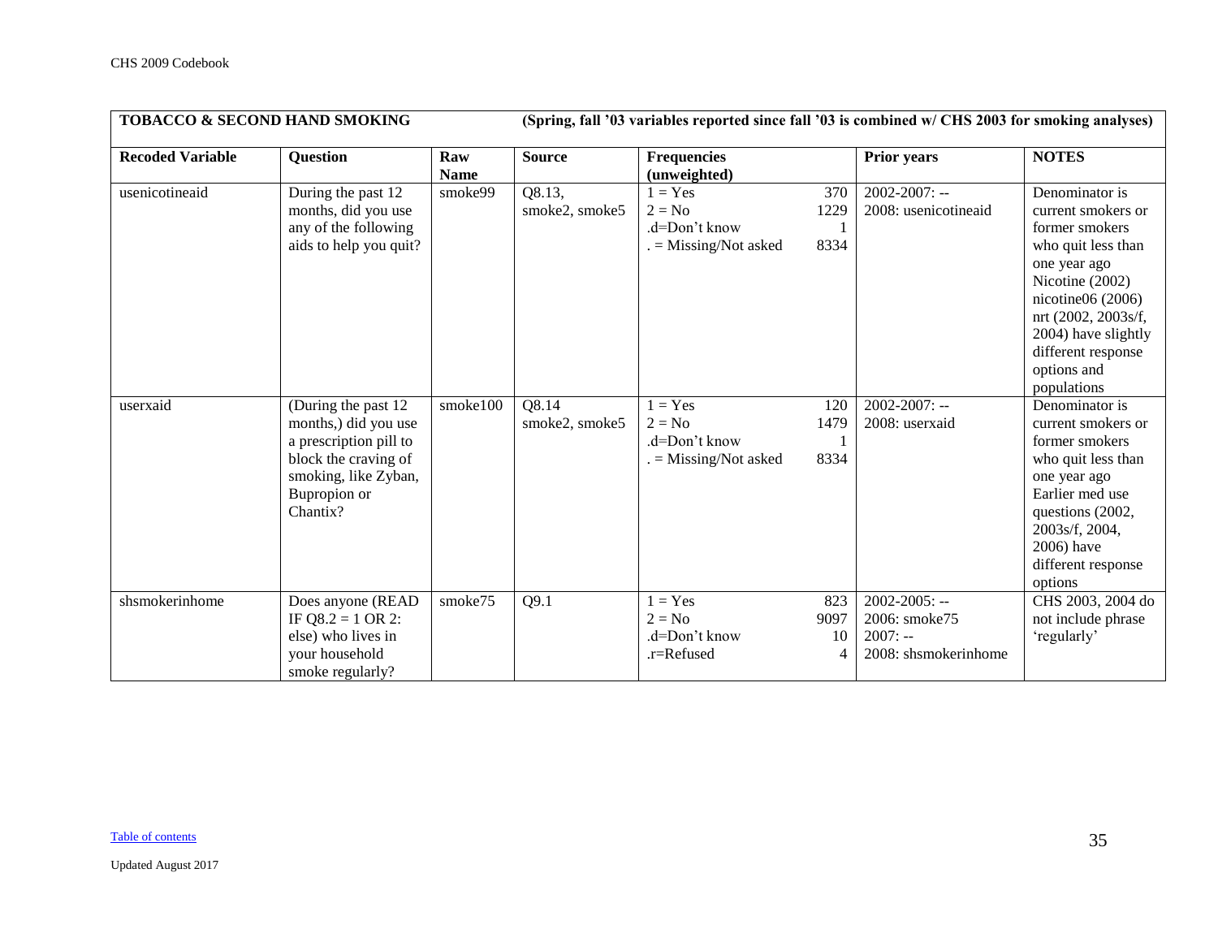| TOBACCO & SECOND HAND SMOKING | | (Spring, fall '03 variables reported since fall '03 is combined w/ CHS 2003 for smoking analyses) | | | | |
|---|---|---|---|---|---|---|
| **Recoded Variable** | **Question** | **Raw Name** | **Source** | **Frequencies (unweighted)** | **Prior years** | **NOTES** |
| usenicotineaid | During the past 12 months, did you use any of the following aids to help you quit? | smoke99 | Q8.13, smoke2, smoke5 | 1 = Yes 370<br>2 = No 1229<br>.d=Don't know 1<br>. = Missing/Not asked 8334 | 2002-2007: --<br>2008: usenicotineaid | Denominator is current smokers or former smokers who quit less than one year ago<br>Nicotine (2002) nicotine06 (2006) nrt (2002, 2003s/f, 2004) have slightly different response options and populations |
| userxaid | (During the past 12 months,) did you use a prescription pill to block the craving of smoking, like Zyban, Bupropion or Chantix? | smoke100 | Q8.14 smoke2, smoke5 | 1 = Yes 120<br>2 = No 1479<br>.d=Don't know 1<br>. = Missing/Not asked 8334 | 2002-2007: --<br>2008: userxaid | Denominator is current smokers or former smokers who quit less than one year ago<br>Earlier med use questions (2002, 2003s/f, 2004, 2006) have different response options |
| shsmokerinhome | Does anyone (READ IF Q8.2 = 1 OR 2: else) who lives in your household smoke regularly? | smoke75 | Q9.1 | 1 = Yes 823<br>2 = No 9097<br>.d=Don't know 10<br>.r=Refused 4 | 2002-2005: --<br>2006: smoke75<br>2007: --<br>2008: shsmokerinhome | CHS 2003, 2004 do not include phrase 'regularly' |

Table of contents

Updated August 2017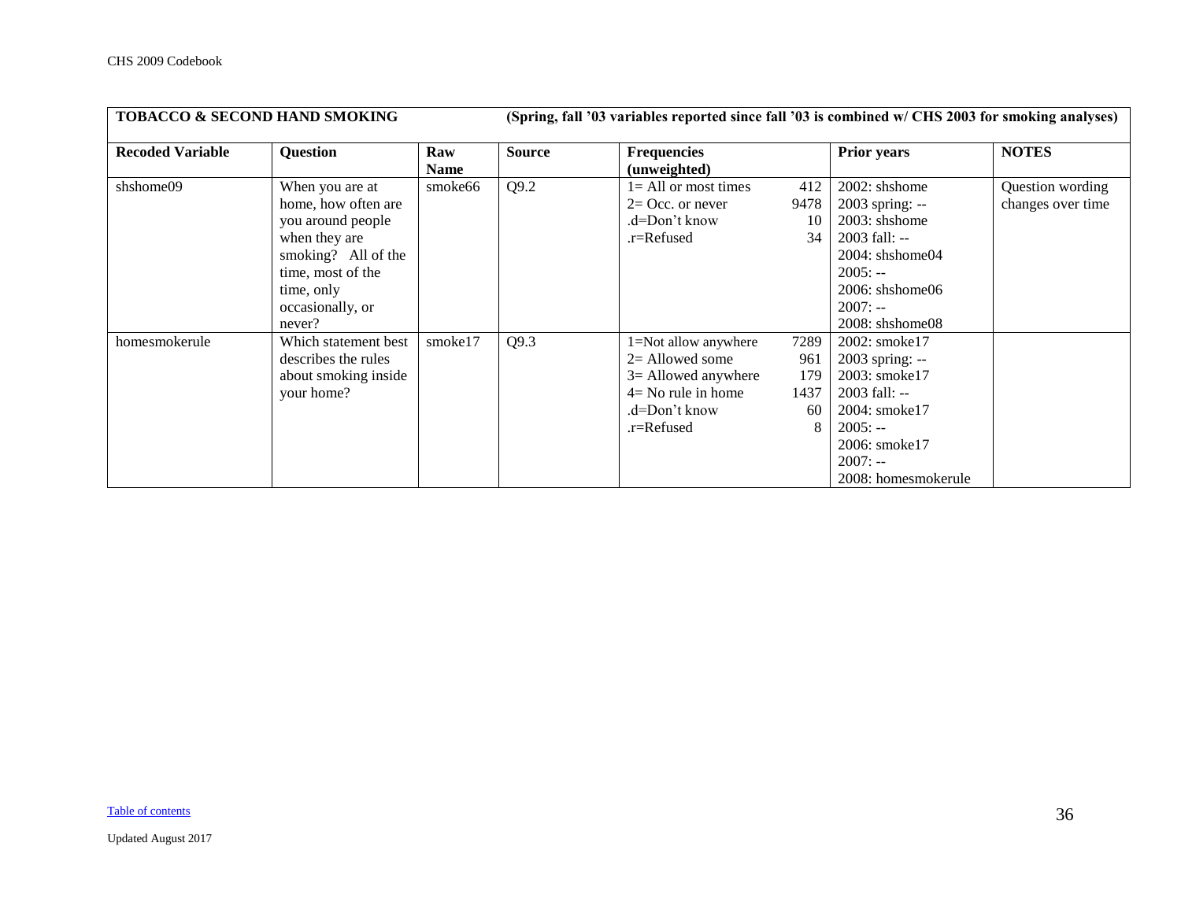| **TOBACCO & SECOND HAND SMOKING** | | | | **(Spring, fall '03 variables reported since fall '03 is combined w/ CHS 2003 for smoking analyses)** | | | |
|---|---|---|---|---|---|---|---|
| **Recoded Variable** | **Question** | **Raw Name** | **Source** | **Frequencies (unweighted)** | | **Prior years** | **NOTES** |
| shshome09 | When you are at home, how often are you around people when they are smoking? All of the time, most of the time, only occasionally, or never? | smoke66 | Q9.2 | 1= All or most times<br>2= Occ. or never<br>.d=Don't know<br>.r=Refused | 412<br>9478<br>10<br>34 | 2002: shshome<br>2003 spring: --<br>2003: shshome<br>2003 fall: --<br>2004: shshome04<br>2005: --<br>2006: shshome06<br>2007: --<br>2008: shshome08 | Question wording changes over time |
| homesmokerule | Which statement best describes the rules about smoking inside your home? | smoke17 | Q9.3 | 1=Not allow anywhere<br>2= Allowed some<br>3= Allowed anywhere<br>4= No rule in home<br>.d=Don't know<br>.r=Refused | 7289<br>961<br>179<br>1437<br>60<br>8 | 2002: smoke17<br>2003 spring: --<br>2003: smoke17<br>2003 fall: --<br>2004: smoke17<br>2005: --<br>2006: smoke17<br>2007: --<br>2008: homesmokerule | |

Table of contents

Updated August 2017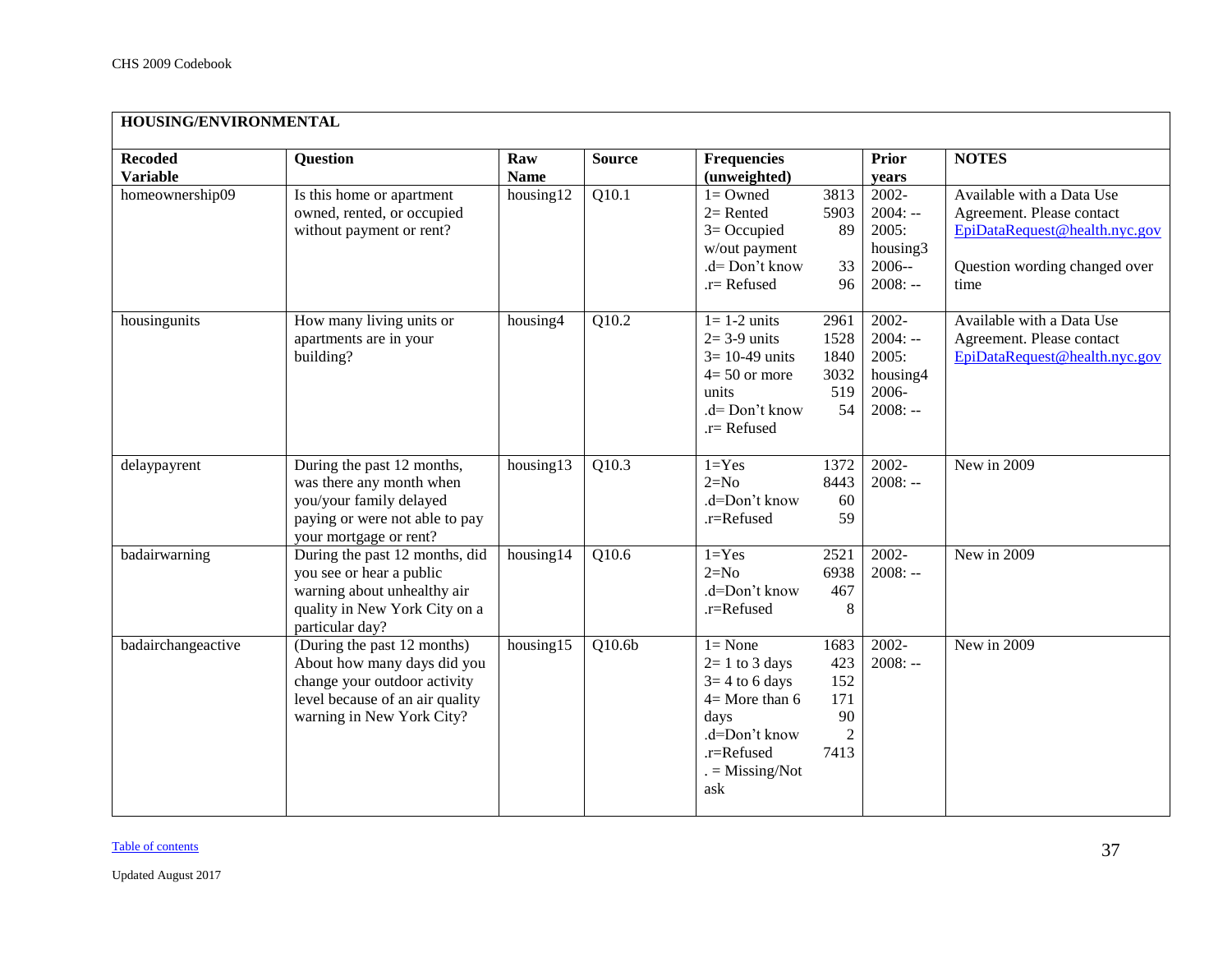| HOUSING/ENVIRONMENTAL | | | | | | |
|---|---|---|---|---|---|---|
| **Recoded Variable** | **Question** | **Raw Name** | **Source** | **Frequencies (unweighted)** | **Prior years** | **NOTES** |
| homeownership09 | Is this home or apartment owned, rented, or occupied without payment or rent? | housing12 | Q10.1 | 1= Owned 3813<br>2= Rented 5903<br>3= Occupied w/out payment 89<br>.d= Don't know 33<br>.r= Refused 96 | 2002-2004: --<br>2005: housing3<br>2006--2008: -- | Available with a Data Use Agreement. Please contact EpiDataRequest@health.nyc.gov<br><br>Question wording changed over time |
| housingunits | How many living units or apartments are in your building? | housing4 | Q10.2 | 1= 1-2 units 2961<br>2= 3-9 units 1528<br>3= 10-49 units 1840<br>4= 50 or more units 3032<br>.d= Don't know 519<br>.r= Refused 54 | 2002-2004: --<br>2005: housing4<br>2006-2008: -- | Available with a Data Use Agreement. Please contact EpiDataRequest@health.nyc.gov |
| delaypayrent | During the past 12 months, was there any month when you/your family delayed paying or were not able to pay your mortgage or rent? | housing13 | Q10.3 | 1=Yes 1372<br>2=No 8443<br>.d=Don't know 60<br>.r=Refused 59 | 2002-2008: -- | New in 2009 |
| badairwarning | During the past 12 months, did you see or hear a public warning about unhealthy air quality in New York City on a particular day? | housing14 | Q10.6 | 1=Yes 2521<br>2=No 6938<br>.d=Don't know 467<br>.r=Refused 8 | 2002-2008: -- | New in 2009 |
| badairchangeactive | (During the past 12 months) About how many days did you change your outdoor activity level because of an air quality warning in New York City? | housing15 | Q10.6b | 1= None 1683<br>2= 1 to 3 days 423<br>3= 4 to 6 days 152<br>4= More than 6 days 171<br>.d=Don't know 90<br>.r=Refused 2<br>. = Missing/Not ask 7413 | 2002-2008: -- | New in 2009 |

Table of contents

Updated August 2017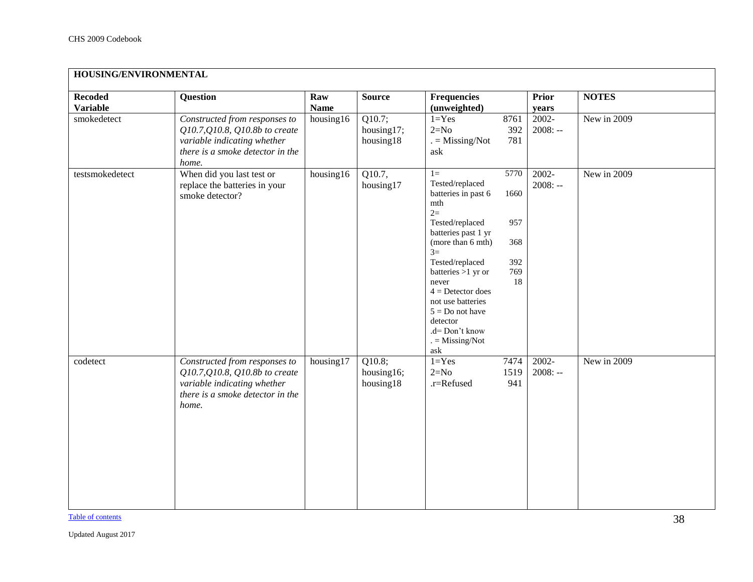| HOUSING/ENVIRONMENTAL | | | | | | |
|---|---|---|---|---|---|---|
| **Recoded Variable** | **Question** | **Raw Name** | **Source** | **Frequencies (unweighted)** | **Prior years** | **NOTES** |
| smokedetect | *Constructed from responses to Q10.7,Q10.8, Q10.8b to create variable indicating whether there is a smoke detector in the home.* | housing16 | Q10.7; housing17; housing18 | 1=Yes 8761<br>2=No 392<br>. = Missing/Not ask 781 | 2002-2008: -- | New in 2009 |
| testsmokedetect | When did you last test or replace the batteries in your smoke detector? | housing16 | Q10.7, housing17 | 1= Tested/replaced batteries in past 6 mth 5770<br>2= Tested/replaced batteries past 1 yr (more than 6 mth) 1660<br>3= Tested/replaced batteries >1 yr or never 957<br>4 = Detector does not use batteries 368<br>5 = Do not have detector 392<br>.d= Don't know 769<br>. = Missing/Not ask 18 | 2002-2008: -- | New in 2009 |
| codetect | *Constructed from responses to Q10.7,Q10.8, Q10.8b to create variable indicating whether there is a smoke detector in the home.* | housing17 | Q10.8; housing16; housing18 | 1=Yes 7474<br>2=No 1519<br>.r=Refused 941 | 2002-2008: -- | New in 2009 |

Table of contents

Updated August 2017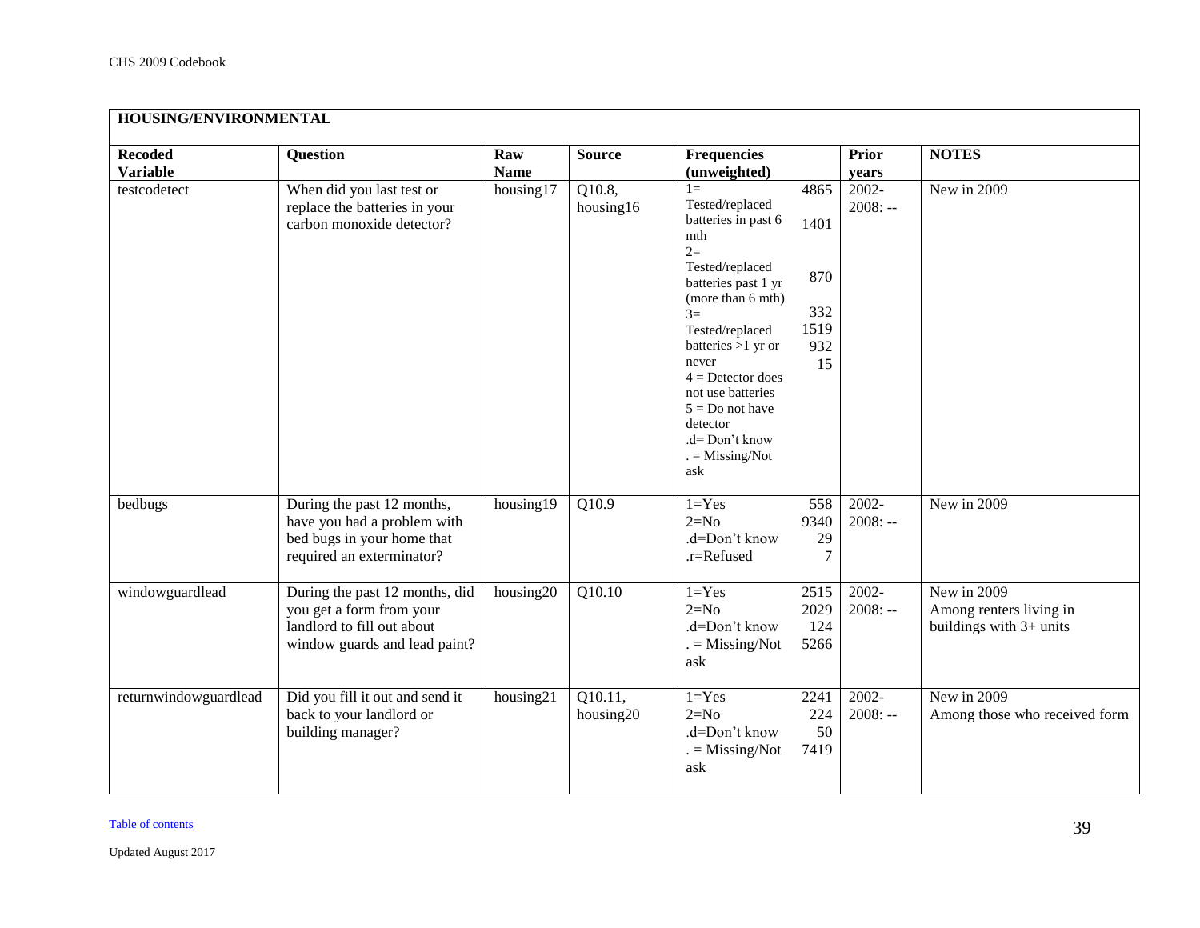## HOUSING/ENVIRONMENTAL

| Recoded Variable | Question | Raw Name | Source | Frequencies (unweighted) | | Prior years | NOTES |
|---|---|---|---|---|---|---|---|
| testcodetect | When did you last test or replace the batteries in your carbon monoxide detector? | housing17 | Q10.8, housing16 | 1= Tested/replaced batteries in past 6 mth<br>2= Tested/replaced batteries past 1 yr (more than 6 mth)<br>3= Tested/replaced batteries >1 yr or never<br>4 = Detector does not use batteries<br>5 = Do not have detector<br>.d= Don't know<br>. = Missing/Not ask | 4865<br>1401<br>870<br>332<br>1519<br>932<br>15 | 2002-2008: -- | New in 2009 |
| bedbugs | During the past 12 months, have you had a problem with bed bugs in your home that required an exterminator? | housing19 | Q10.9 | 1=Yes<br>2=No<br>.d=Don't know<br>.r=Refused | 558<br>9340<br>29<br>7 | 2002-2008: -- | New in 2009 |
| windowguardlead | During the past 12 months, did you get a form from your landlord to fill out about window guards and lead paint? | housing20 | Q10.10 | 1=Yes<br>2=No<br>.d=Don't know<br>. = Missing/Not ask | 2515<br>2029<br>124<br>5266 | 2002-2008: -- | New in 2009<br>Among renters living in buildings with 3+ units |
| returnwindowguardlead | Did you fill it out and send it back to your landlord or building manager? | housing21 | Q10.11, housing20 | 1=Yes<br>2=No<br>.d=Don't know<br>. = Missing/Not ask | 2241<br>224<br>50<br>7419 | 2002-2008: -- | New in 2009<br>Among those who received form |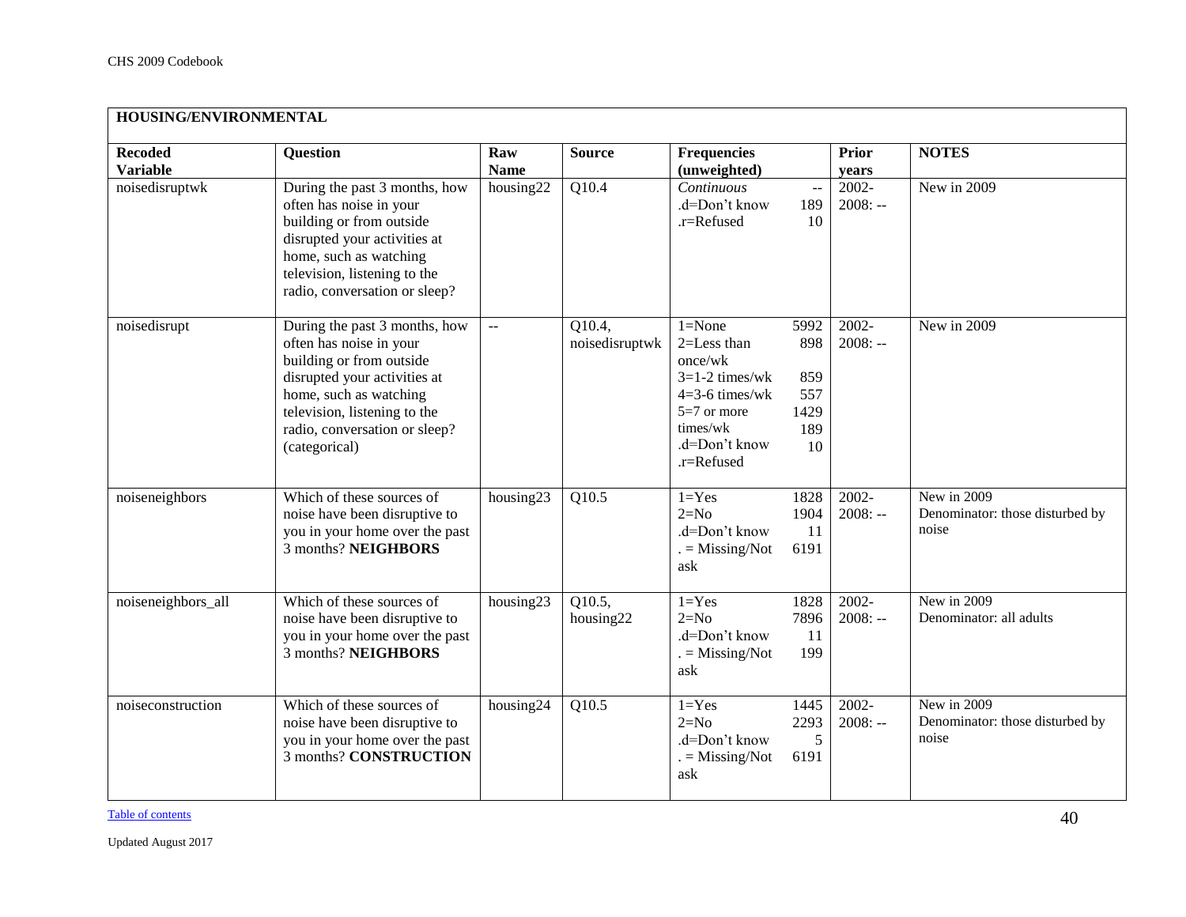| HOUSING/ENVIRONMENTAL | | | | | | |
|---|---|---|---|---|---|---|
| **Recoded Variable** | **Question** | **Raw Name** | **Source** | **Frequencies (unweighted)** | **Prior years** | **NOTES** |
| noisedisruptwk | During the past 3 months, how often has noise in your building or from outside disrupted your activities at home, such as watching television, listening to the radio, conversation or sleep? | housing22 | Q10.4 | *Continuous* -- <br> .d=Don't know 189 <br> .r=Refused 10 | 2002-2008: -- | New in 2009 |
| noisedisrupt | During the past 3 months, how often has noise in your building or from outside disrupted your activities at home, such as watching television, listening to the radio, conversation or sleep? (categorical) | -- | Q10.4, noisedisruptwk | 1=None 5992 <br> 2=Less than once/wk 898 <br> 3=1-2 times/wk 859 <br> 4=3-6 times/wk 557 <br> 5=7 or more times/wk 1429 <br> .d=Don't know 189 <br> .r=Refused 10 | 2002-2008: -- | New in 2009 |
| noiseneighbors | Which of these sources of noise have been disruptive to you in your home over the past 3 months? **NEIGHBORS** | housing23 | Q10.5 | 1=Yes 1828 <br> 2=No 1904 <br> .d=Don't know 11 <br> . = Missing/Not ask 6191 | 2002-2008: -- | New in 2009 <br> Denominator: those disturbed by noise |
| noiseneighbors_all | Which of these sources of noise have been disruptive to you in your home over the past 3 months? **NEIGHBORS** | housing23 | Q10.5, housing22 | 1=Yes 1828 <br> 2=No 7896 <br> .d=Don't know 11 <br> . = Missing/Not ask 199 | 2002-2008: -- | New in 2009 <br> Denominator: all adults |
| noiseconstruction | Which of these sources of noise have been disruptive to you in your home over the past 3 months? **CONSTRUCTION** | housing24 | Q10.5 | 1=Yes 1445 <br> 2=No 2293 <br> .d=Don't know 5 <br> . = Missing/Not ask 6191 | 2002-2008: -- | New in 2009 <br> Denominator: those disturbed by noise |

Table of contents

Updated August 2017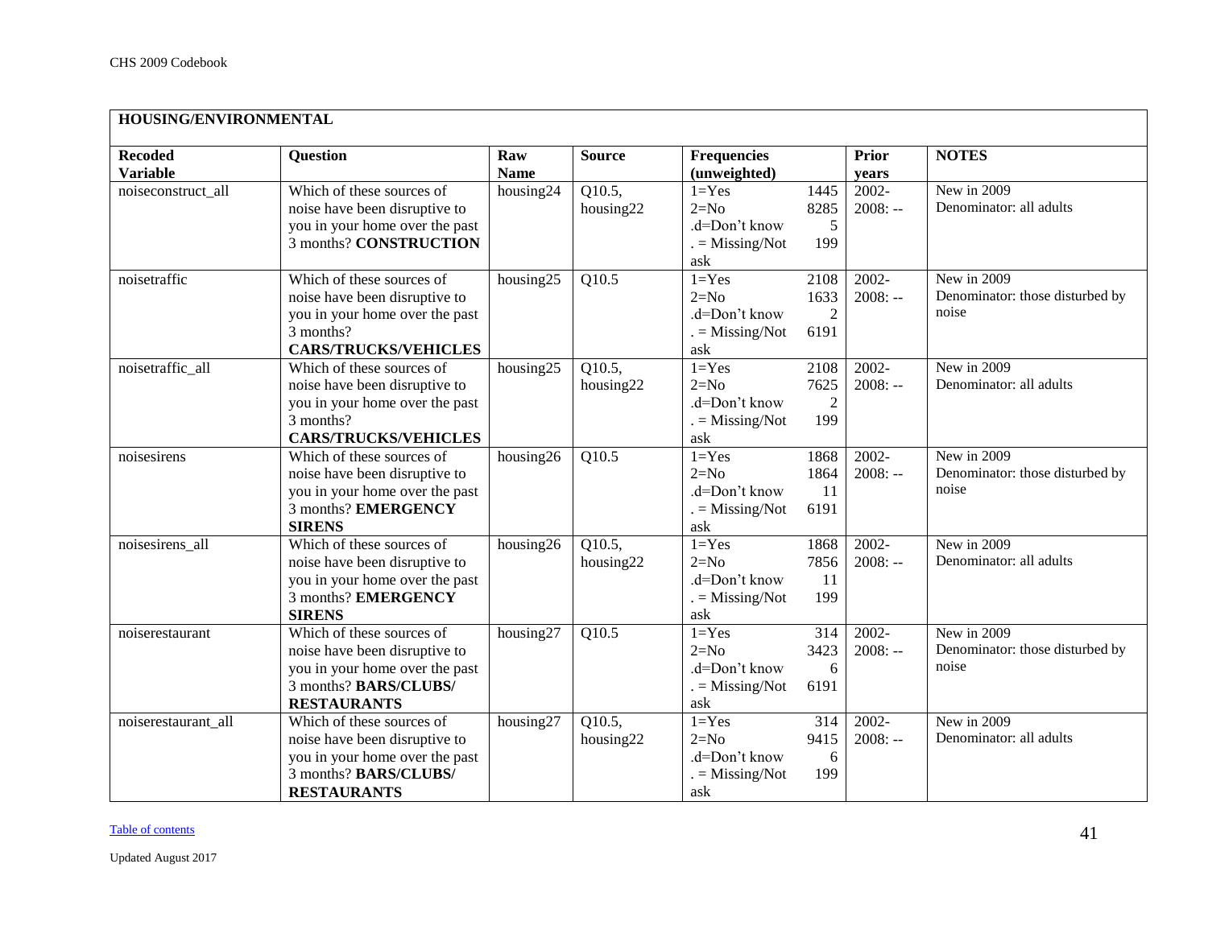| HOUSING/ENVIRONMENTAL | | | | | | |
|---|---|---|---|---|---|---|
| **Recoded Variable** | **Question** | **Raw Name** | **Source** | **Frequencies (unweighted)** | **Prior years** | **NOTES** |
| noiseconstruct_all | Which of these sources of noise have been disruptive to you in your home over the past 3 months? **CONSTRUCTION** | housing24 | Q10.5, housing22 | 1=Yes 1445<br>2=No 8285<br>.d=Don't know 5<br>. = Missing/Not ask 199 | 2002-2008: -- | New in 2009<br>Denominator: all adults |
| noisetraffic | Which of these sources of noise have been disruptive to you in your home over the past 3 months? **CARS/TRUCKS/VEHICLES** | housing25 | Q10.5 | 1=Yes 2108<br>2=No 1633<br>.d=Don't know 2<br>. = Missing/Not ask 6191 | 2002-2008: -- | New in 2009<br>Denominator: those disturbed by noise |
| noisetraffic_all | Which of these sources of noise have been disruptive to you in your home over the past 3 months? **CARS/TRUCKS/VEHICLES** | housing25 | Q10.5, housing22 | 1=Yes 2108<br>2=No 7625<br>.d=Don't know 2<br>. = Missing/Not ask 199 | 2002-2008: -- | New in 2009<br>Denominator: all adults |
| noisesirens | Which of these sources of noise have been disruptive to you in your home over the past 3 months? **EMERGENCY SIRENS** | housing26 | Q10.5 | 1=Yes 1868<br>2=No 1864<br>.d=Don't know 11<br>. = Missing/Not ask 6191 | 2002-2008: -- | New in 2009<br>Denominator: those disturbed by noise |
| noisesirens_all | Which of these sources of noise have been disruptive to you in your home over the past 3 months? **EMERGENCY SIRENS** | housing26 | Q10.5, housing22 | 1=Yes 1868<br>2=No 7856<br>.d=Don't know 11<br>. = Missing/Not ask 199 | 2002-2008: -- | New in 2009<br>Denominator: all adults |
| noiserestaurant | Which of these sources of noise have been disruptive to you in your home over the past 3 months? **BARS/CLUBS/ RESTAURANTS** | housing27 | Q10.5 | 1=Yes 314<br>2=No 3423<br>.d=Don't know 6<br>. = Missing/Not ask 6191 | 2002-2008: -- | New in 2009<br>Denominator: those disturbed by noise |
| noiserestaurant_all | Which of these sources of noise have been disruptive to you in your home over the past 3 months? **BARS/CLUBS/ RESTAURANTS** | housing27 | Q10.5, housing22 | 1=Yes 314<br>2=No 9415<br>.d=Don't know 6<br>. = Missing/Not ask 199 | 2002-2008: -- | New in 2009<br>Denominator: all adults |

Table of contents

Updated August 2017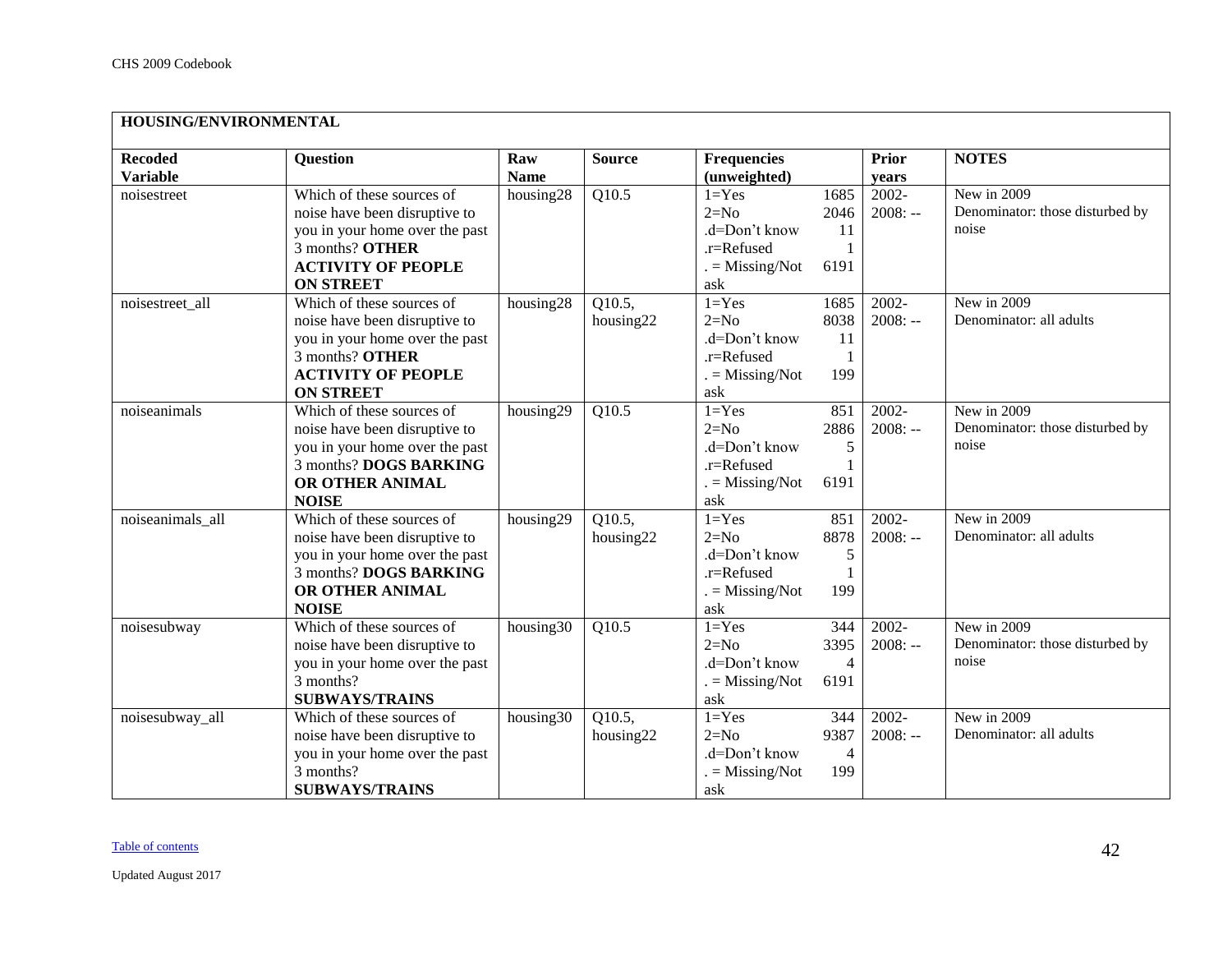| HOUSING/ENVIRONMENTAL | | | | | | |
|---|---|---|---|---|---|---|
| **Recoded Variable** | **Question** | **Raw Name** | **Source** | **Frequencies (unweighted)** | **Prior years** | **NOTES** |
| noisestreet | Which of these sources of noise have been disruptive to you in your home over the past 3 months? **OTHER ACTIVITY OF PEOPLE ON STREET** | housing28 | Q10.5 | 1=Yes 1685<br>2=No 2046<br>.d=Don't know 11<br>.r=Refused 1<br>. = Missing/Not ask 6191 | 2002-2008: -- | New in 2009<br>Denominator: those disturbed by noise |
| noisestreet_all | Which of these sources of noise have been disruptive to you in your home over the past 3 months? **OTHER ACTIVITY OF PEOPLE ON STREET** | housing28 | Q10.5, housing22 | 1=Yes 1685<br>2=No 8038<br>.d=Don't know 11<br>.r=Refused 1<br>. = Missing/Not ask 199 | 2002-2008: -- | New in 2009<br>Denominator: all adults |
| noiseanimals | Which of these sources of noise have been disruptive to you in your home over the past 3 months? **DOGS BARKING OR OTHER ANIMAL NOISE** | housing29 | Q10.5 | 1=Yes 851<br>2=No 2886<br>.d=Don't know 5<br>.r=Refused 1<br>. = Missing/Not ask 6191 | 2002-2008: -- | New in 2009<br>Denominator: those disturbed by noise |
| noiseanimals_all | Which of these sources of noise have been disruptive to you in your home over the past 3 months? **DOGS BARKING OR OTHER ANIMAL NOISE** | housing29 | Q10.5, housing22 | 1=Yes 851<br>2=No 8878<br>.d=Don't know 5<br>.r=Refused 1<br>. = Missing/Not ask 199 | 2002-2008: -- | New in 2009<br>Denominator: all adults |
| noisesubway | Which of these sources of noise have been disruptive to you in your home over the past 3 months? **SUBWAYS/TRAINS** | housing30 | Q10.5 | 1=Yes 344<br>2=No 3395<br>.d=Don't know 4<br>. = Missing/Not ask 6191 | 2002-2008: -- | New in 2009<br>Denominator: those disturbed by noise |
| noisesubway_all | Which of these sources of noise have been disruptive to you in your home over the past 3 months? **SUBWAYS/TRAINS** | housing30 | Q10.5, housing22 | 1=Yes 344<br>2=No 9387<br>.d=Don't know 4<br>. = Missing/Not ask 199 | 2002-2008: -- | New in 2009<br>Denominator: all adults |

Table of contents

Updated August 2017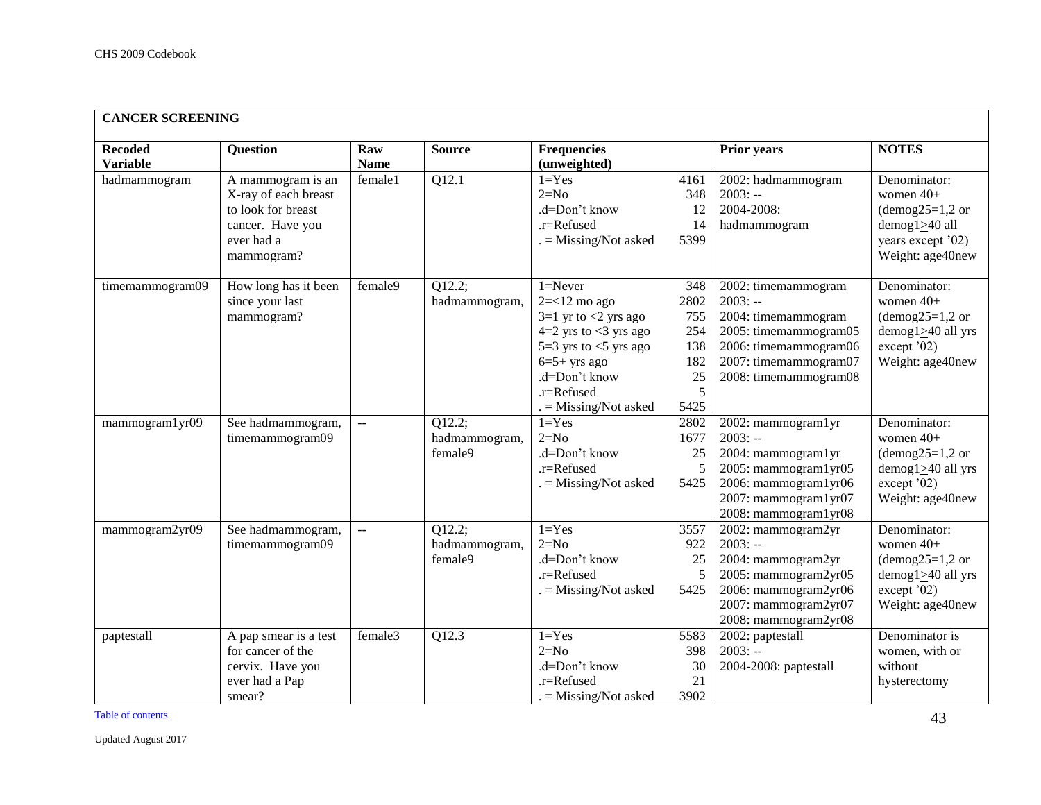| **CANCER SCREENING** | | | | | | | |
|---|---|---|---|---|---|---|---|
| **Recoded Variable** | **Question** | **Raw Name** | **Source** | **Frequencies (unweighted)** | | **Prior years** | **NOTES** |
| hadmammogram | A mammogram is an X-ray of each breast to look for breast cancer. Have you ever had a mammogram? | female1 | Q12.1 | 1=Yes<br>2=No<br>.d=Don't know<br>.r=Refused<br>. = Missing/Not asked | 4161<br>348<br>12<br>14<br>5399 | 2002: hadmammogram<br>2003: --<br>2004-2008: hadmammogram | Denominator: women 40+ (demog25=1,2 or demog1≥40 all years except '02)<br>Weight: age40new |
| timemammogram09 | How long has it been since your last mammogram? | female9 | Q12.2; hadmammogram, | 1=Never<br>2=<12 mo ago<br>3=1 yr to <2 yrs ago<br>4=2 yrs to <3 yrs ago<br>5=3 yrs to <5 yrs ago<br>6=5+ yrs ago<br>.d=Don't know<br>.r=Refused<br>. = Missing/Not asked | 348<br>2802<br>755<br>254<br>138<br>182<br>25<br>5<br>5425 | 2002: timemammogram<br>2003: --<br>2004: timemammogram<br>2005: timemammogram05<br>2006: timemammogram06<br>2007: timemammogram07<br>2008: timemammogram08 | Denominator: women 40+ (demog25=1,2 or demog1≥40 all yrs except '02)<br>Weight: age40new |
| mammogram1yr09 | See hadmammogram, timemammogram09 | -- | Q12.2; hadmammogram, female9 | 1=Yes<br>2=No<br>.d=Don't know<br>.r=Refused<br>. = Missing/Not asked | 2802<br>1677<br>25<br>5<br>5425 | 2002: mammogram1yr<br>2003: --<br>2004: mammogram1yr<br>2005: mammogram1yr05<br>2006: mammogram1yr06<br>2007: mammogram1yr07<br>2008: mammogram1yr08 | Denominator: women 40+ (demog25=1,2 or demog1≥40 all yrs except '02)<br>Weight: age40new |
| mammogram2yr09 | See hadmammogram, timemammogram09 | -- | Q12.2; hadmammogram, female9 | 1=Yes<br>2=No<br>.d=Don't know<br>.r=Refused<br>. = Missing/Not asked | 3557<br>922<br>25<br>5<br>5425 | 2002: mammogram2yr<br>2003: --<br>2004: mammogram2yr<br>2005: mammogram2yr05<br>2006: mammogram2yr06<br>2007: mammogram2yr07<br>2008: mammogram2yr08 | Denominator: women 40+ (demog25=1,2 or demog1≥40 all yrs except '02)<br>Weight: age40new |
| paptestall | A pap smear is a test for cancer of the cervix. Have you ever had a Pap smear? | female3 | Q12.3 | 1=Yes<br>2=No<br>.d=Don't know<br>.r=Refused<br>. = Missing/Not asked | 5583<br>398<br>30<br>21<br>3902 | 2002: paptestall<br>2003: --<br>2004-2008: paptestall | Denominator is women, with or without hysterectomy |

Table of contents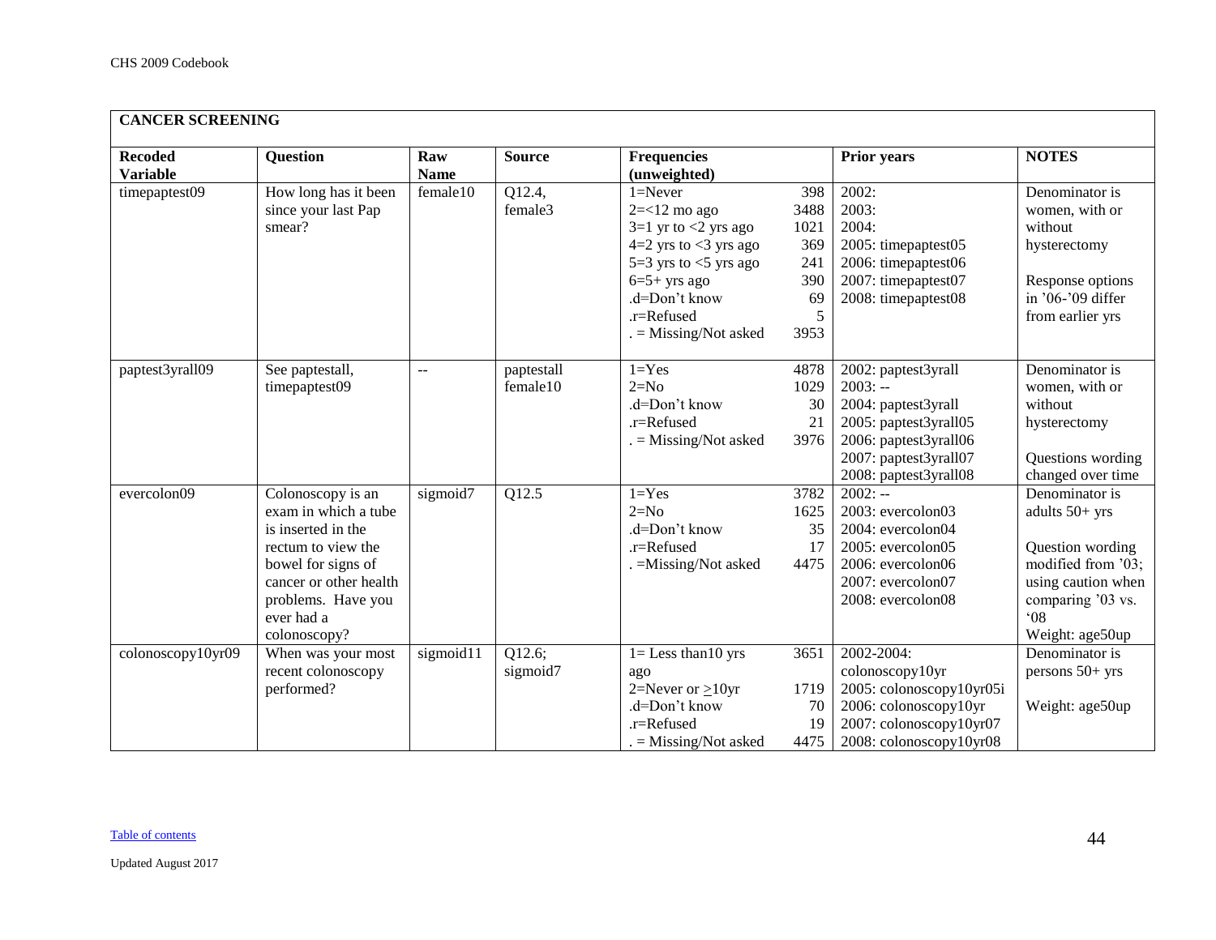## CANCER SCREENING

| Recoded Variable | Question | Raw Name | Source | Frequencies (unweighted) | | Prior years | NOTES |
|---|---|---|---|---|---|---|---|
| timepaptest09 | How long has it been since your last Pap smear? | female10 | Q12.4, female3 | 1=Never<br>2=<12 mo ago<br>3=1 yr to <2 yrs ago<br>4=2 yrs to <3 yrs ago<br>5=3 yrs to <5 yrs ago<br>6=5+ yrs ago<br>.d=Don't know<br>.r=Refused<br>. = Missing/Not asked | 398<br>3488<br>1021<br>369<br>241<br>390<br>69<br>5<br>3953 | 2002:<br>2003:<br>2004:<br>2005: timepaptest05<br>2006: timepaptest06<br>2007: timepaptest07<br>2008: timepaptest08 | Denominator is women, with or without hysterectomy<br><br>Response options in '06-'09 differ from earlier yrs |
| paptest3yrall09 | See paptestall, timepaptest09 | -- | paptestall female10 | 1=Yes<br>2=No<br>.d=Don't know<br>.r=Refused<br>. = Missing/Not asked | 4878<br>1029<br>30<br>21<br>3976 | 2002: paptest3yrall<br>2003: --<br>2004: paptest3yrall<br>2005: paptest3yrall05<br>2006: paptest3yrall06<br>2007: paptest3yrall07<br>2008: paptest3yrall08 | Denominator is women, with or without hysterectomy<br><br>Questions wording changed over time |
| evercolon09 | Colonoscopy is an exam in which a tube is inserted in the rectum to view the bowel for signs of cancer or other health problems. Have you ever had a colonoscopy? | sigmoid7 | Q12.5 | 1=Yes<br>2=No<br>.d=Don't know<br>.r=Refused<br>. =Missing/Not asked | 3782<br>1625<br>35<br>17<br>4475 | 2002: --<br>2003: evercolon03<br>2004: evercolon04<br>2005: evercolon05<br>2006: evercolon06<br>2007: evercolon07<br>2008: evercolon08 | Denominator is adults 50+ yrs<br><br>Question wording modified from '03; using caution when comparing '03 vs. '08<br>Weight: age50up |
| colonoscopy10yr09 | When was your most recent colonoscopy performed? | sigmoid11 | Q12.6; sigmoid7 | 1= Less than10 yrs ago<br>2=Never or ≥10yr<br>.d=Don't know<br>.r=Refused<br>. = Missing/Not asked | 3651<br><br>1719<br>70<br>19<br>4475 | 2002-2004: colonoscopy10yr<br>2005: colonoscopy10yr05i<br>2006: colonoscopy10yr<br>2007: colonoscopy10yr07<br>2008: colonoscopy10yr08 | Denominator is persons 50+ yrs<br><br>Weight: age50up |

Table of contents

Updated August 2017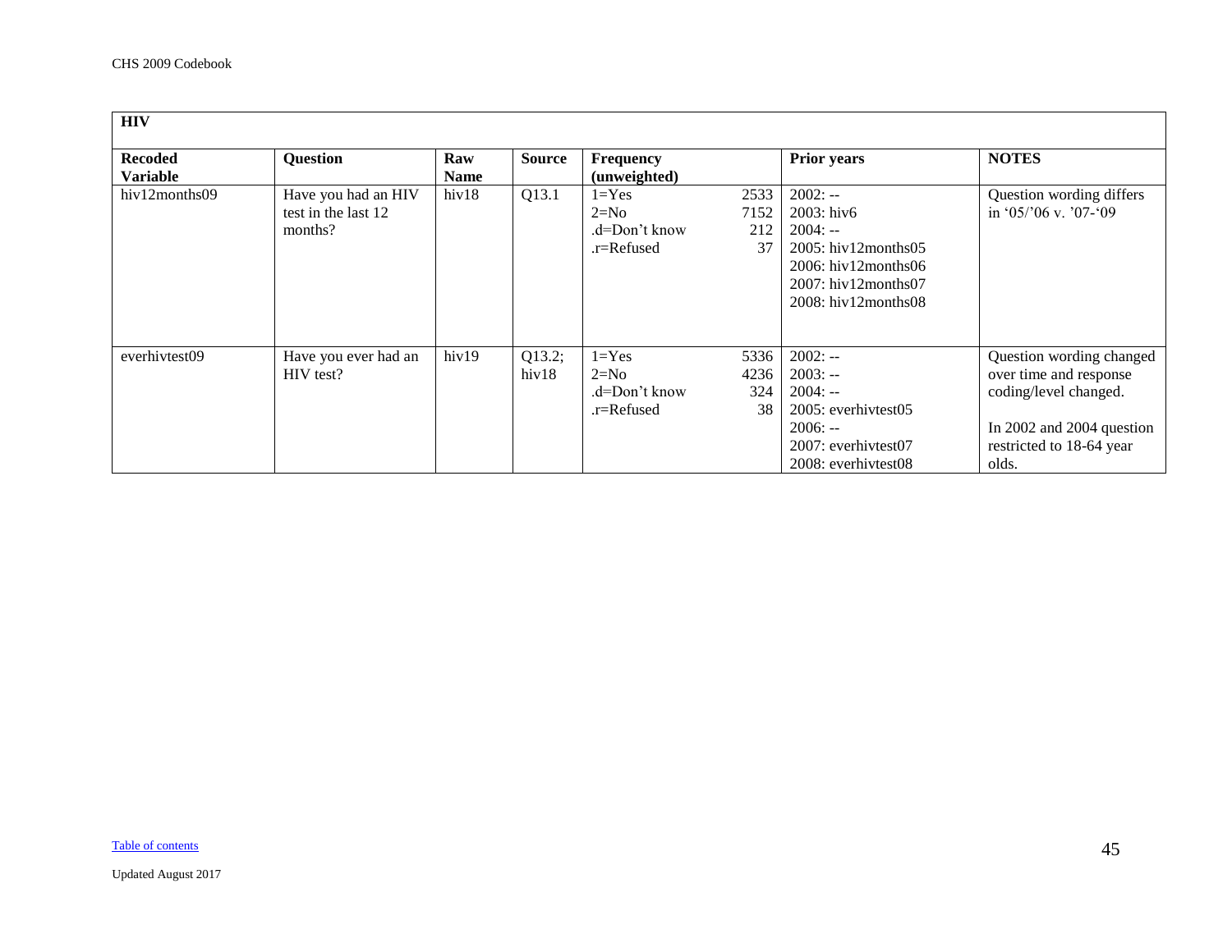| HIV | | | | | | |
|---|---|---|---|---|---|---|
| **Recoded Variable** | **Question** | **Raw Name** | **Source** | **Frequency (unweighted)** | **Prior years** | **NOTES** |
| hiv12months09 | Have you had an HIV test in the last 12 months? | hiv18 | Q13.1 | 1=Yes 2533<br>2=No 7152<br>.d=Don't know 212<br>.r=Refused 37 | 2002: --<br>2003: hiv6<br>2004: --<br>2005: hiv12months05<br>2006: hiv12months06<br>2007: hiv12months07<br>2008: hiv12months08 | Question wording differs in '05/'06 v. '07-'09 |
| everhivtest09 | Have you ever had an HIV test? | hiv19 | Q13.2; hiv18 | 1=Yes 5336<br>2=No 4236<br>.d=Don't know 324<br>.r=Refused 38 | 2002: --<br>2003: --<br>2004: --<br>2005: everhivtest05<br>2006: --<br>2007: everhivtest07<br>2008: everhivtest08 | Question wording changed over time and response coding/level changed.<br><br>In 2002 and 2004 question restricted to 18-64 year olds. |

Table of contents

Updated August 2017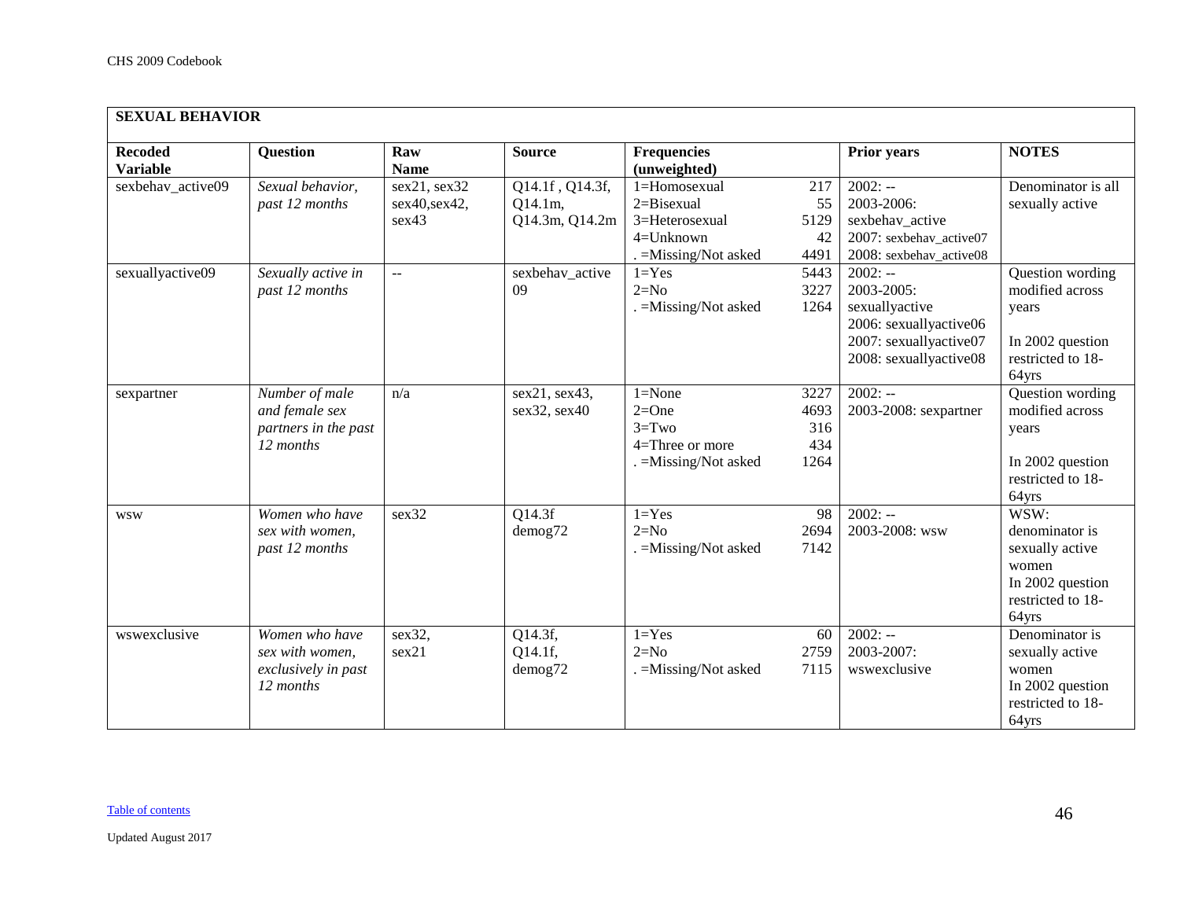| SEXUAL BEHAVIOR | | | | | | |
|---|---|---|---|---|---|---|
| **Recoded Variable** | **Question** | **Raw Name** | **Source** | **Frequencies (unweighted)** | **Prior years** | **NOTES** |
| sexbehav_active09 | *Sexual behavior, past 12 months* | sex21, sex32 sex40,sex42, sex43 | Q14.1f , Q14.3f, Q14.1m, Q14.3m, Q14.2m | 1=Homosexual 217<br>2=Bisexual 55<br>3=Heterosexual 5129<br>4=Unknown 42<br>. =Missing/Not asked 4491 | 2002: --<br>2003-2006: sexbehav_active<br>2007: sexbehav_active07<br>2008: sexbehav_active08 | Denominator is all sexually active |
| sexuallyactive09 | *Sexually active in past 12 months* | -- | sexbehav_active 09 | 1=Yes 5443<br>2=No 3227<br>. =Missing/Not asked 1264 | 2002: --<br>2003-2005: sexuallyactive<br>2006: sexuallyactive06<br>2007: sexuallyactive07<br>2008: sexuallyactive08 | Question wording modified across years<br><br>In 2002 question restricted to 18-64yrs |
| sexpartner | *Number of male and female sex partners in the past 12 months* | n/a | sex21, sex43, sex32, sex40 | 1=None 3227<br>2=One 4693<br>3=Two 316<br>4=Three or more 434<br>. =Missing/Not asked 1264 | 2002: --<br>2003-2008: sexpartner | Question wording modified across years<br><br>In 2002 question restricted to 18-64yrs |
| wsw | *Women who have sex with women, past 12 months* | sex32 | Q14.3f demog72 | 1=Yes 98<br>2=No 2694<br>. =Missing/Not asked 7142 | 2002: --<br>2003-2008: wsw | WSW: denominator is sexually active women<br>In 2002 question restricted to 18-64yrs |
| wswexclusive | *Women who have sex with women, exclusively in past 12 months* | sex32, sex21 | Q14.3f, Q14.1f, demog72 | 1=Yes 60<br>2=No 2759<br>. =Missing/Not asked 7115 | 2002: --<br>2003-2007: wswexclusive | Denominator is sexually active women<br>In 2002 question restricted to 18-64yrs |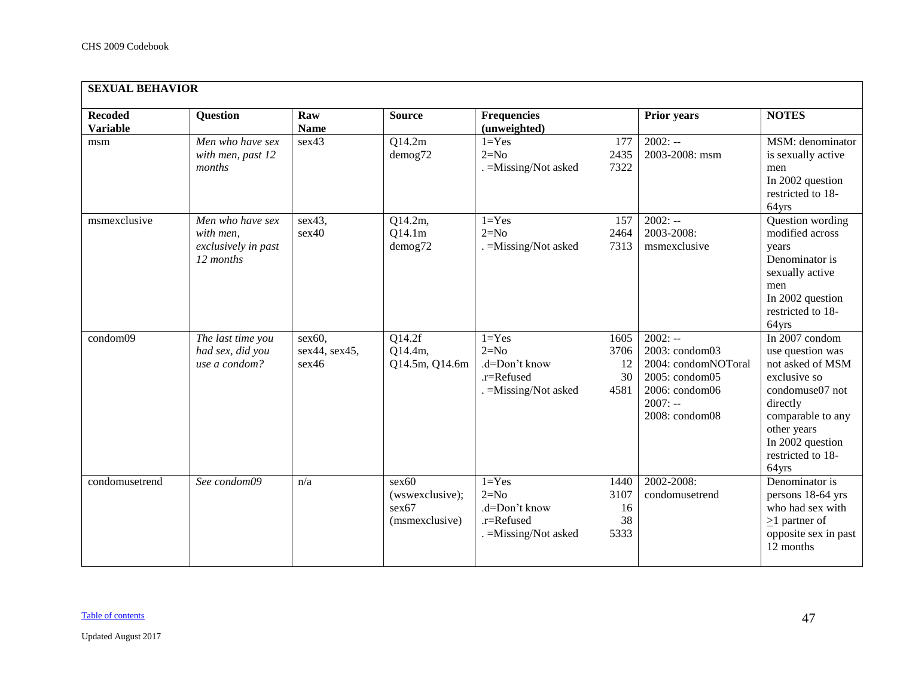## SEXUAL BEHAVIOR

| Recoded Variable | Question | Raw Name | Source | Frequencies (unweighted) | | Prior years | NOTES |
|---|---|---|---|---|---|---|---|
| msm | *Men who have sex with men, past 12 months* | sex43 | Q14.2m<br>demog72 | 1=Yes<br>2=No<br>. =Missing/Not asked | 177<br>2435<br>7322 | 2002: --<br>2003-2008: msm | MSM: denominator is sexually active men<br>In 2002 question restricted to 18-64yrs |
| msmexclusive | *Men who have sex with men, exclusively in past 12 months* | sex43,<br>sex40 | Q14.2m,<br>Q14.1m<br>demog72 | 1=Yes<br>2=No<br>. =Missing/Not asked | 157<br>2464<br>7313 | 2002: --<br>2003-2008: msmexclusive | Question wording modified across years<br>Denominator is sexually active men<br>In 2002 question restricted to 18-64yrs |
| condom09 | *The last time you had sex, did you use a condom?* | sex60,<br>sex44, sex45,<br>sex46 | Q14.2f<br>Q14.4m,<br>Q14.5m, Q14.6m | 1=Yes<br>2=No<br>.d=Don't know<br>.r=Refused<br>. =Missing/Not asked | 1605<br>3706<br>12<br>30<br>4581 | 2002: --<br>2003: condom03<br>2004: condomNOToral<br>2005: condom05<br>2006: condom06<br>2007: --<br>2008: condom08 | In 2007 condom use question was not asked of MSM exclusive so condomuse07 not directly comparable to any other years<br>In 2002 question restricted to 18-64yrs |
| condomusetrend | *See condom09* | n/a | sex60<br>(wswexclusive);<br>sex67<br>(msmexclusive) | 1=Yes<br>2=No<br>.d=Don't know<br>.r=Refused<br>. =Missing/Not asked | 1440<br>3107<br>16<br>38<br>5333 | 2002-2008: condomusetrend | Denominator is persons 18-64 yrs who had sex with $\geq$1 partner of opposite sex in past 12 months |

Table of contents

Updated August 2017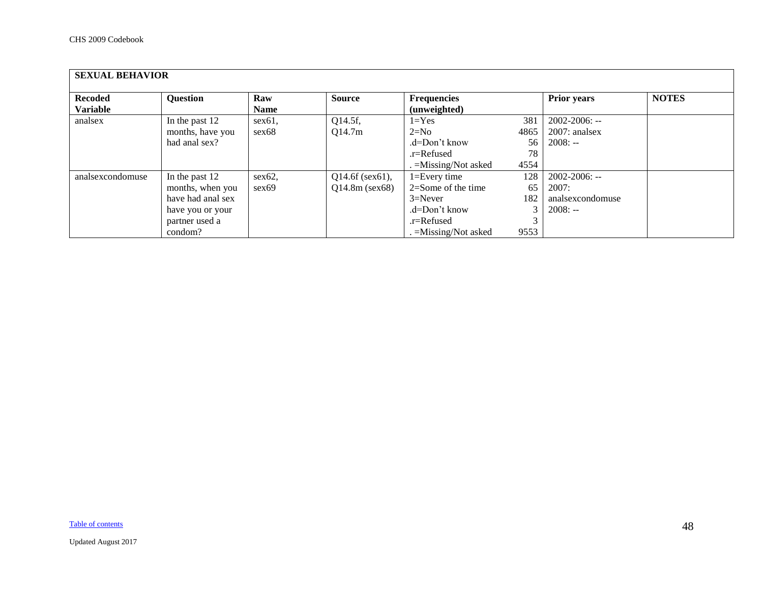## SEXUAL BEHAVIOR

| Recoded Variable | Question | Raw Name | Source | Frequencies (unweighted) | | Prior years | NOTES |
|---|---|---|---|---|---|---|---|
| analsex | In the past 12 months, have you had anal sex? | sex61, sex68 | Q14.5f, Q14.7m | 1=Yes<br>2=No<br>.d=Don't know<br>.r=Refused<br>. =Missing/Not asked | 381<br>4865<br>56<br>78<br>4554 | 2002-2006: --<br>2007: analsex<br>2008: -- | |
| analsexcondomuse | In the past 12 months, when you have had anal sex have you or your partner used a condom? | sex62, sex69 | Q14.6f (sex61), Q14.8m (sex68) | 1=Every time<br>2=Some of the time<br>3=Never<br>.d=Don't know<br>.r=Refused<br>. =Missing/Not asked | 128<br>65<br>182<br>3<br>3<br>9553 | 2002-2006: --<br>2007: analsexcondomuse<br>2008: -- | |

Table of contents

Updated August 2017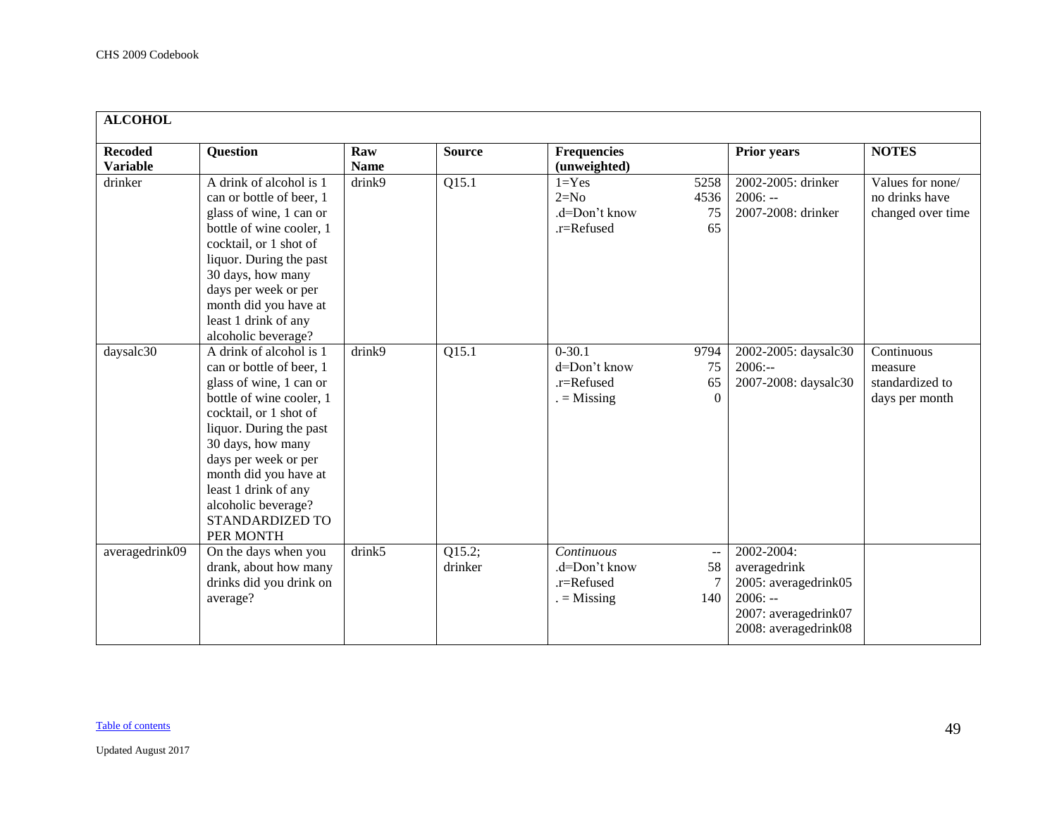| ALCOHOL | | | | | | |
|---|---|---|---|---|---|---|
| **Recoded Variable** | **Question** | **Raw Name** | **Source** | **Frequencies (unweighted)** | **Prior years** | **NOTES** |
| drinker | A drink of alcohol is 1 can or bottle of beer, 1 glass of wine, 1 can or bottle of wine cooler, 1 cocktail, or 1 shot of liquor. During the past 30 days, how many days per week or per month did you have at least 1 drink of any alcoholic beverage? | drink9 | Q15.1 | 1=Yes 5258<br>2=No 4536<br>.d=Don't know 75<br>.r=Refused 65 | 2002-2005: drinker<br>2006: --<br>2007-2008: drinker | Values for none/ no drinks have changed over time |
| daysalc30 | A drink of alcohol is 1 can or bottle of beer, 1 glass of wine, 1 can or bottle of wine cooler, 1 cocktail, or 1 shot of liquor. During the past 30 days, how many days per week or per month did you have at least 1 drink of any alcoholic beverage? STANDARDIZED TO PER MONTH | drink9 | Q15.1 | 0-30.1 9794<br>d=Don't know 75<br>.r=Refused 65<br>. = Missing 0 | 2002-2005: daysalc30<br>2006:--<br>2007-2008: daysalc30 | Continuous measure standardized to days per month |
| averagedrink09 | On the days when you drank, about how many drinks did you drink on average? | drink5 | Q15.2; drinker | *Continuous* --<br>.d=Don't know 58<br>.r=Refused 7<br>. = Missing 140 | 2002-2004: averagedrink<br>2005: averagedrink05<br>2006: --<br>2007: averagedrink07<br>2008: averagedrink08 | |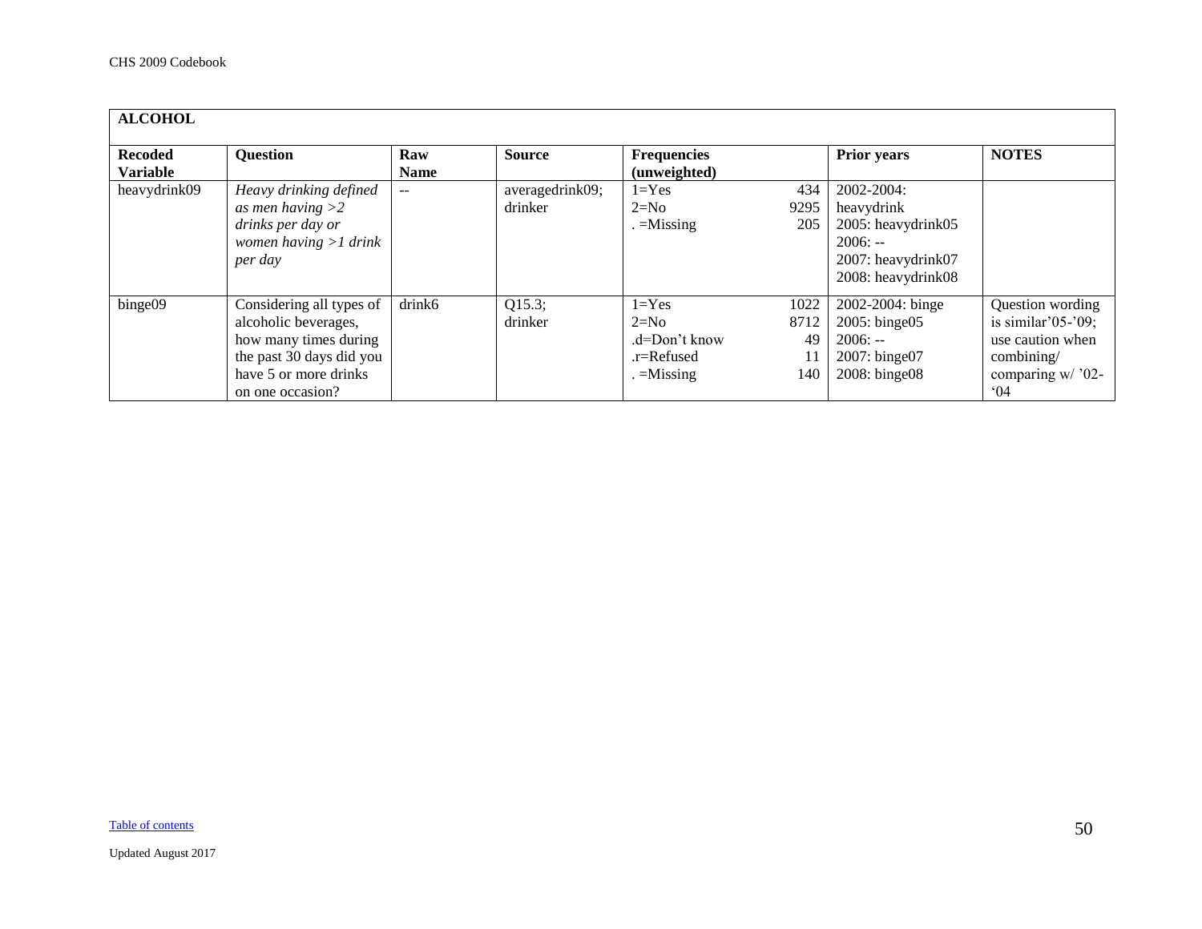| ALCOHOL | | | | | | |
|---|---|---|---|---|---|---|
| **Recoded Variable** | **Question** | **Raw Name** | **Source** | **Frequencies (unweighted)** | **Prior years** | **NOTES** |
| heavydrink09 | *Heavy drinking defined as men having >2 drinks per day or women having >1 drink per day* | -- | averagedrink09; drinker | 1=Yes 434<br>2=No 9295<br>. =Missing 205 | 2002-2004: heavydrink<br>2005: heavydrink05<br>2006: --<br>2007: heavydrink07<br>2008: heavydrink08 | |
| binge09 | Considering all types of alcoholic beverages, how many times during the past 30 days did you have 5 or more drinks on one occasion? | drink6 | Q15.3; drinker | 1=Yes 1022<br>2=No 8712<br>.d=Don't know 49<br>.r=Refused 11<br>. =Missing 140 | 2002-2004: binge<br>2005: binge05<br>2006: --<br>2007: binge07<br>2008: binge08 | Question wording is similar'05-'09; use caution when combining/ comparing w/ '02-'04 |

Table of contents

Updated August 2017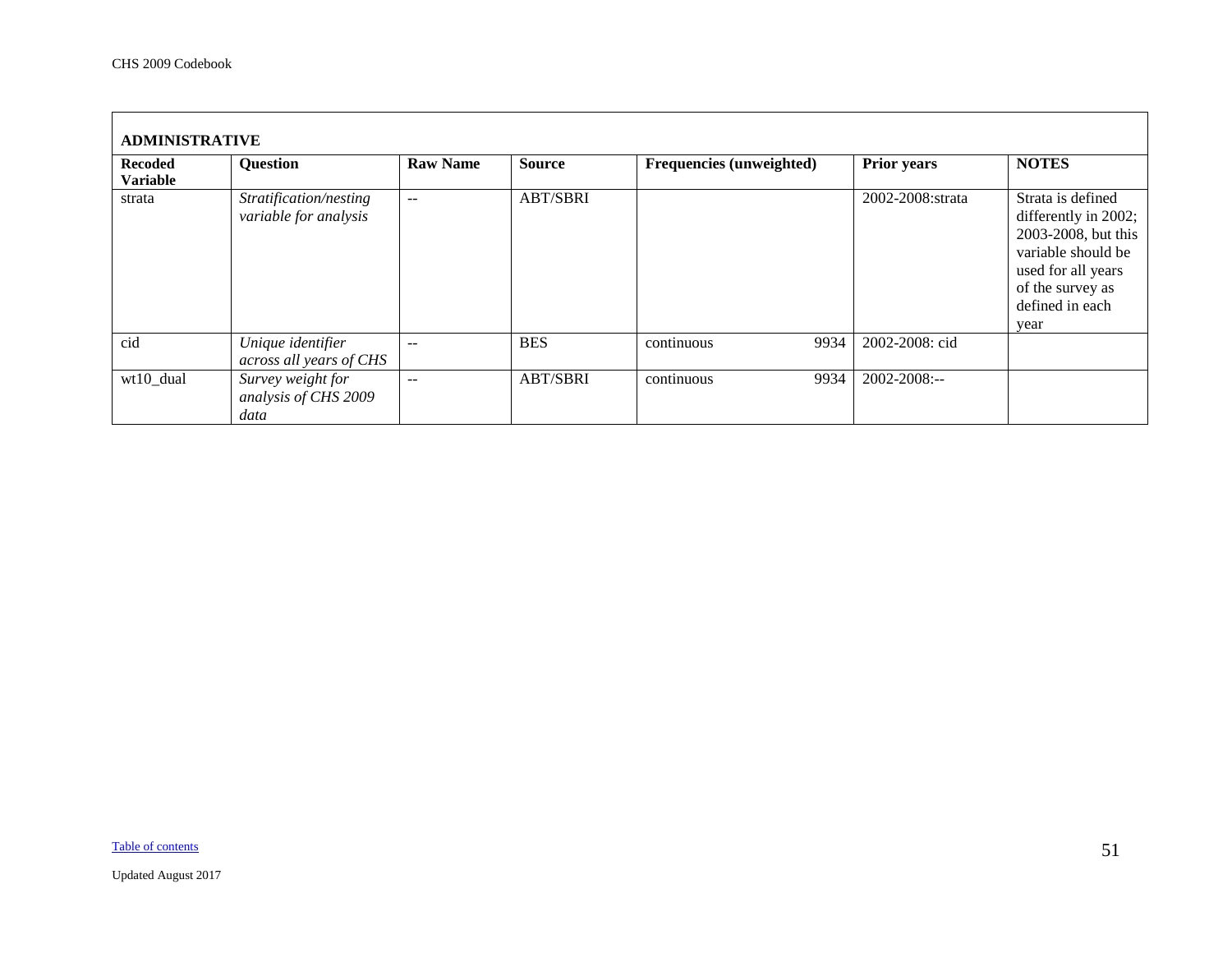| ADMINISTRATIVE | | | | | | |
|---|---|---|---|---|---|---|
| **Recoded Variable** | **Question** | **Raw Name** | **Source** | **Frequencies (unweighted)** | **Prior years** | **NOTES** |
| strata | *Stratification/nesting variable for analysis* | -- | ABT/SBRI | | 2002-2008:strata | Strata is defined differently in 2002; 2003-2008, but this variable should be used for all years of the survey as defined in each year |
| cid | *Unique identifier across all years of CHS* | -- | BES | continuous 9934 | 2002-2008: cid | |
| wt10_dual | *Survey weight for analysis of CHS 2009 data* | -- | ABT/SBRI | continuous 9934 | 2002-2008:-- | |

Table of contents

Updated August 2017